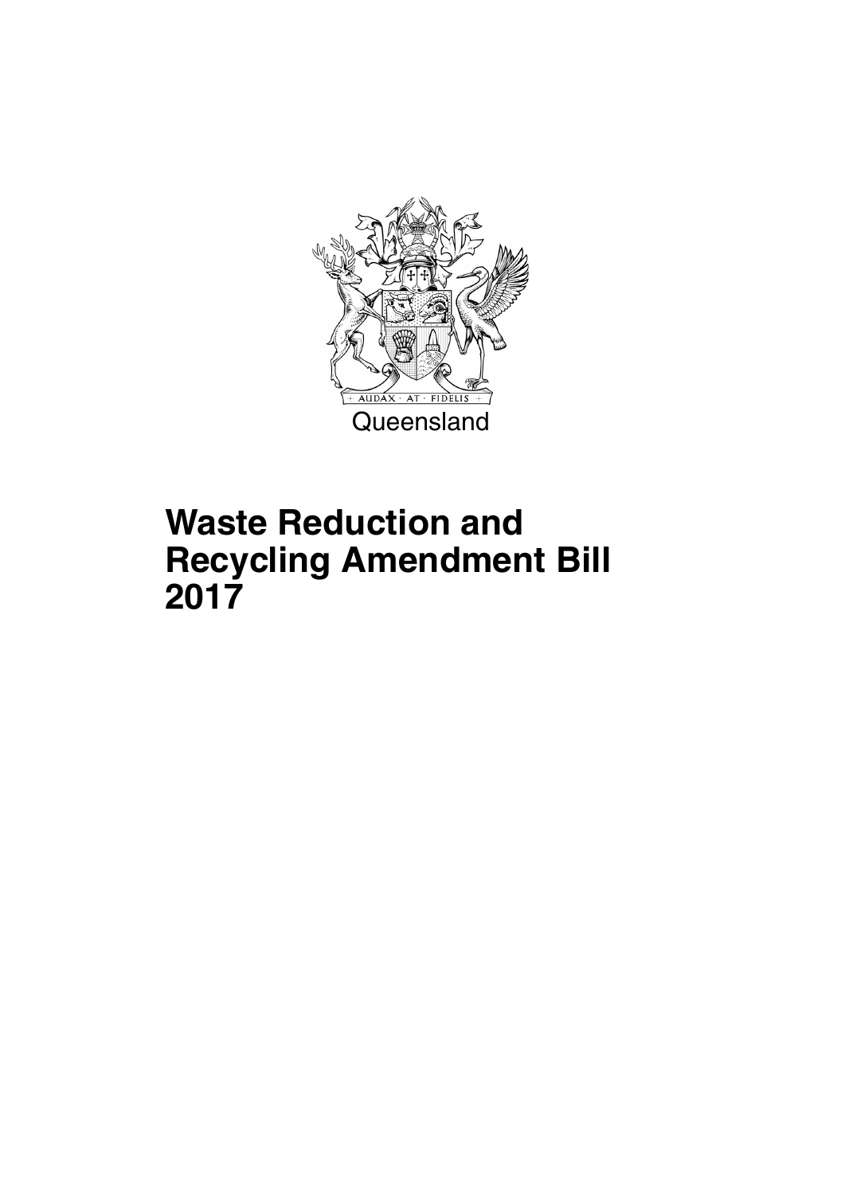Queensland

# Waste Reduction and Recycling Amendment Bill 2017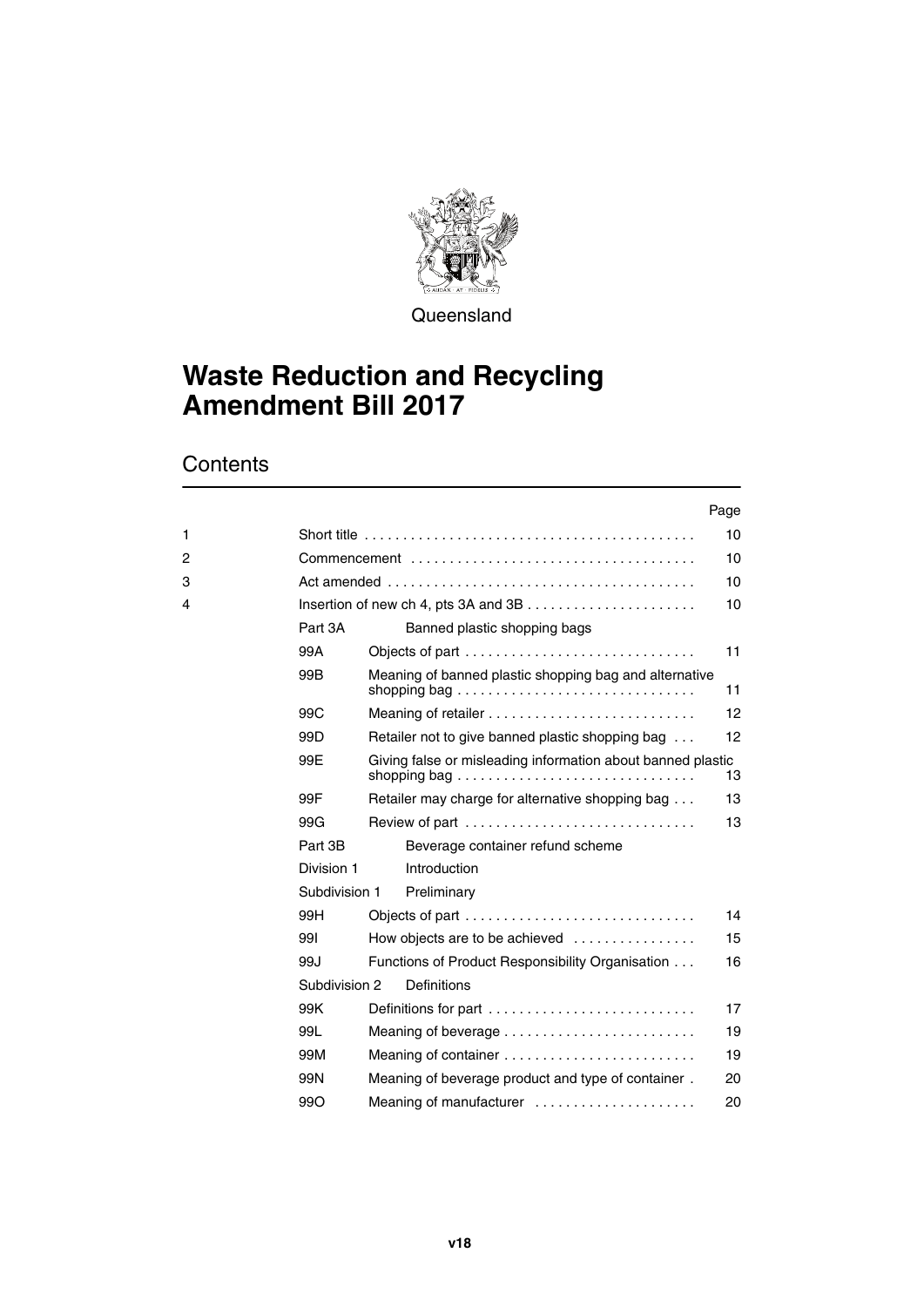Queensland

# Waste Reduction and Recycling Amendment Bill 2017

## Contents

| | | | Page |
|---|---|---|---|
| 1 | Short title | | 10 |
| 2 | Commencement | | 10 |
| 3 | Act amended | | 10 |
| 4 | Insertion of new ch 4, pts 3A and 3B | | 10 |
| | Part 3A | Banned plastic shopping bags | |
| | 99A | Objects of part | 11 |
| | 99B | Meaning of banned plastic shopping bag and alternative shopping bag | 11 |
| | 99C | Meaning of retailer | 12 |
| | 99D | Retailer not to give banned plastic shopping bag | 12 |
| | 99E | Giving false or misleading information about banned plastic shopping bag | 13 |
| | 99F | Retailer may charge for alternative shopping bag | 13 |
| | 99G | Review of part | 13 |
| | Part 3B | Beverage container refund scheme | |
| | Division 1 | Introduction | |
| | Subdivision 1 | Preliminary | |
| | 99H | Objects of part | 14 |
| | 99I | How objects are to be achieved | 15 |
| | 99J | Functions of Product Responsibility Organisation | 16 |
| | Subdivision 2 | Definitions | |
| | 99K | Definitions for part | 17 |
| | 99L | Meaning of beverage | 19 |
| | 99M | Meaning of container | 19 |
| | 99N | Meaning of beverage product and type of container | 20 |
| | 99O | Meaning of manufacturer | 20 |

v18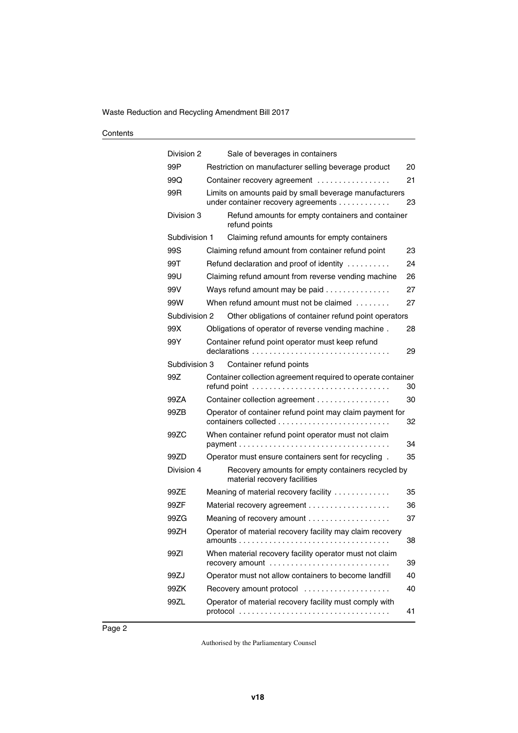| | | |
|---|---|---|
| Division 2 | Sale of beverages in containers | |
| 99P | Restriction on manufacturer selling beverage product | 20 |
| 99Q | Container recovery agreement | 21 |
| 99R | Limits on amounts paid by small beverage manufacturers under container recovery agreements | 23 |
| Division 3 | Refund amounts for empty containers and container refund points | |
| Subdivision 1 | Claiming refund amounts for empty containers | |
| 99S | Claiming refund amount from container refund point | 23 |
| 99T | Refund declaration and proof of identity | 24 |
| 99U | Claiming refund amount from reverse vending machine | 26 |
| 99V | Ways refund amount may be paid | 27 |
| 99W | When refund amount must not be claimed | 27 |
| Subdivision 2 | Other obligations of container refund point operators | |
| 99X | Obligations of operator of reverse vending machine | 28 |
| 99Y | Container refund point operator must keep refund declarations | 29 |
| Subdivision 3 | Container refund points | |
| 99Z | Container collection agreement required to operate container refund point | 30 |
| 99ZA | Container collection agreement | 30 |
| 99ZB | Operator of container refund point may claim payment for containers collected | 32 |
| 99ZC | When container refund point operator must not claim payment | 34 |
| 99ZD | Operator must ensure containers sent for recycling | 35 |
| Division 4 | Recovery amounts for empty containers recycled by material recovery facilities | |
| 99ZE | Meaning of material recovery facility | 35 |
| 99ZF | Material recovery agreement | 36 |
| 99ZG | Meaning of recovery amount | 37 |
| 99ZH | Operator of material recovery facility may claim recovery amounts | 38 |
| 99ZI | When material recovery facility operator must not claim recovery amount | 39 |
| 99ZJ | Operator must not allow containers to become landfill | 40 |
| 99ZK | Recovery amount protocol | 40 |
| 99ZL | Operator of material recovery facility must comply with protocol | 41 |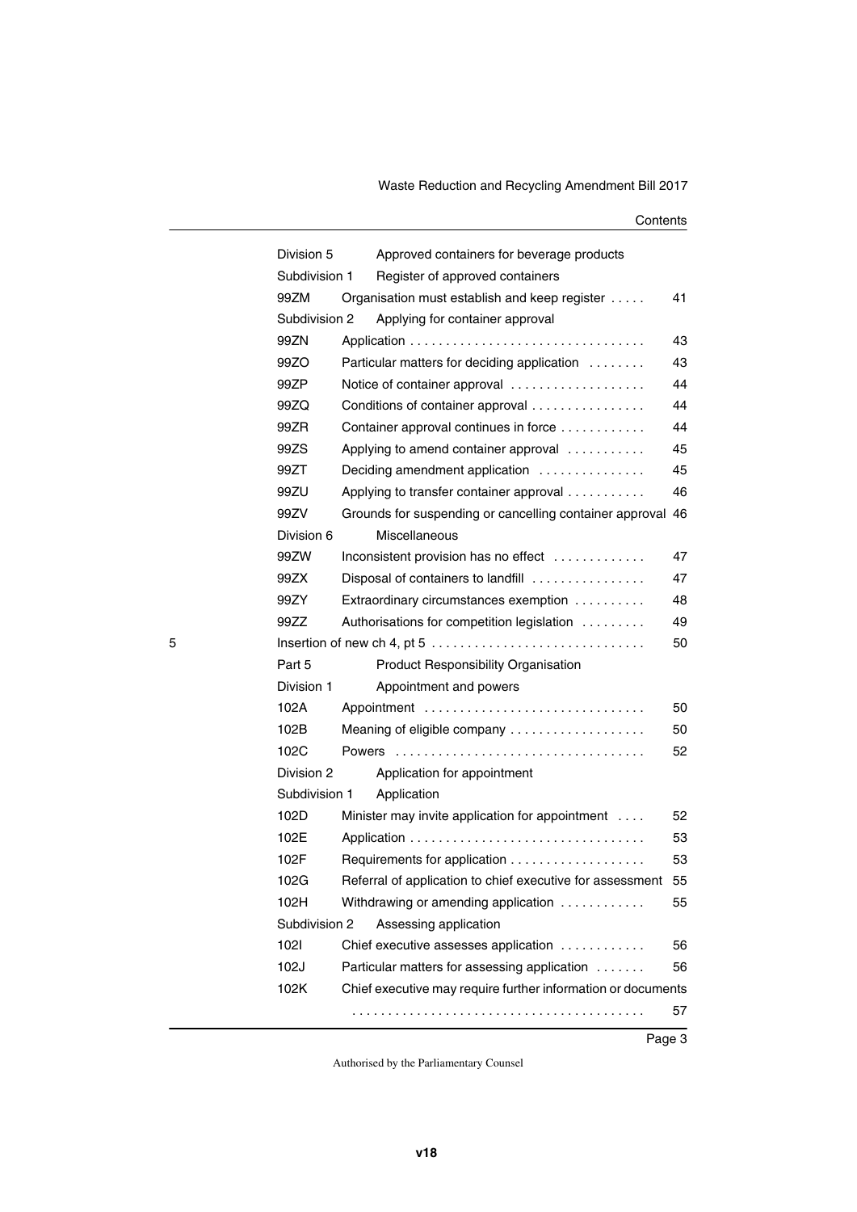| | | |
|---|---|---|
| Division 5 | Approved containers for beverage products | |
| Subdivision 1 | Register of approved containers | |
| 99ZM | Organisation must establish and keep register | 41 |
| Subdivision 2 | Applying for container approval | |
| 99ZN | Application | 43 |
| 99ZO | Particular matters for deciding application | 43 |
| 99ZP | Notice of container approval | 44 |
| 99ZQ | Conditions of container approval | 44 |
| 99ZR | Container approval continues in force | 44 |
| 99ZS | Applying to amend container approval | 45 |
| 99ZT | Deciding amendment application | 45 |
| 99ZU | Applying to transfer container approval | 46 |
| 99ZV | Grounds for suspending or cancelling container approval | 46 |
| Division 6 | Miscellaneous | |
| 99ZW | Inconsistent provision has no effect | 47 |
| 99ZX | Disposal of containers to landfill | 47 |
| 99ZY | Extraordinary circumstances exemption | 48 |
| 99ZZ | Authorisations for competition legislation | 49 |
| 5 | Insertion of new ch 4, pt 5 | 50 |
| Part 5 | Product Responsibility Organisation | |
| Division 1 | Appointment and powers | |
| 102A | Appointment | 50 |
| 102B | Meaning of eligible company | 50 |
| 102C | Powers | 52 |
| Division 2 | Application for appointment | |
| Subdivision 1 | Application | |
| 102D | Minister may invite application for appointment | 52 |
| 102E | Application | 53 |
| 102F | Requirements for application | 53 |
| 102G | Referral of application to chief executive for assessment | 55 |
| 102H | Withdrawing or amending application | 55 |
| Subdivision 2 | Assessing application | |
| 102I | Chief executive assesses application | 56 |
| 102J | Particular matters for assessing application | 56 |
| 102K | Chief executive may require further information or documents | 57 |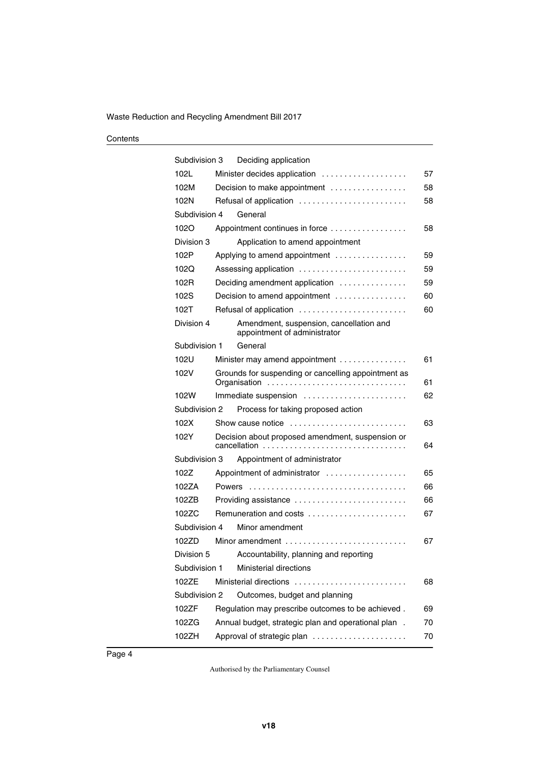| | | |
|---|---|---|
| Subdivision 3 | Deciding application | |
| 102L | Minister decides application | 57 |
| 102M | Decision to make appointment | 58 |
| 102N | Refusal of application | 58 |
| Subdivision 4 | General | |
| 102O | Appointment continues in force | 58 |
| Division 3 | Application to amend appointment | |
| 102P | Applying to amend appointment | 59 |
| 102Q | Assessing application | 59 |
| 102R | Deciding amendment application | 59 |
| 102S | Decision to amend appointment | 60 |
| 102T | Refusal of application | 60 |
| Division 4 | Amendment, suspension, cancellation and appointment of administrator | |
| Subdivision 1 | General | |
| 102U | Minister may amend appointment | 61 |
| 102V | Grounds for suspending or cancelling appointment as Organisation | 61 |
| 102W | Immediate suspension | 62 |
| Subdivision 2 | Process for taking proposed action | |
| 102X | Show cause notice | 63 |
| 102Y | Decision about proposed amendment, suspension or cancellation | 64 |
| Subdivision 3 | Appointment of administrator | |
| 102Z | Appointment of administrator | 65 |
| 102ZA | Powers | 66 |
| 102ZB | Providing assistance | 66 |
| 102ZC | Remuneration and costs | 67 |
| Subdivision 4 | Minor amendment | |
| 102ZD | Minor amendment | 67 |
| Division 5 | Accountability, planning and reporting | |
| Subdivision 1 | Ministerial directions | |
| 102ZE | Ministerial directions | 68 |
| Subdivision 2 | Outcomes, budget and planning | |
| 102ZF | Regulation may prescribe outcomes to be achieved | 69 |
| 102ZG | Annual budget, strategic plan and operational plan | 70 |
| 102ZH | Approval of strategic plan | 70 |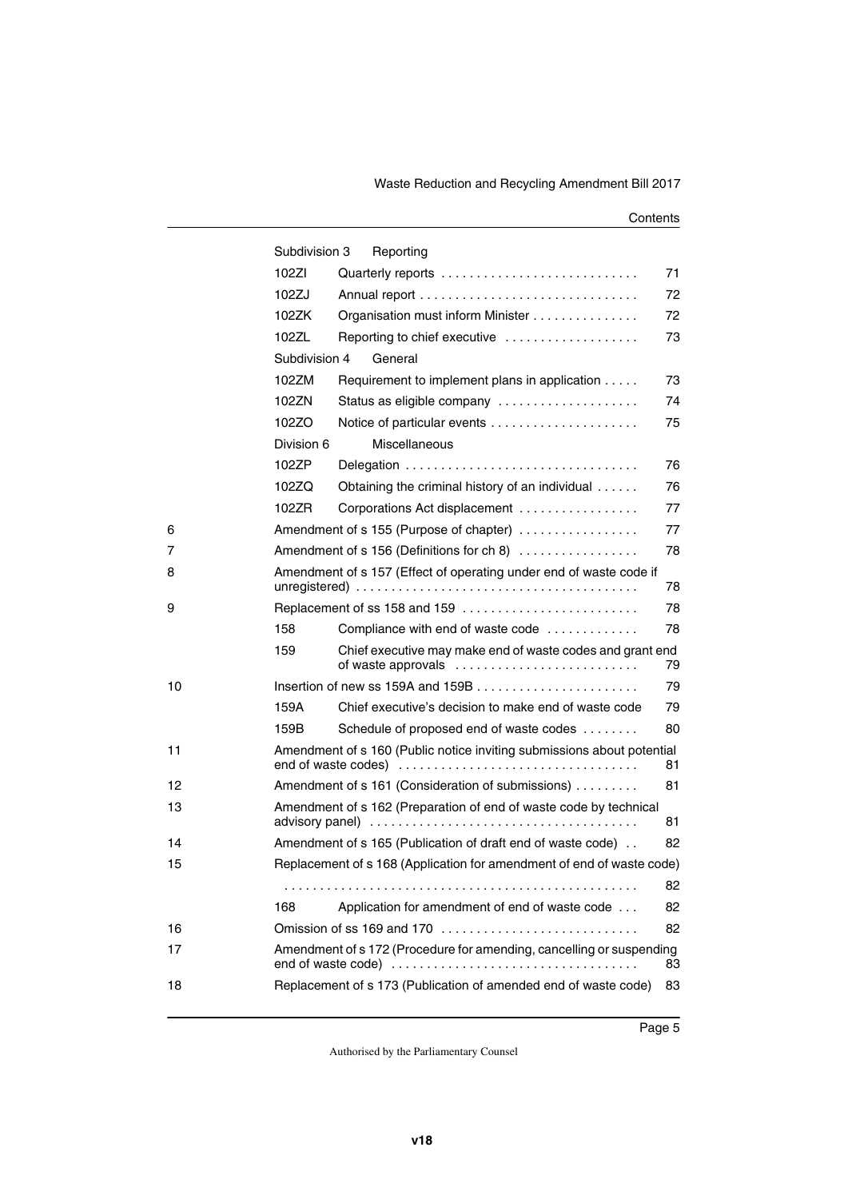| | | | |
|---|---|---|---|
| | Subdivision 3 | Reporting | |
| | 102ZI | Quarterly reports | 71 |
| | 102ZJ | Annual report | 72 |
| | 102ZK | Organisation must inform Minister | 72 |
| | 102ZL | Reporting to chief executive | 73 |
| | Subdivision 4 | General | |
| | 102ZM | Requirement to implement plans in application | 73 |
| | 102ZN | Status as eligible company | 74 |
| | 102ZO | Notice of particular events | 75 |
| | Division 6 | Miscellaneous | |
| | 102ZP | Delegation | 76 |
| | 102ZQ | Obtaining the criminal history of an individual | 76 |
| | 102ZR | Corporations Act displacement | 77 |
| 6 | Amendment of s 155 (Purpose of chapter) | | 77 |
| 7 | Amendment of s 156 (Definitions for ch 8) | | 78 |
| 8 | Amendment of s 157 (Effect of operating under end of waste code if unregistered) | | 78 |
| 9 | Replacement of ss 158 and 159 | | 78 |
| | 158 | Compliance with end of waste code | 78 |
| | 159 | Chief executive may make end of waste codes and grant end of waste approvals | 79 |
| 10 | Insertion of new ss 159A and 159B | | 79 |
| | 159A | Chief executive's decision to make end of waste code | 79 |
| | 159B | Schedule of proposed end of waste codes | 80 |
| 11 | Amendment of s 160 (Public notice inviting submissions about potential end of waste codes) | | 81 |
| 12 | Amendment of s 161 (Consideration of submissions) | | 81 |
| 13 | Amendment of s 162 (Preparation of end of waste code by technical advisory panel) | | 81 |
| 14 | Amendment of s 165 (Publication of draft end of waste code) | | 82 |
| 15 | Replacement of s 168 (Application for amendment of end of waste code) | | 82 |
| | 168 | Application for amendment of end of waste code | 82 |
| 16 | Omission of ss 169 and 170 | | 82 |
| 17 | Amendment of s 172 (Procedure for amending, cancelling or suspending end of waste code) | | 83 |
| 18 | Replacement of s 173 (Publication of amended end of waste code) | | 83 |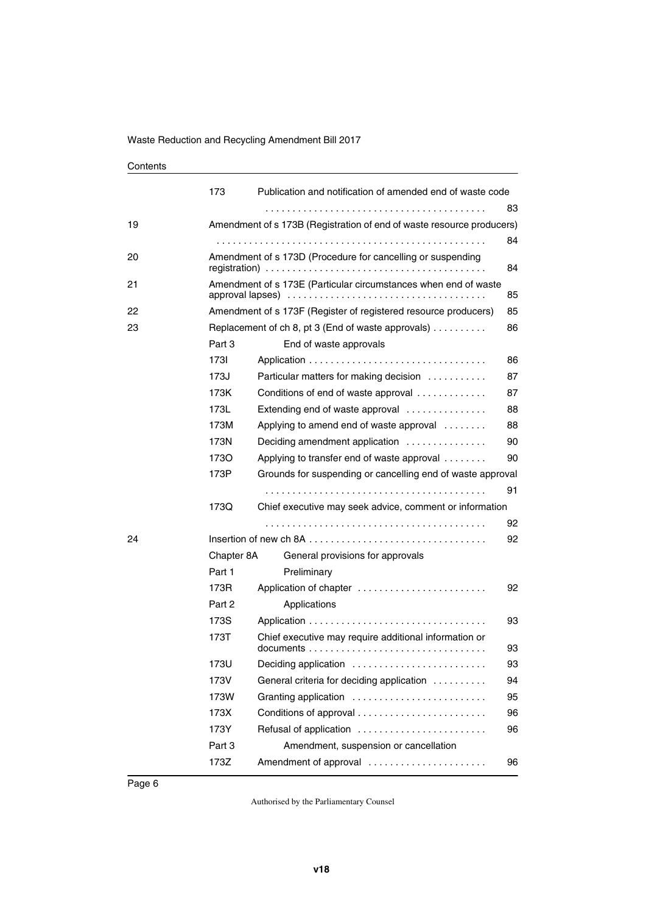| | | | |
|---|---|---|---|
| | 173 | Publication and notification of amended end of waste code | 83 |
| 19 | Amendment of s 173B (Registration of end of waste resource producers) | | 84 |
| 20 | Amendment of s 173D (Procedure for cancelling or suspending registration) | | 84 |
| 21 | Amendment of s 173E (Particular circumstances when end of waste approval lapses) | | 85 |
| 22 | Amendment of s 173F (Register of registered resource producers) | | 85 |
| 23 | Replacement of ch 8, pt 3 (End of waste approvals) | | 86 |
| | Part 3 | End of waste approvals | |
| | 173I | Application | 86 |
| | 173J | Particular matters for making decision | 87 |
| | 173K | Conditions of end of waste approval | 87 |
| | 173L | Extending end of waste approval | 88 |
| | 173M | Applying to amend end of waste approval | 88 |
| | 173N | Deciding amendment application | 90 |
| | 173O | Applying to transfer end of waste approval | 90 |
| | 173P | Grounds for suspending or cancelling end of waste approval | 91 |
| | 173Q | Chief executive may seek advice, comment or information | 92 |
| 24 | Insertion of new ch 8A | | 92 |
| | Chapter 8A | General provisions for approvals | |
| | Part 1 | Preliminary | |
| | 173R | Application of chapter | 92 |
| | Part 2 | Applications | |
| | 173S | Application | 93 |
| | 173T | Chief executive may require additional information or documents | 93 |
| | 173U | Deciding application | 93 |
| | 173V | General criteria for deciding application | 94 |
| | 173W | Granting application | 95 |
| | 173X | Conditions of approval | 96 |
| | 173Y | Refusal of application | 96 |
| | Part 3 | Amendment, suspension or cancellation | |
| | 173Z | Amendment of approval | 96 |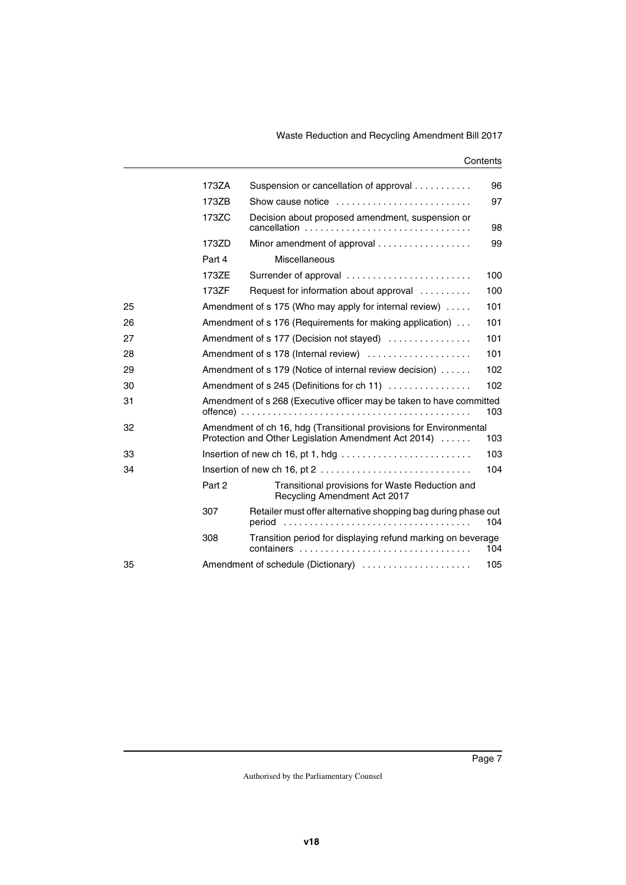| | | | |
|---|---|---|---|
| | 173ZA | Suspension or cancellation of approval | 96 |
| | 173ZB | Show cause notice | 97 |
| | 173ZC | Decision about proposed amendment, suspension or cancellation | 98 |
| | 173ZD | Minor amendment of approval | 99 |
| | Part 4 | Miscellaneous | |
| | 173ZE | Surrender of approval | 100 |
| | 173ZF | Request for information about approval | 100 |
| 25 | Amendment of s 175 (Who may apply for internal review) | | 101 |
| 26 | Amendment of s 176 (Requirements for making application) | | 101 |
| 27 | Amendment of s 177 (Decision not stayed) | | 101 |
| 28 | Amendment of s 178 (Internal review) | | 101 |
| 29 | Amendment of s 179 (Notice of internal review decision) | | 102 |
| 30 | Amendment of s 245 (Definitions for ch 11) | | 102 |
| 31 | Amendment of s 268 (Executive officer may be taken to have committed offence) | | 103 |
| 32 | Amendment of ch 16, hdg (Transitional provisions for Environmental Protection and Other Legislation Amendment Act 2014) | | 103 |
| 33 | Insertion of new ch 16, pt 1, hdg | | 103 |
| 34 | Insertion of new ch 16, pt 2 | | 104 |
| | Part 2 | Transitional provisions for Waste Reduction and Recycling Amendment Act 2017 | |
| | 307 | Retailer must offer alternative shopping bag during phase out period | 104 |
| | 308 | Transition period for displaying refund marking on beverage containers | 104 |
| 35 | Amendment of schedule (Dictionary) | | 105 |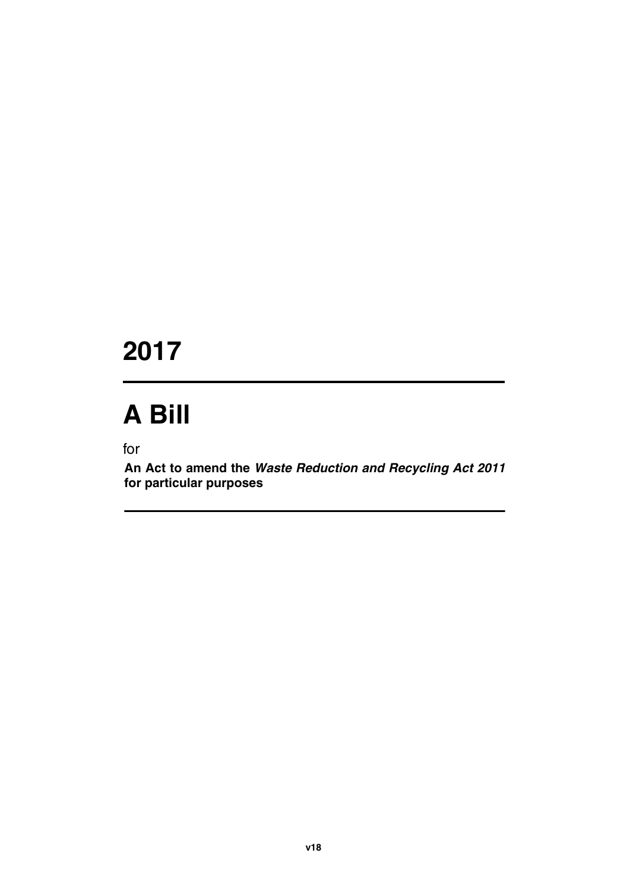# 2017

# A Bill

for

**An Act to amend the *Waste Reduction and Recycling Act 2011* for particular purposes**

v18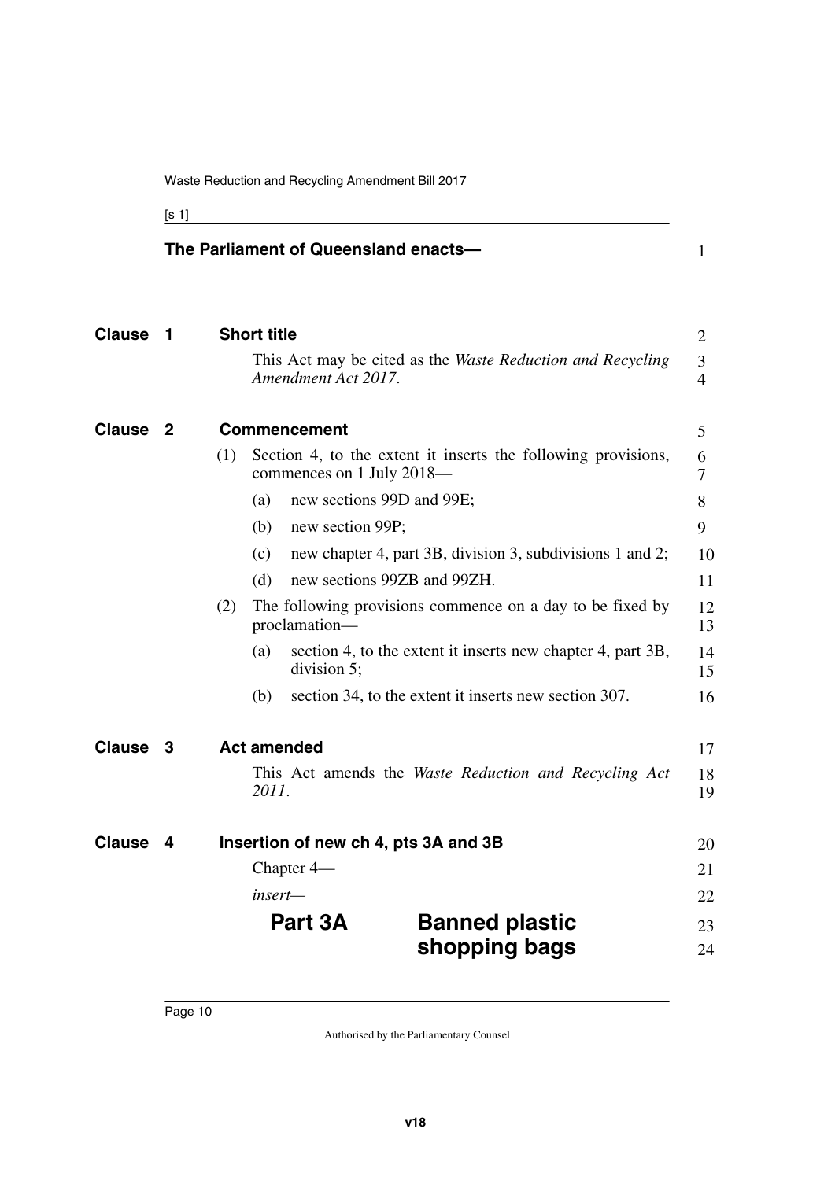**The Parliament of Queensland enacts—**

## Clause 1 Short title

This Act may be cited as the *Waste Reduction and Recycling Amendment Act 2017*.

## Clause 2 Commencement

(1) Section 4, to the extent it inserts the following provisions, commences on 1 July 2018—

(a) new sections 99D and 99E;

(b) new section 99P;

(c) new chapter 4, part 3B, division 3, subdivisions 1 and 2;

(d) new sections 99ZB and 99ZH.

(2) The following provisions commence on a day to be fixed by proclamation—

(a) section 4, to the extent it inserts new chapter 4, part 3B, division 5;

(b) section 34, to the extent it inserts new section 307.

## Clause 3 Act amended

This Act amends the *Waste Reduction and Recycling Act 2011*.

## Clause 4 Insertion of new ch 4, pts 3A and 3B

Chapter 4—

*insert—*

# Part 3A Banned plastic shopping bags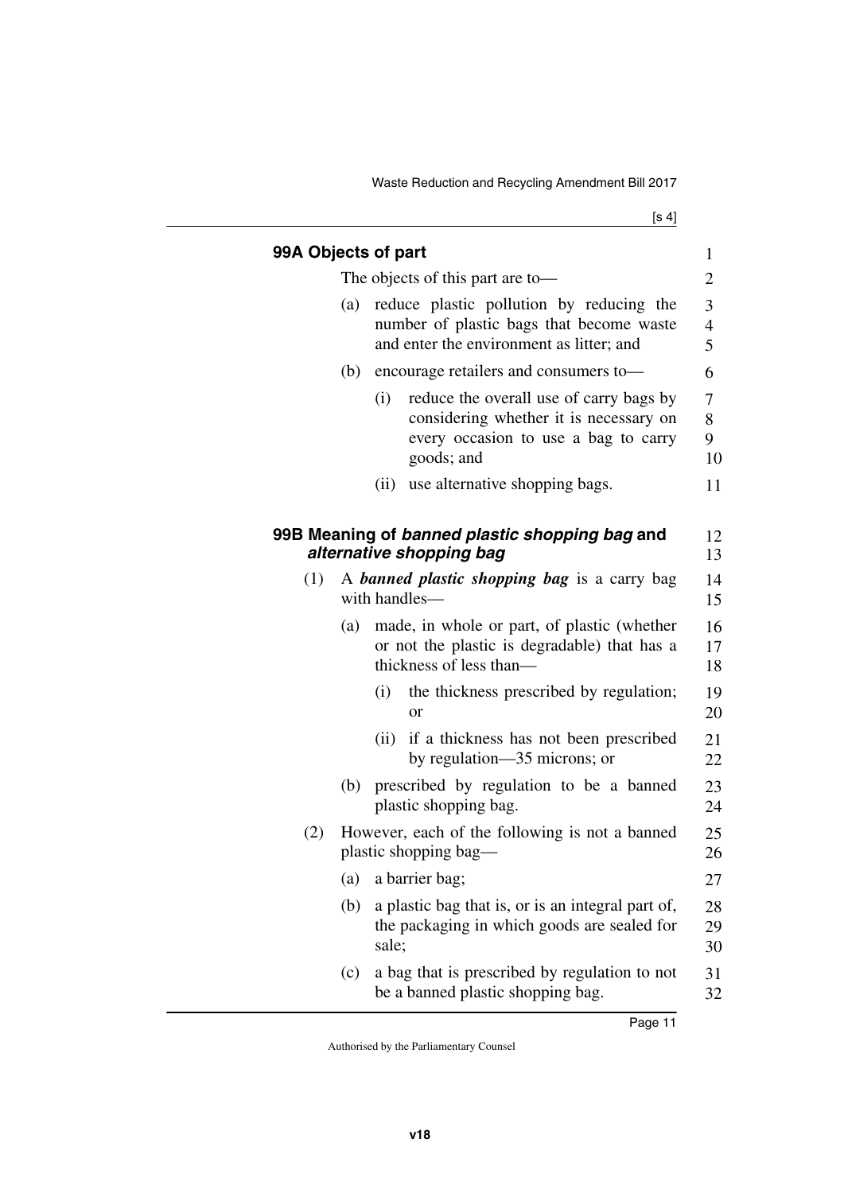### 99A Objects of part

The objects of this part are to—

(a) reduce plastic pollution by reducing the number of plastic bags that become waste and enter the environment as litter; and

(b) encourage retailers and consumers to—

(i) reduce the overall use of carry bags by considering whether it is necessary on every occasion to use a bag to carry goods; and

(ii) use alternative shopping bags.

### 99B Meaning of *banned plastic shopping bag* and *alternative shopping bag*

(1) A ***banned plastic shopping bag*** is a carry bag with handles—

(a) made, in whole or part, of plastic (whether or not the plastic is degradable) that has a thickness of less than—

(i) the thickness prescribed by regulation; or

(ii) if a thickness has not been prescribed by regulation—35 microns; or

(b) prescribed by regulation to be a banned plastic shopping bag.

(2) However, each of the following is not a banned plastic shopping bag—

(a) a barrier bag;

(b) a plastic bag that is, or is an integral part of, the packaging in which goods are sealed for sale;

(c) a bag that is prescribed by regulation to not be a banned plastic shopping bag.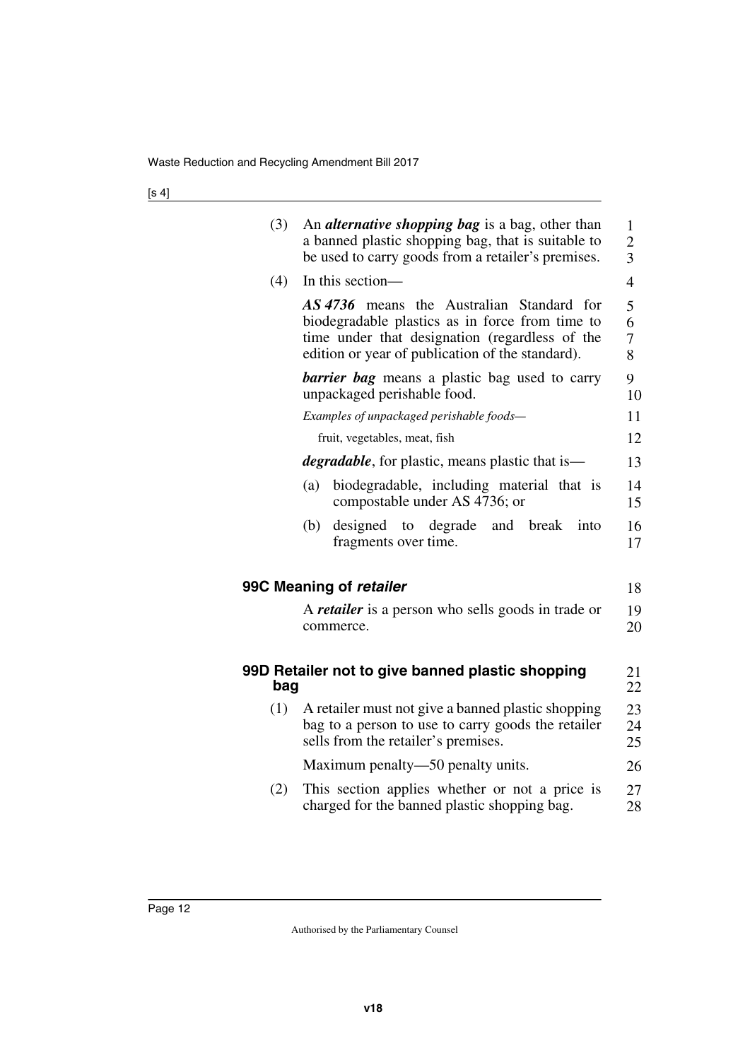(3) An ***alternative shopping bag*** is a bag, other than a banned plastic shopping bag, that is suitable to be used to carry goods from a retailer's premises.

(4) In this section—

***AS 4736*** means the Australian Standard for biodegradable plastics as in force from time to time under that designation (regardless of the edition or year of publication of the standard).

***barrier bag*** means a plastic bag used to carry unpackaged perishable food.

*Examples of unpackaged perishable foods—*

fruit, vegetables, meat, fish

***degradable***, for plastic, means plastic that is—

(a) biodegradable, including material that is compostable under AS 4736; or

(b) designed to degrade and break into fragments over time.

## 99C Meaning of *retailer*

A ***retailer*** is a person who sells goods in trade or commerce.

## 99D Retailer not to give banned plastic shopping bag

(1) A retailer must not give a banned plastic shopping bag to a person to use to carry goods the retailer sells from the retailer's premises.

Maximum penalty—50 penalty units.

(2) This section applies whether or not a price is charged for the banned plastic shopping bag.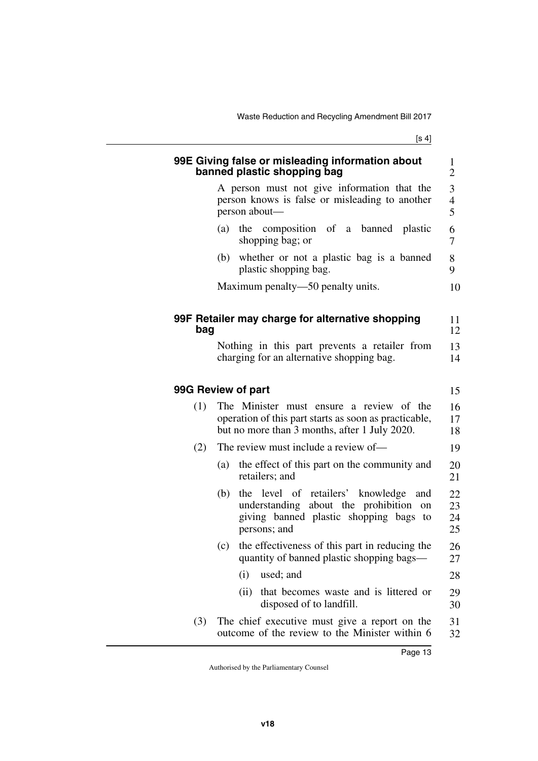### 99E Giving false or misleading information about banned plastic shopping bag

A person must not give information that the person knows is false or misleading to another person about—

(a) the composition of a banned plastic shopping bag; or

(b) whether or not a plastic bag is a banned plastic shopping bag.

Maximum penalty—50 penalty units.

### 99F Retailer may charge for alternative shopping bag

Nothing in this part prevents a retailer from charging for an alternative shopping bag.

### 99G Review of part

(1) The Minister must ensure a review of the operation of this part starts as soon as practicable, but no more than 3 months, after 1 July 2020.

(2) The review must include a review of—

(a) the effect of this part on the community and retailers; and

(b) the level of retailers' knowledge and understanding about the prohibition on giving banned plastic shopping bags to persons; and

(c) the effectiveness of this part in reducing the quantity of banned plastic shopping bags—

(i) used; and

(ii) that becomes waste and is littered or disposed of to landfill.

(3) The chief executive must give a report on the outcome of the review to the Minister within 6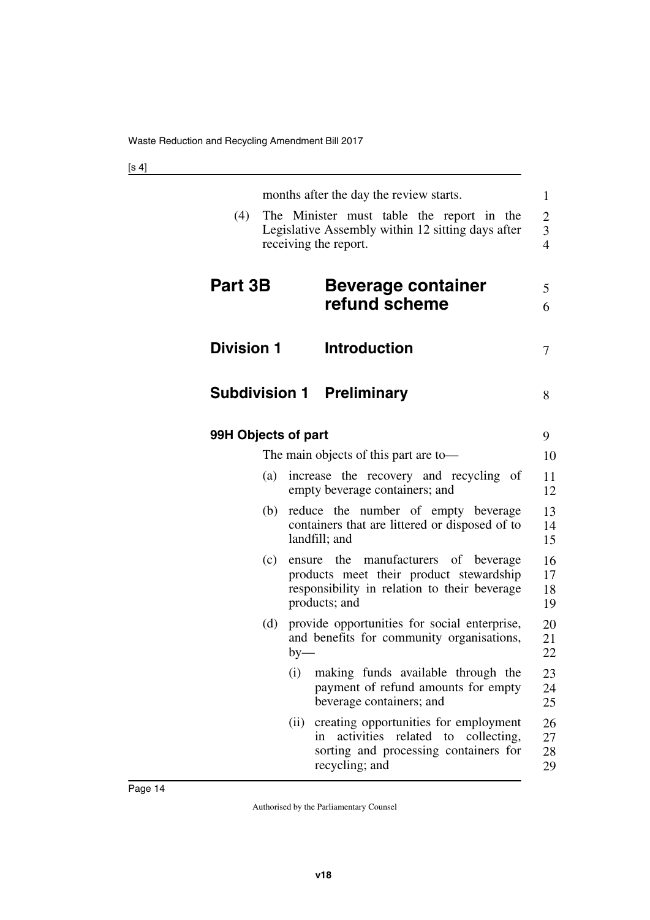months after the day the review starts.

(4) The Minister must table the report in the Legislative Assembly within 12 sitting days after receiving the report.

# Part 3B Beverage container refund scheme

## Division 1 Introduction

### Subdivision 1 Preliminary

#### 99H Objects of part

The main objects of this part are to—

(a) increase the recovery and recycling of empty beverage containers; and

(b) reduce the number of empty beverage containers that are littered or disposed of to landfill; and

(c) ensure the manufacturers of beverage products meet their product stewardship responsibility in relation to their beverage products; and

(d) provide opportunities for social enterprise, and benefits for community organisations, by—

(i) making funds available through the payment of refund amounts for empty beverage containers; and

(ii) creating opportunities for employment in activities related to collecting, sorting and processing containers for recycling; and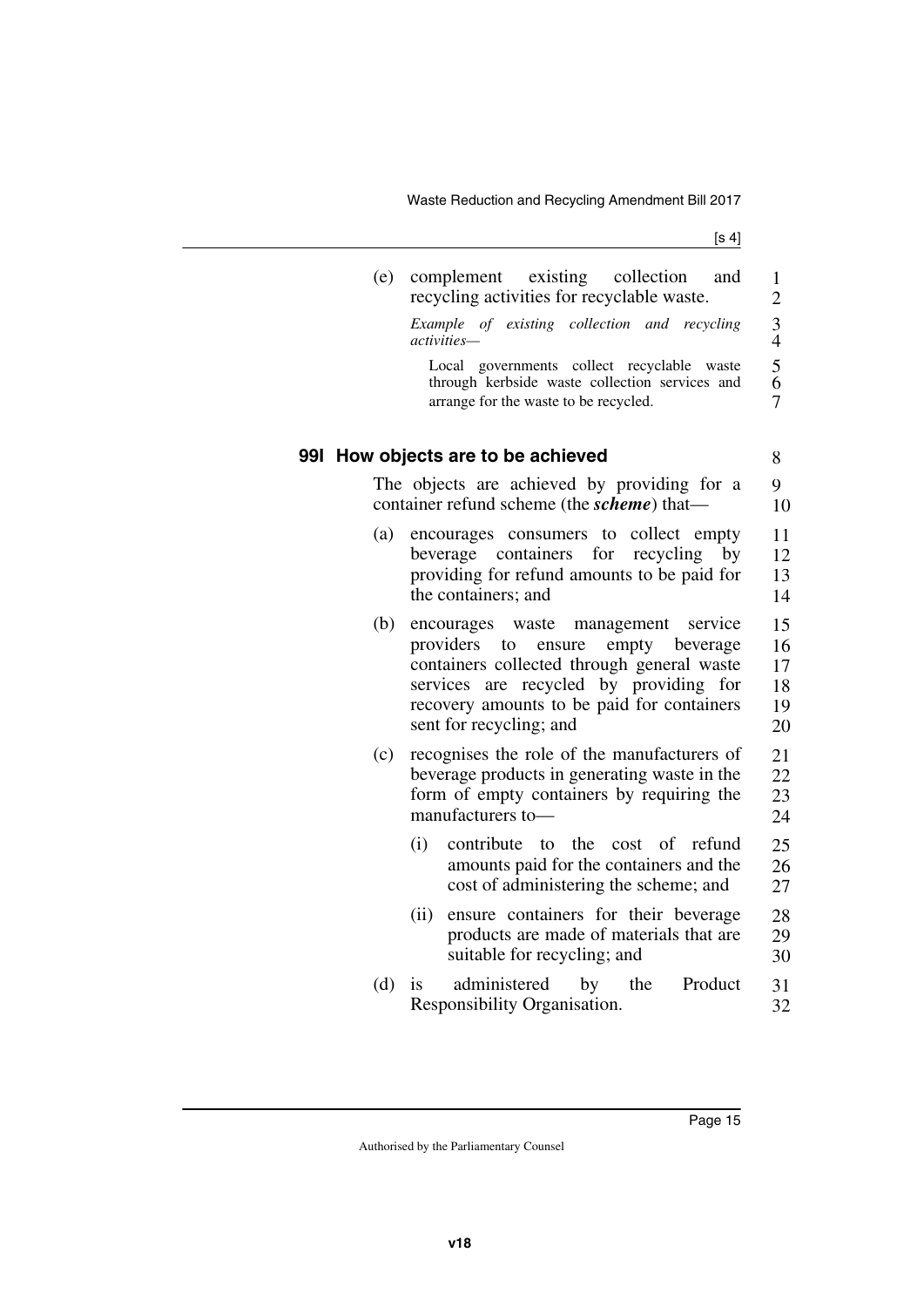(e) complement existing collection and recycling activities for recyclable waste.

*Example of existing collection and recycling activities—*

Local governments collect recyclable waste through kerbside waste collection services and arrange for the waste to be recycled.

### 99I How objects are to be achieved

The objects are achieved by providing for a container refund scheme (the ***scheme***) that—

(a) encourages consumers to collect empty beverage containers for recycling by providing for refund amounts to be paid for the containers; and

(b) encourages waste management service providers to ensure empty beverage containers collected through general waste services are recycled by providing for recovery amounts to be paid for containers sent for recycling; and

(c) recognises the role of the manufacturers of beverage products in generating waste in the form of empty containers by requiring the manufacturers to—

(i) contribute to the cost of refund amounts paid for the containers and the cost of administering the scheme; and

(ii) ensure containers for their beverage products are made of materials that are suitable for recycling; and

(d) is administered by the Product Responsibility Organisation.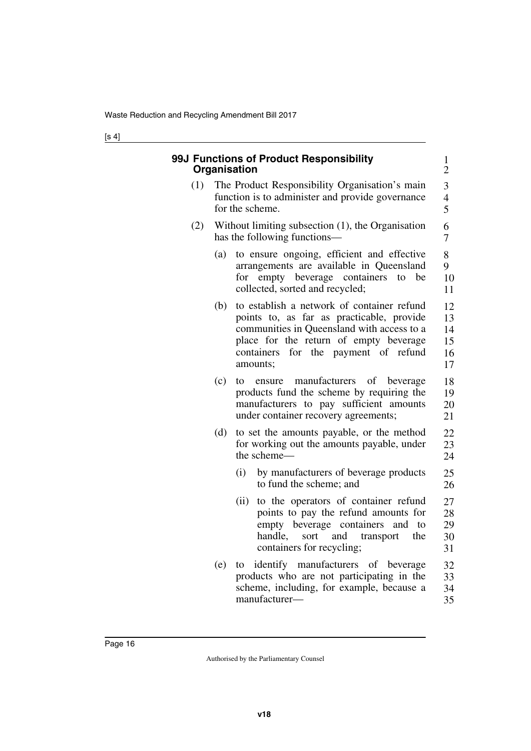### 99J Functions of Product Responsibility Organisation

(1) The Product Responsibility Organisation's main function is to administer and provide governance for the scheme.

(2) Without limiting subsection (1), the Organisation has the following functions—

(a) to ensure ongoing, efficient and effective arrangements are available in Queensland for empty beverage containers to be collected, sorted and recycled;

(b) to establish a network of container refund points to, as far as practicable, provide communities in Queensland with access to a place for the return of empty beverage containers for the payment of refund amounts;

(c) to ensure manufacturers of beverage products fund the scheme by requiring the manufacturers to pay sufficient amounts under container recovery agreements;

(d) to set the amounts payable, or the method for working out the amounts payable, under the scheme—

(i) by manufacturers of beverage products to fund the scheme; and

(ii) to the operators of container refund points to pay the refund amounts for empty beverage containers and to handle, sort and transport the containers for recycling;

(e) to identify manufacturers of beverage products who are not participating in the scheme, including, for example, because a manufacturer—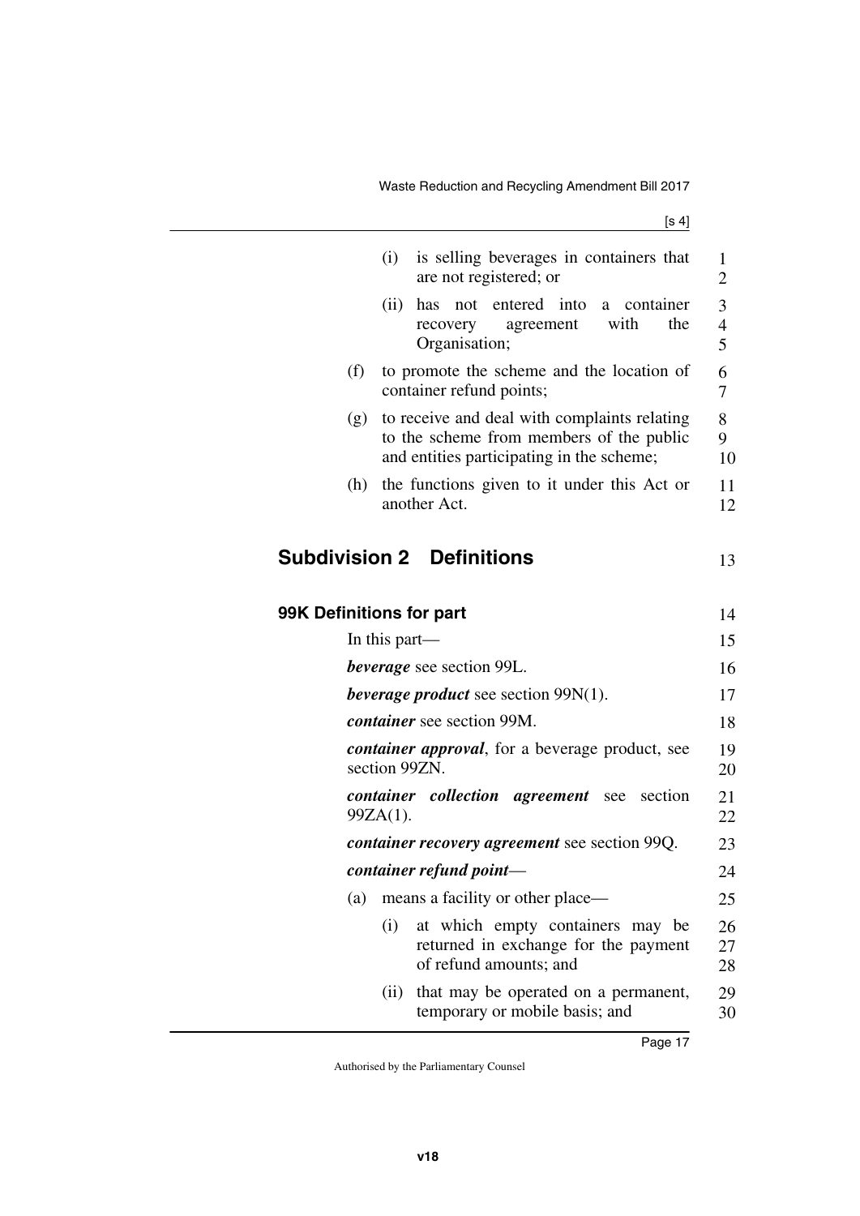(i) is selling beverages in containers that are not registered; or

(ii) has not entered into a container recovery agreement with the Organisation;

(f) to promote the scheme and the location of container refund points;

(g) to receive and deal with complaints relating to the scheme from members of the public and entities participating in the scheme;

(h) the functions given to it under this Act or another Act.

## Subdivision 2 Definitions

### 99K Definitions for part

In this part—

***beverage*** see section 99L.

***beverage product*** see section 99N(1).

***container*** see section 99M.

***container approval***, for a beverage product, see section 99ZN.

***container collection agreement*** see section 99ZA(1).

***container recovery agreement*** see section 99Q.

***container refund point***—

(a) means a facility or other place—

(i) at which empty containers may be returned in exchange for the payment of refund amounts; and

(ii) that may be operated on a permanent, temporary or mobile basis; and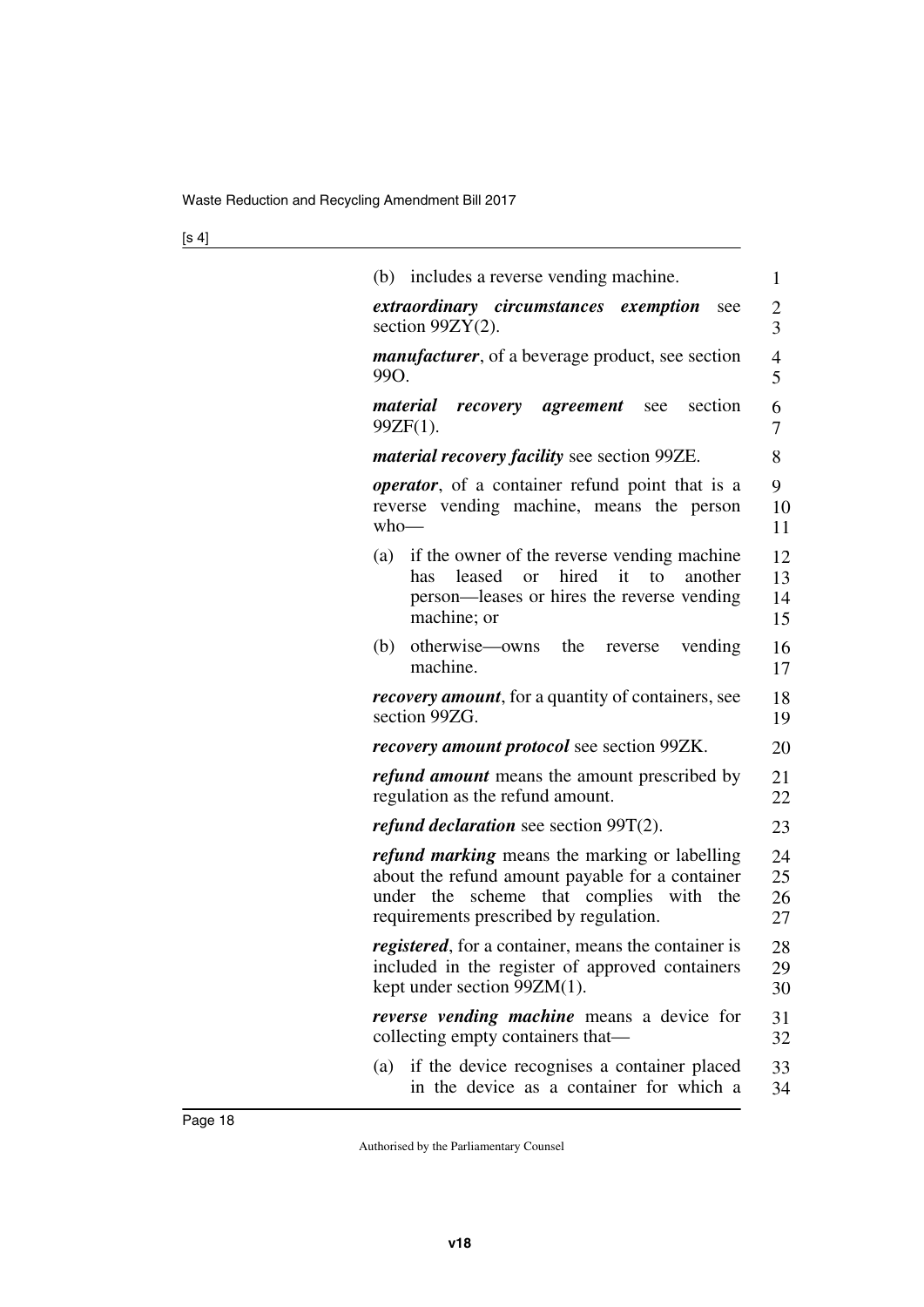(b) includes a reverse vending machine.

***extraordinary circumstances exemption*** see section 99ZY(2).

***manufacturer***, of a beverage product, see section 99O.

***material recovery agreement*** see section 99ZF(1).

***material recovery facility*** see section 99ZE.

***operator***, of a container refund point that is a reverse vending machine, means the person who—

(a) if the owner of the reverse vending machine has leased or hired it to another person—leases or hires the reverse vending machine; or

(b) otherwise—owns the reverse vending machine.

***recovery amount***, for a quantity of containers, see section 99ZG.

***recovery amount protocol*** see section 99ZK.

***refund amount*** means the amount prescribed by regulation as the refund amount.

***refund declaration*** see section 99T(2).

***refund marking*** means the marking or labelling about the refund amount payable for a container under the scheme that complies with the requirements prescribed by regulation.

***registered***, for a container, means the container is included in the register of approved containers kept under section 99ZM(1).

***reverse vending machine*** means a device for collecting empty containers that—

(a) if the device recognises a container placed in the device as a container for which a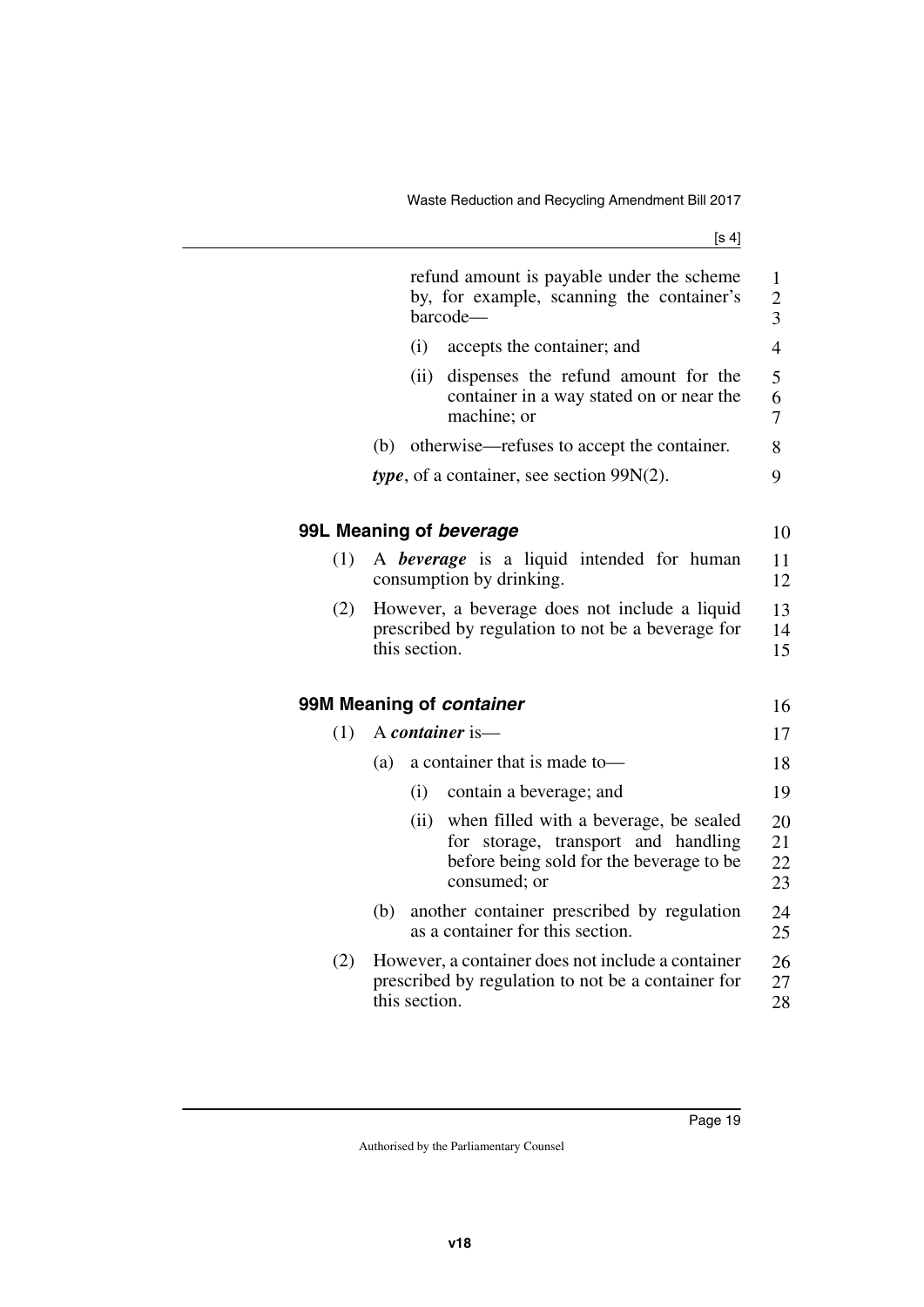refund amount is payable under the scheme by, for example, scanning the container's barcode—

(i) accepts the container; and

(ii) dispenses the refund amount for the container in a way stated on or near the machine; or

(b) otherwise—refuses to accept the container.

***type***, of a container, see section 99N(2).

### 99L Meaning of *beverage*

(1) A ***beverage*** is a liquid intended for human consumption by drinking.

(2) However, a beverage does not include a liquid prescribed by regulation to not be a beverage for this section.

### 99M Meaning of *container*

(1) A ***container*** is—

(a) a container that is made to—

(i) contain a beverage; and

(ii) when filled with a beverage, be sealed for storage, transport and handling before being sold for the beverage to be consumed; or

(b) another container prescribed by regulation as a container for this section.

(2) However, a container does not include a container prescribed by regulation to not be a container for this section.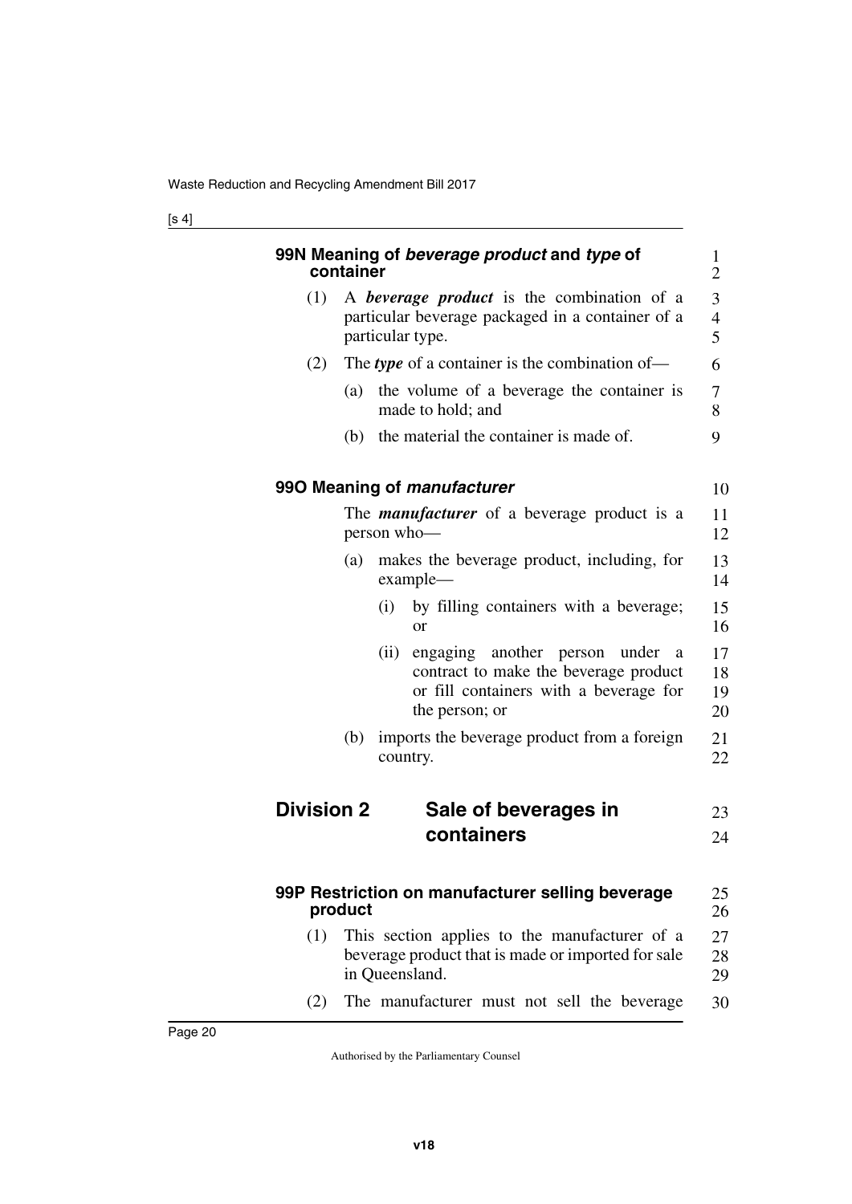### 99N Meaning of *beverage product* and *type* of container

(1) A ***beverage product*** is the combination of a particular beverage packaged in a container of a particular type.

(2) The ***type*** of a container is the combination of—

(a) the volume of a beverage the container is made to hold; and

(b) the material the container is made of.

### 99O Meaning of *manufacturer*

The ***manufacturer*** of a beverage product is a person who—

(a) makes the beverage product, including, for example—

(i) by filling containers with a beverage; or

(ii) engaging another person under a contract to make the beverage product or fill containers with a beverage for the person; or

(b) imports the beverage product from a foreign country.

## Division 2 Sale of beverages in containers

### 99P Restriction on manufacturer selling beverage product

(1) This section applies to the manufacturer of a beverage product that is made or imported for sale in Queensland.

(2) The manufacturer must not sell the beverage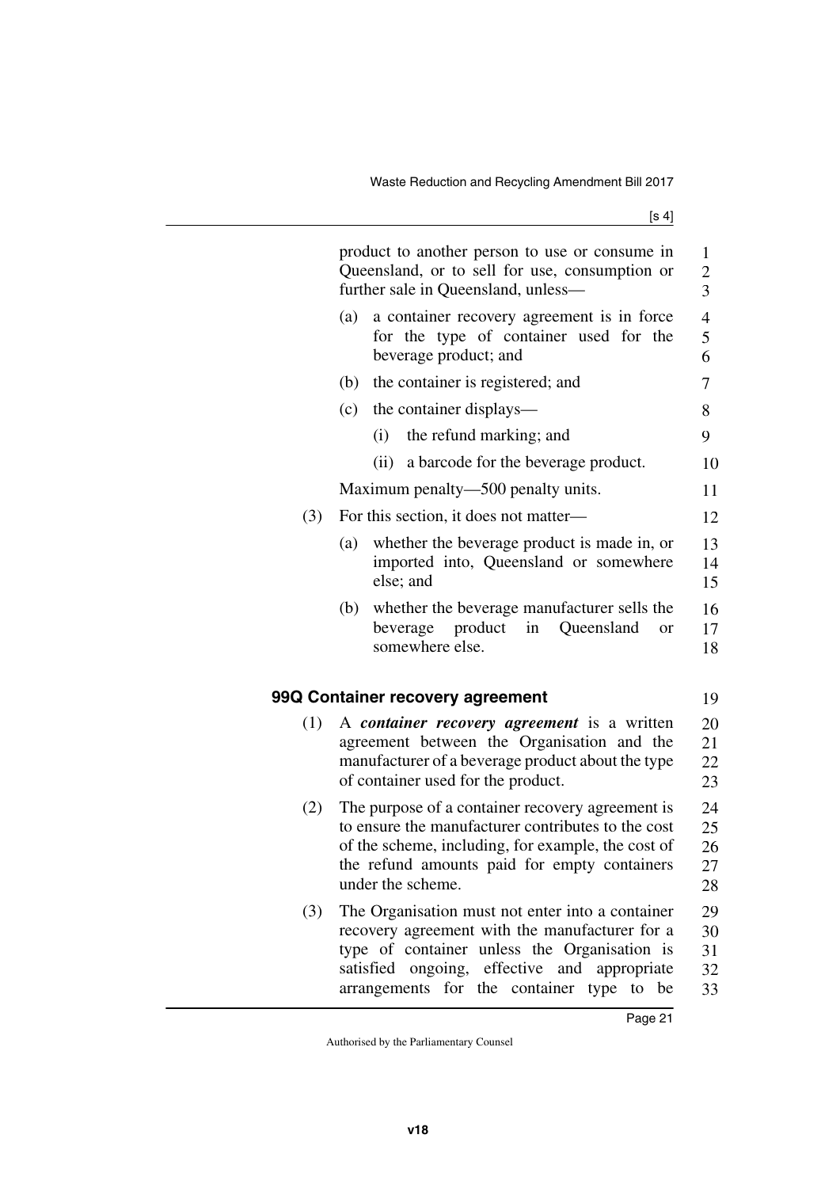product to another person to use or consume in Queensland, or to sell for use, consumption or further sale in Queensland, unless—

(a) a container recovery agreement is in force for the type of container used for the beverage product; and

(b) the container is registered; and

(c) the container displays—

  (i) the refund marking; and

  (ii) a barcode for the beverage product.

Maximum penalty—500 penalty units.

(3) For this section, it does not matter—

(a) whether the beverage product is made in, or imported into, Queensland or somewhere else; and

(b) whether the beverage manufacturer sells the beverage product in Queensland or somewhere else.

## 99Q Container recovery agreement

(1) A ***container recovery agreement*** is a written agreement between the Organisation and the manufacturer of a beverage product about the type of container used for the product.

(2) The purpose of a container recovery agreement is to ensure the manufacturer contributes to the cost of the scheme, including, for example, the cost of the refund amounts paid for empty containers under the scheme.

(3) The Organisation must not enter into a container recovery agreement with the manufacturer for a type of container unless the Organisation is satisfied ongoing, effective and appropriate arrangements for the container type to be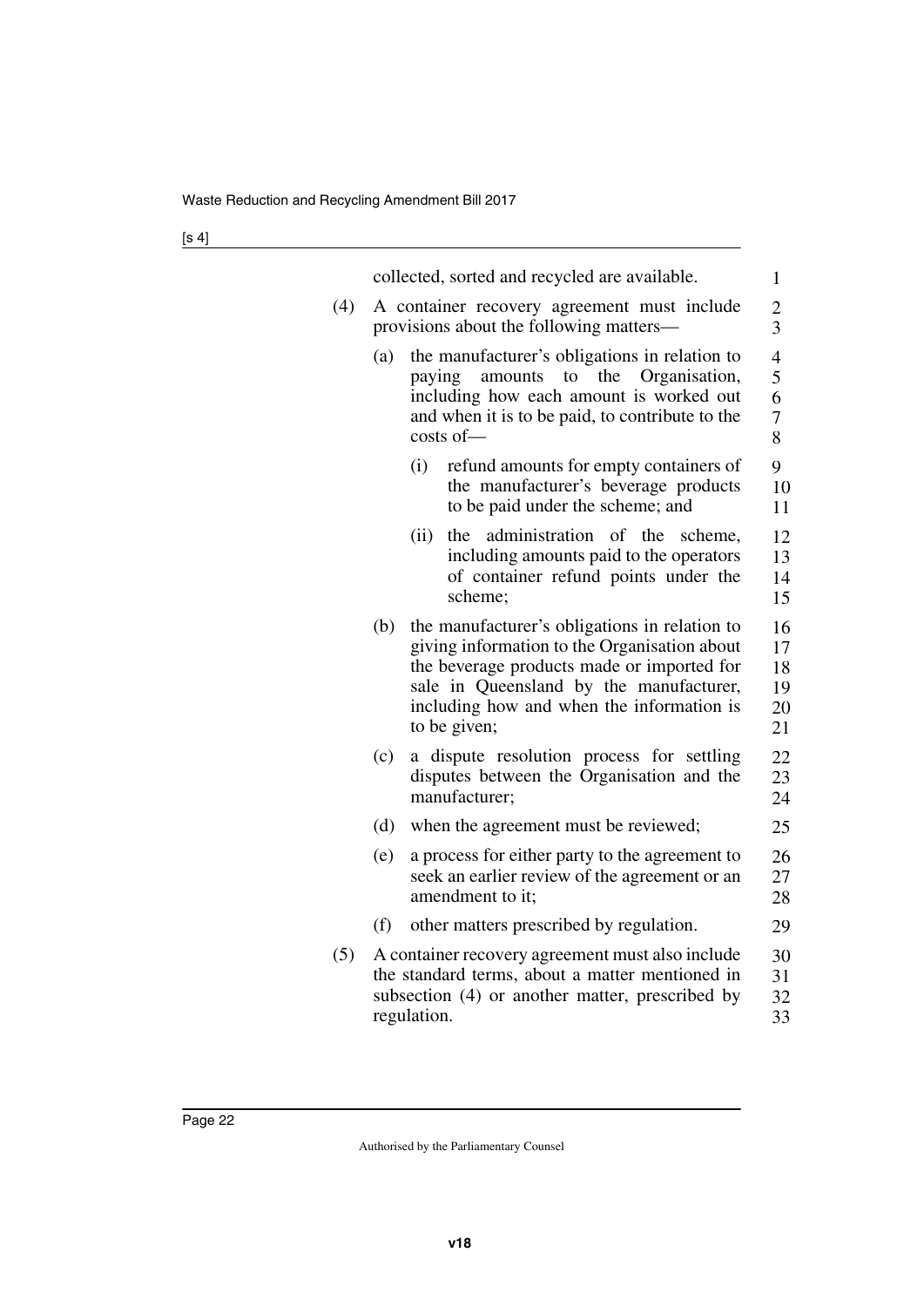collected, sorted and recycled are available.

(4) A container recovery agreement must include provisions about the following matters—

(a) the manufacturer's obligations in relation to paying amounts to the Organisation, including how each amount is worked out and when it is to be paid, to contribute to the costs of—

(i) refund amounts for empty containers of the manufacturer's beverage products to be paid under the scheme; and

(ii) the administration of the scheme, including amounts paid to the operators of container refund points under the scheme;

(b) the manufacturer's obligations in relation to giving information to the Organisation about the beverage products made or imported for sale in Queensland by the manufacturer, including how and when the information is to be given;

(c) a dispute resolution process for settling disputes between the Organisation and the manufacturer;

(d) when the agreement must be reviewed;

(e) a process for either party to the agreement to seek an earlier review of the agreement or an amendment to it;

(f) other matters prescribed by regulation.

(5) A container recovery agreement must also include the standard terms, about a matter mentioned in subsection (4) or another matter, prescribed by regulation.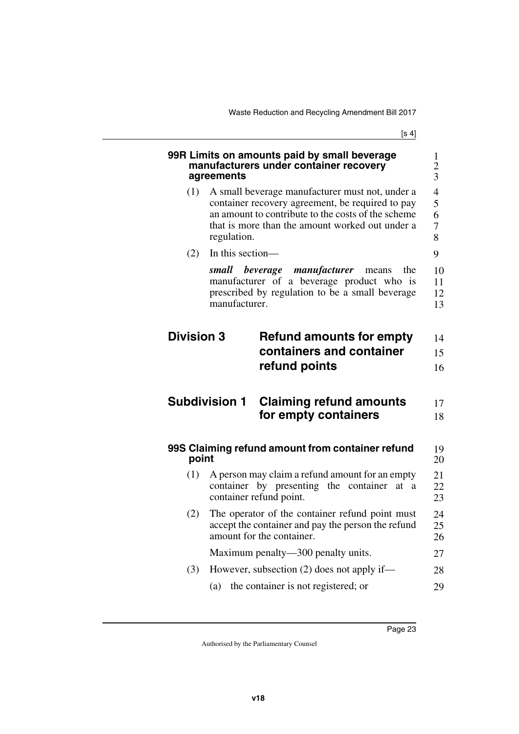### 99R Limits on amounts paid by small beverage manufacturers under container recovery agreements

(1) A small beverage manufacturer must not, under a container recovery agreement, be required to pay an amount to contribute to the costs of the scheme that is more than the amount worked out under a regulation.

(2) In this section—

***small beverage manufacturer*** means the manufacturer of a beverage product who is prescribed by regulation to be a small beverage manufacturer.

## Division 3 Refund amounts for empty containers and container refund points

## Subdivision 1 Claiming refund amounts for empty containers

### 99S Claiming refund amount from container refund point

(1) A person may claim a refund amount for an empty container by presenting the container at a container refund point.

(2) The operator of the container refund point must accept the container and pay the person the refund amount for the container.

Maximum penalty—300 penalty units.

(3) However, subsection (2) does not apply if—

(a) the container is not registered; or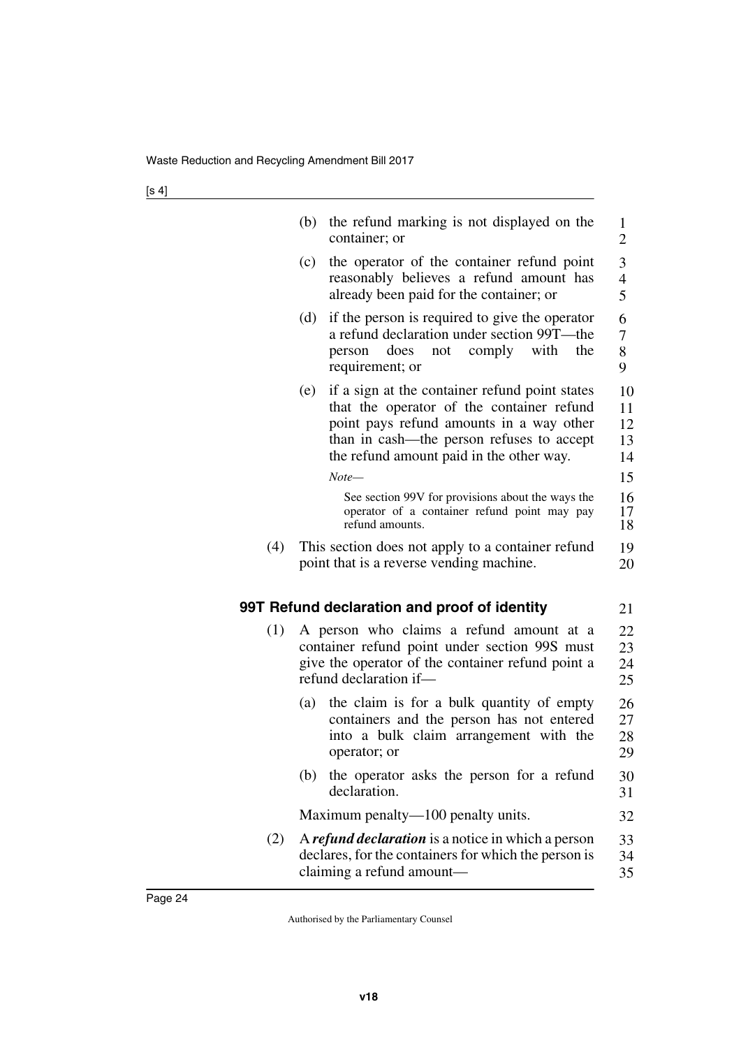(b) the refund marking is not displayed on the container; or

(c) the operator of the container refund point reasonably believes a refund amount has already been paid for the container; or

(d) if the person is required to give the operator a refund declaration under section 99T—the person does not comply with the requirement; or

(e) if a sign at the container refund point states that the operator of the container refund point pays refund amounts in a way other than in cash—the person refuses to accept the refund amount paid in the other way.

*Note—*

See section 99V for provisions about the ways the operator of a container refund point may pay refund amounts.

(4) This section does not apply to a container refund point that is a reverse vending machine.

### 99T Refund declaration and proof of identity

(1) A person who claims a refund amount at a container refund point under section 99S must give the operator of the container refund point a refund declaration if—

(a) the claim is for a bulk quantity of empty containers and the person has not entered into a bulk claim arrangement with the operator; or

(b) the operator asks the person for a refund declaration.

Maximum penalty—100 penalty units.

(2) A ***refund declaration*** is a notice in which a person declares, for the containers for which the person is claiming a refund amount—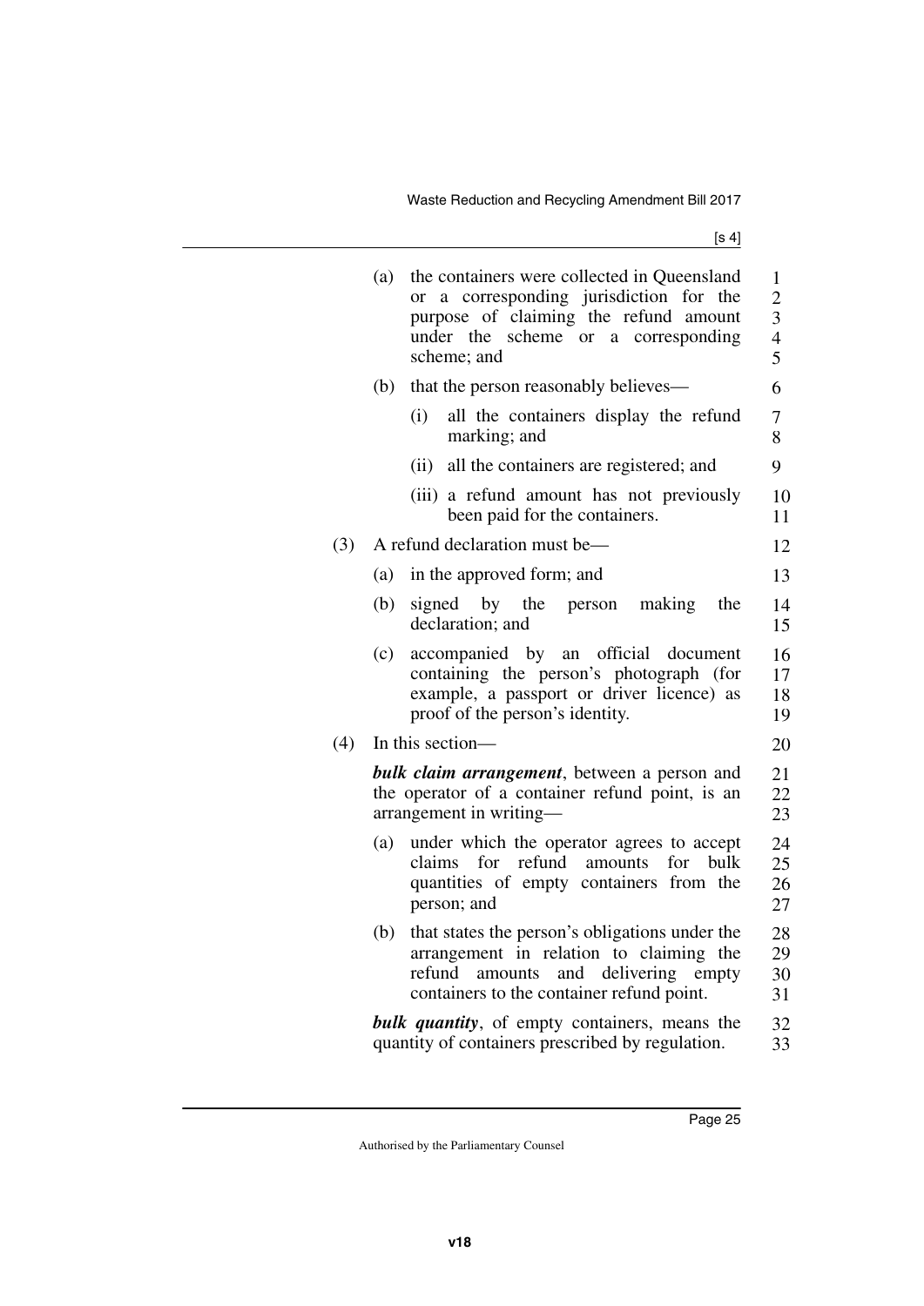(a) the containers were collected in Queensland or a corresponding jurisdiction for the purpose of claiming the refund amount under the scheme or a corresponding scheme; and

(b) that the person reasonably believes—

(i) all the containers display the refund marking; and

(ii) all the containers are registered; and

(iii) a refund amount has not previously been paid for the containers.

(3) A refund declaration must be—

(a) in the approved form; and

(b) signed by the person making the declaration; and

(c) accompanied by an official document containing the person's photograph (for example, a passport or driver licence) as proof of the person's identity.

(4) In this section—

***bulk claim arrangement***, between a person and the operator of a container refund point, is an arrangement in writing—

(a) under which the operator agrees to accept claims for refund amounts for bulk quantities of empty containers from the person; and

(b) that states the person's obligations under the arrangement in relation to claiming the refund amounts and delivering empty containers to the container refund point.

***bulk quantity***, of empty containers, means the quantity of containers prescribed by regulation.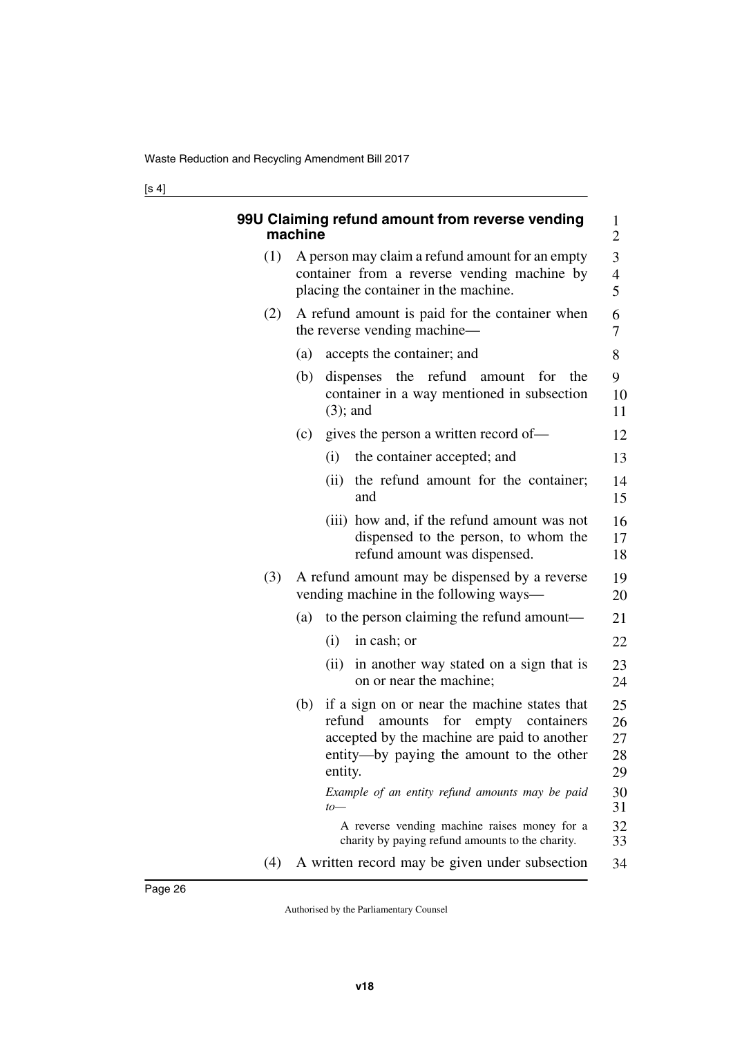### 99U Claiming refund amount from reverse vending machine

(1) A person may claim a refund amount for an empty container from a reverse vending machine by placing the container in the machine.

(2) A refund amount is paid for the container when the reverse vending machine—

(a) accepts the container; and

(b) dispenses the refund amount for the container in a way mentioned in subsection (3); and

(c) gives the person a written record of—

(i) the container accepted; and

(ii) the refund amount for the container; and

(iii) how and, if the refund amount was not dispensed to the person, to whom the refund amount was dispensed.

(3) A refund amount may be dispensed by a reverse vending machine in the following ways—

(a) to the person claiming the refund amount—

(i) in cash; or

(ii) in another way stated on a sign that is on or near the machine;

(b) if a sign on or near the machine states that refund amounts for empty containers accepted by the machine are paid to another entity—by paying the amount to the other entity.

*Example of an entity refund amounts may be paid to—*

A reverse vending machine raises money for a charity by paying refund amounts to the charity.

(4) A written record may be given under subsection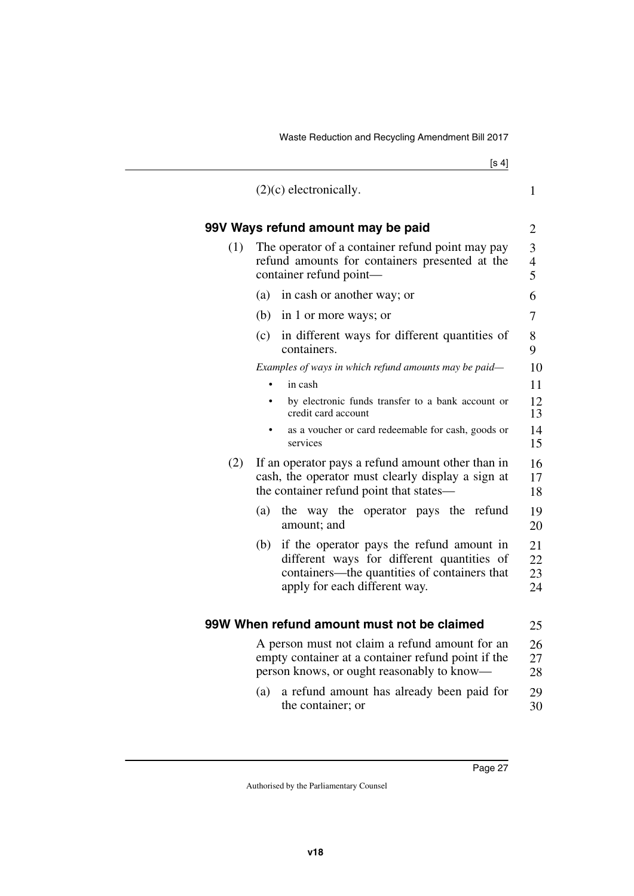(2)(c) electronically.

### 99V Ways refund amount may be paid

(1) The operator of a container refund point may pay refund amounts for containers presented at the container refund point—

(a) in cash or another way; or

(b) in 1 or more ways; or

(c) in different ways for different quantities of containers.

*Examples of ways in which refund amounts may be paid—*

- in cash
- by electronic funds transfer to a bank account or credit card account
- as a voucher or card redeemable for cash, goods or services

(2) If an operator pays a refund amount other than in cash, the operator must clearly display a sign at the container refund point that states—

(a) the way the operator pays the refund amount; and

(b) if the operator pays the refund amount in different ways for different quantities of containers—the quantities of containers that apply for each different way.

### 99W When refund amount must not be claimed

A person must not claim a refund amount for an empty container at a container refund point if the person knows, or ought reasonably to know—

(a) a refund amount has already been paid for the container; or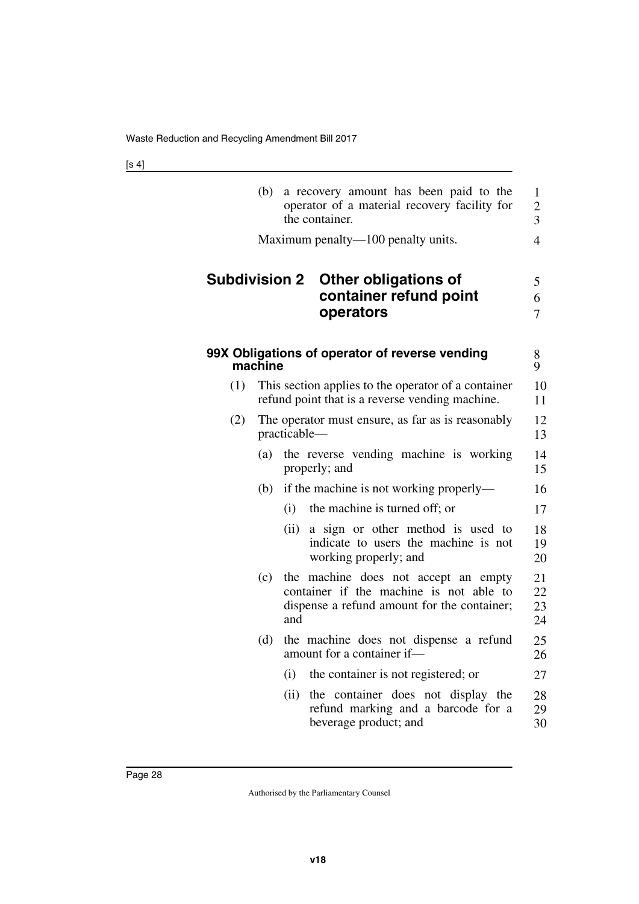(b) a recovery amount has been paid to the operator of a material recovery facility for the container.

Maximum penalty—100 penalty units.

## Subdivision 2 Other obligations of container refund point operators

### 99X Obligations of operator of reverse vending machine

(1) This section applies to the operator of a container refund point that is a reverse vending machine.

(2) The operator must ensure, as far as is reasonably practicable—

(a) the reverse vending machine is working properly; and

(b) if the machine is not working properly—

(i) the machine is turned off; or

(ii) a sign or other method is used to indicate to users the machine is not working properly; and

(c) the machine does not accept an empty container if the machine is not able to dispense a refund amount for the container; and

(d) the machine does not dispense a refund amount for a container if—

(i) the container is not registered; or

(ii) the container does not display the refund marking and a barcode for a beverage product; and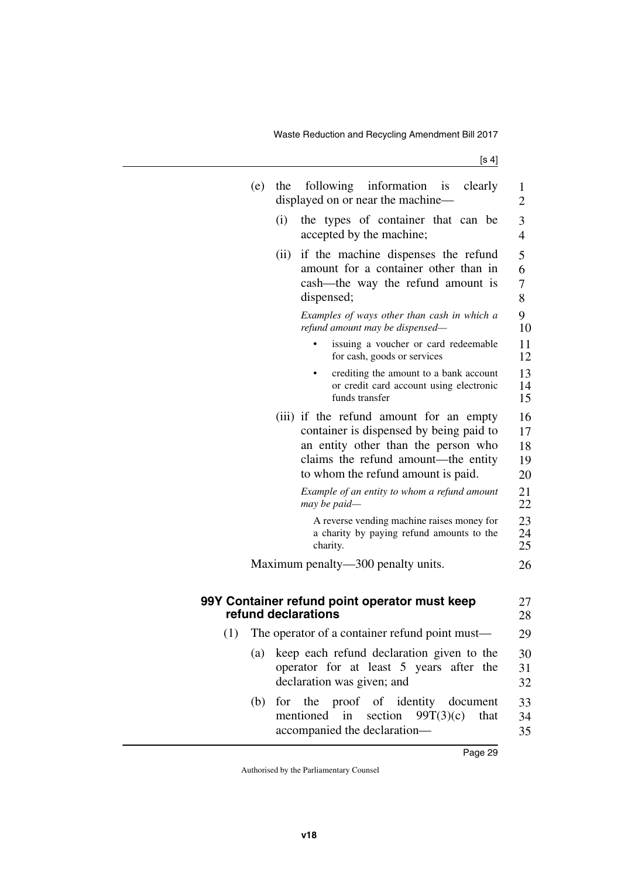(e) the following information is clearly displayed on or near the machine—

(i) the types of container that can be accepted by the machine;

(ii) if the machine dispenses the refund amount for a container other than in cash—the way the refund amount is dispensed;

*Examples of ways other than cash in which a refund amount may be dispensed—*

- issuing a voucher or card redeemable for cash, goods or services
- crediting the amount to a bank account or credit card account using electronic funds transfer

(iii) if the refund amount for an empty container is dispensed by being paid to an entity other than the person who claims the refund amount—the entity to whom the refund amount is paid.

*Example of an entity to whom a refund amount may be paid—*

A reverse vending machine raises money for a charity by paying refund amounts to the charity.

Maximum penalty—300 penalty units.

### 99Y Container refund point operator must keep refund declarations

(1) The operator of a container refund point must—

(a) keep each refund declaration given to the operator for at least 5 years after the declaration was given; and

(b) for the proof of identity document mentioned in section 99T(3)(c) that accompanied the declaration—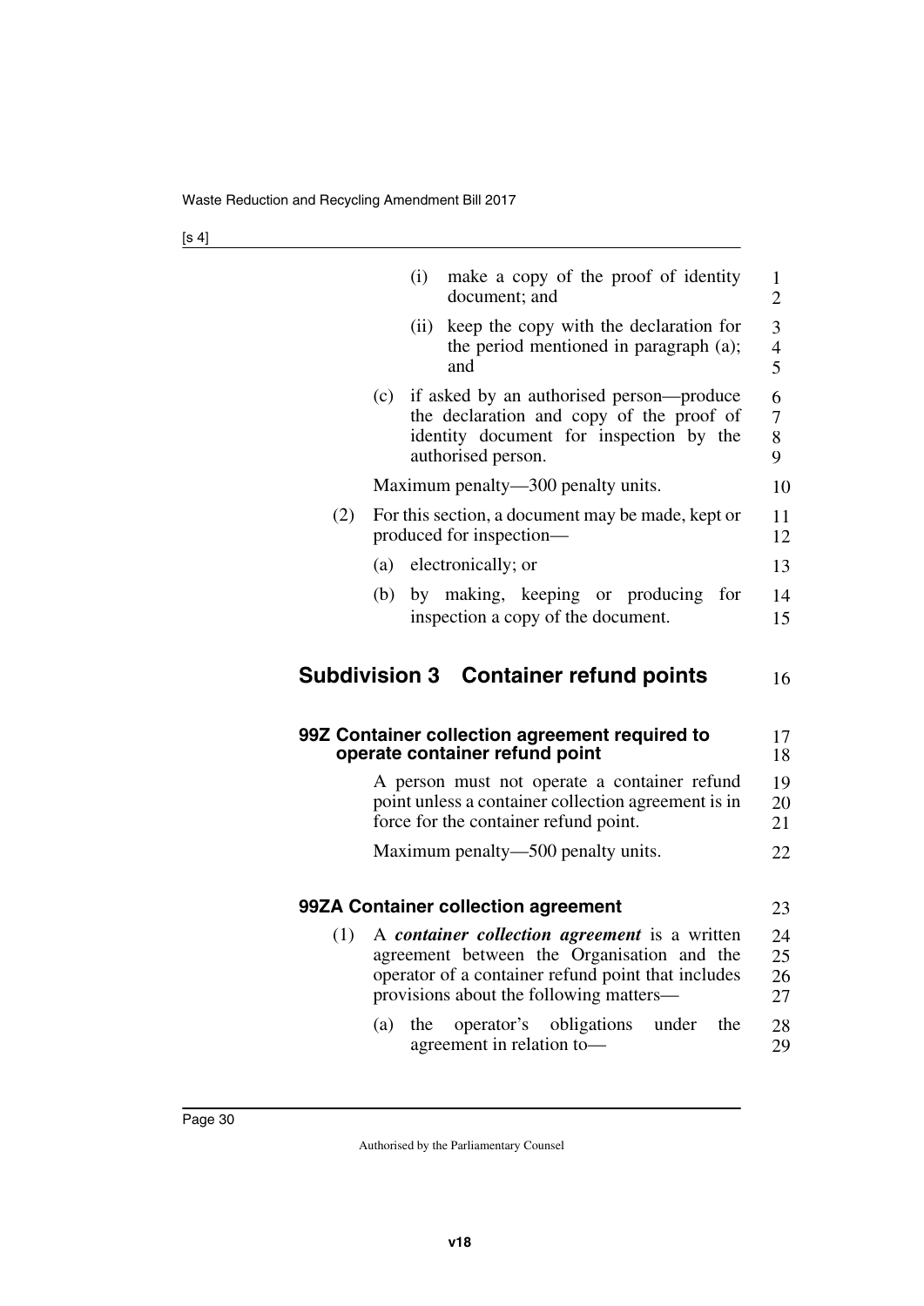(i) make a copy of the proof of identity document; and

(ii) keep the copy with the declaration for the period mentioned in paragraph (a); and

(c) if asked by an authorised person—produce the declaration and copy of the proof of identity document for inspection by the authorised person.

Maximum penalty—300 penalty units.

(2) For this section, a document may be made, kept or produced for inspection—

(a) electronically; or

(b) by making, keeping or producing for inspection a copy of the document.

## Subdivision 3 Container refund points

### 99Z Container collection agreement required to operate container refund point

A person must not operate a container refund point unless a container collection agreement is in force for the container refund point.

Maximum penalty—500 penalty units.

### 99ZA Container collection agreement

(1) A ***container collection agreement*** is a written agreement between the Organisation and the operator of a container refund point that includes provisions about the following matters—

(a) the operator's obligations under the agreement in relation to—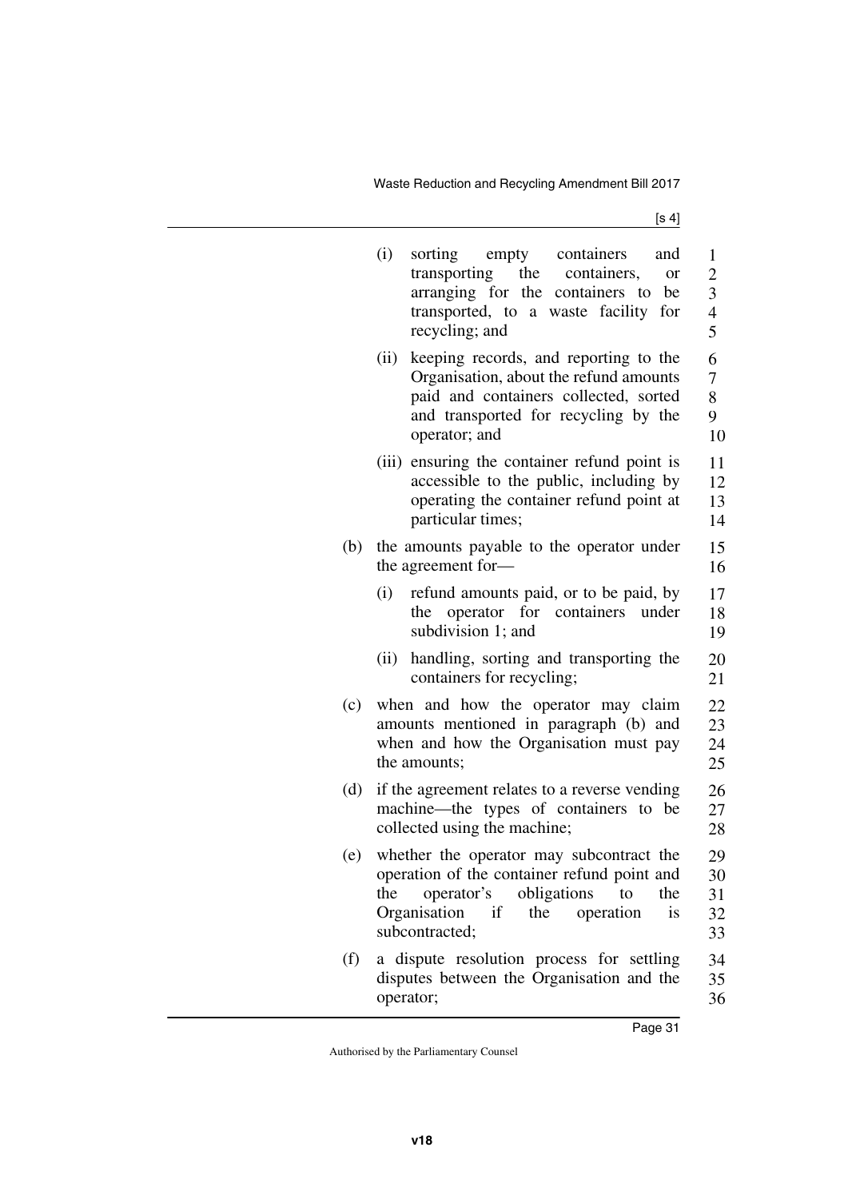(i) sorting empty containers and transporting the containers, or arranging for the containers to be transported, to a waste facility for recycling; and

(ii) keeping records, and reporting to the Organisation, about the refund amounts paid and containers collected, sorted and transported for recycling by the operator; and

(iii) ensuring the container refund point is accessible to the public, including by operating the container refund point at particular times;

(b) the amounts payable to the operator under the agreement for—

(i) refund amounts paid, or to be paid, by the operator for containers under subdivision 1; and

(ii) handling, sorting and transporting the containers for recycling;

(c) when and how the operator may claim amounts mentioned in paragraph (b) and when and how the Organisation must pay the amounts;

(d) if the agreement relates to a reverse vending machine—the types of containers to be collected using the machine;

(e) whether the operator may subcontract the operation of the container refund point and the operator's obligations to the Organisation if the operation is subcontracted;

(f) a dispute resolution process for settling disputes between the Organisation and the operator;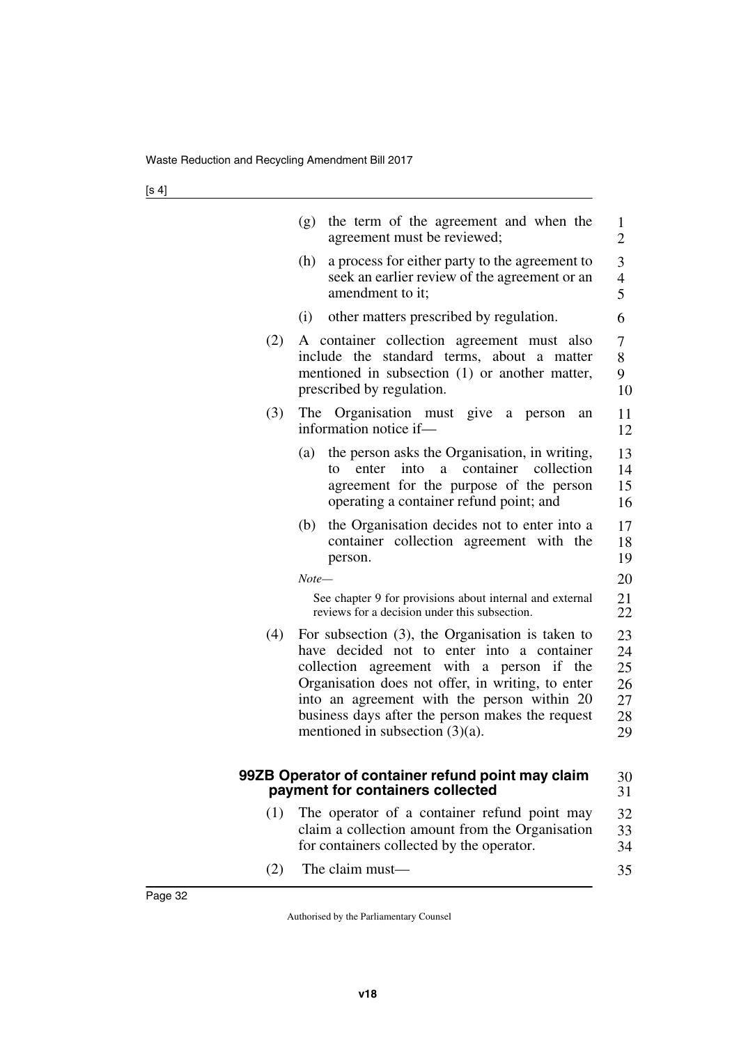(g) the term of the agreement and when the agreement must be reviewed;

(h) a process for either party to the agreement to seek an earlier review of the agreement or an amendment to it;

(i) other matters prescribed by regulation.

(2) A container collection agreement must also include the standard terms, about a matter mentioned in subsection (1) or another matter, prescribed by regulation.

(3) The Organisation must give a person an information notice if—

(a) the person asks the Organisation, in writing, to enter into a container collection agreement for the purpose of the person operating a container refund point; and

(b) the Organisation decides not to enter into a container collection agreement with the person.

*Note—*

See chapter 9 for provisions about internal and external reviews for a decision under this subsection.

(4) For subsection (3), the Organisation is taken to have decided not to enter into a container collection agreement with a person if the Organisation does not offer, in writing, to enter into an agreement with the person within 20 business days after the person makes the request mentioned in subsection (3)(a).

### 99ZB Operator of container refund point may claim payment for containers collected

(1) The operator of a container refund point may claim a collection amount from the Organisation for containers collected by the operator.

(2) The claim must—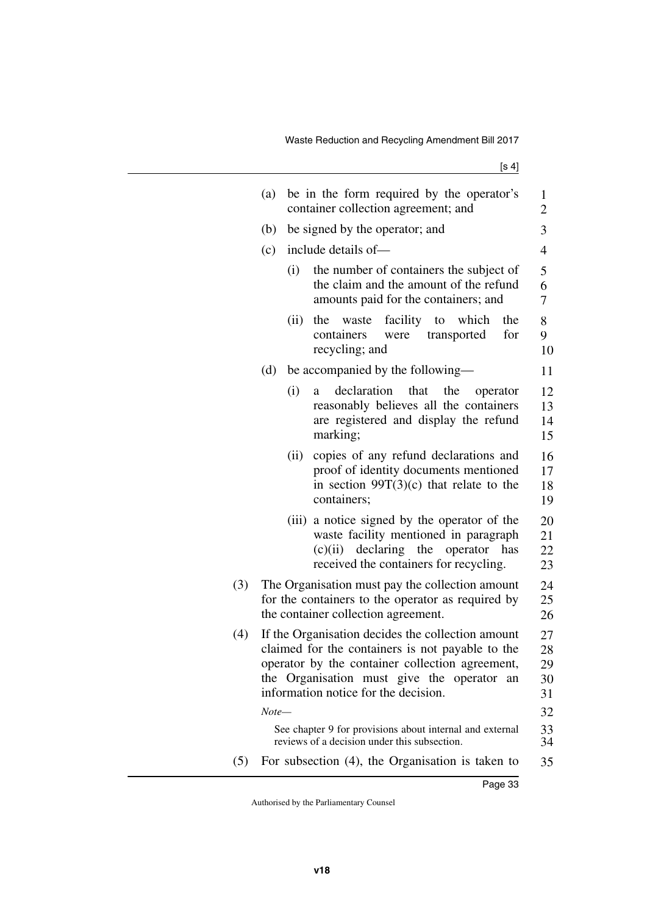(a) be in the form required by the operator's container collection agreement; and

(b) be signed by the operator; and

(c) include details of—

(i) the number of containers the subject of the claim and the amount of the refund amounts paid for the containers; and

(ii) the waste facility to which the containers were transported for recycling; and

(d) be accompanied by the following—

(i) a declaration that the operator reasonably believes all the containers are registered and display the refund marking;

(ii) copies of any refund declarations and proof of identity documents mentioned in section 99T(3)(c) that relate to the containers;

(iii) a notice signed by the operator of the waste facility mentioned in paragraph (c)(ii) declaring the operator has received the containers for recycling.

(3) The Organisation must pay the collection amount for the containers to the operator as required by the container collection agreement.

(4) If the Organisation decides the collection amount claimed for the containers is not payable to the operator by the container collection agreement, the Organisation must give the operator an information notice for the decision.

*Note—*

See chapter 9 for provisions about internal and external reviews of a decision under this subsection.

(5) For subsection (4), the Organisation is taken to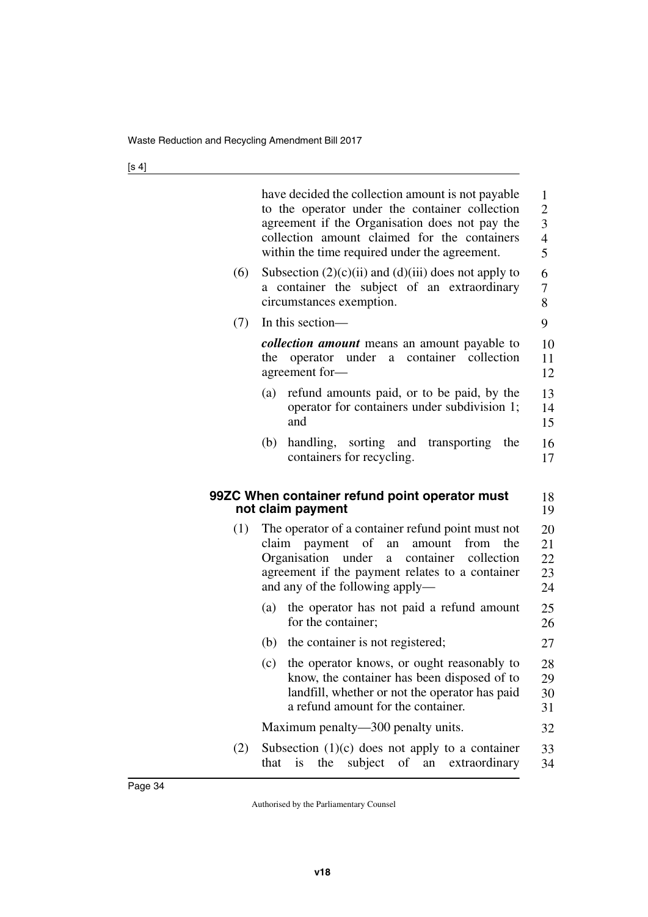have decided the collection amount is not payable to the operator under the container collection agreement if the Organisation does not pay the collection amount claimed for the containers within the time required under the agreement.

(6) Subsection (2)(c)(ii) and (d)(iii) does not apply to a container the subject of an extraordinary circumstances exemption.

(7) In this section—

***collection amount*** means an amount payable to the operator under a container collection agreement for—

(a) refund amounts paid, or to be paid, by the operator for containers under subdivision 1; and

(b) handling, sorting and transporting the containers for recycling.

### 99ZC When container refund point operator must not claim payment

(1) The operator of a container refund point must not claim payment of an amount from the Organisation under a container collection agreement if the payment relates to a container and any of the following apply—

(a) the operator has not paid a refund amount for the container;

(b) the container is not registered;

(c) the operator knows, or ought reasonably to know, the container has been disposed of to landfill, whether or not the operator has paid a refund amount for the container.

Maximum penalty—300 penalty units.

(2) Subsection (1)(c) does not apply to a container that is the subject of an extraordinary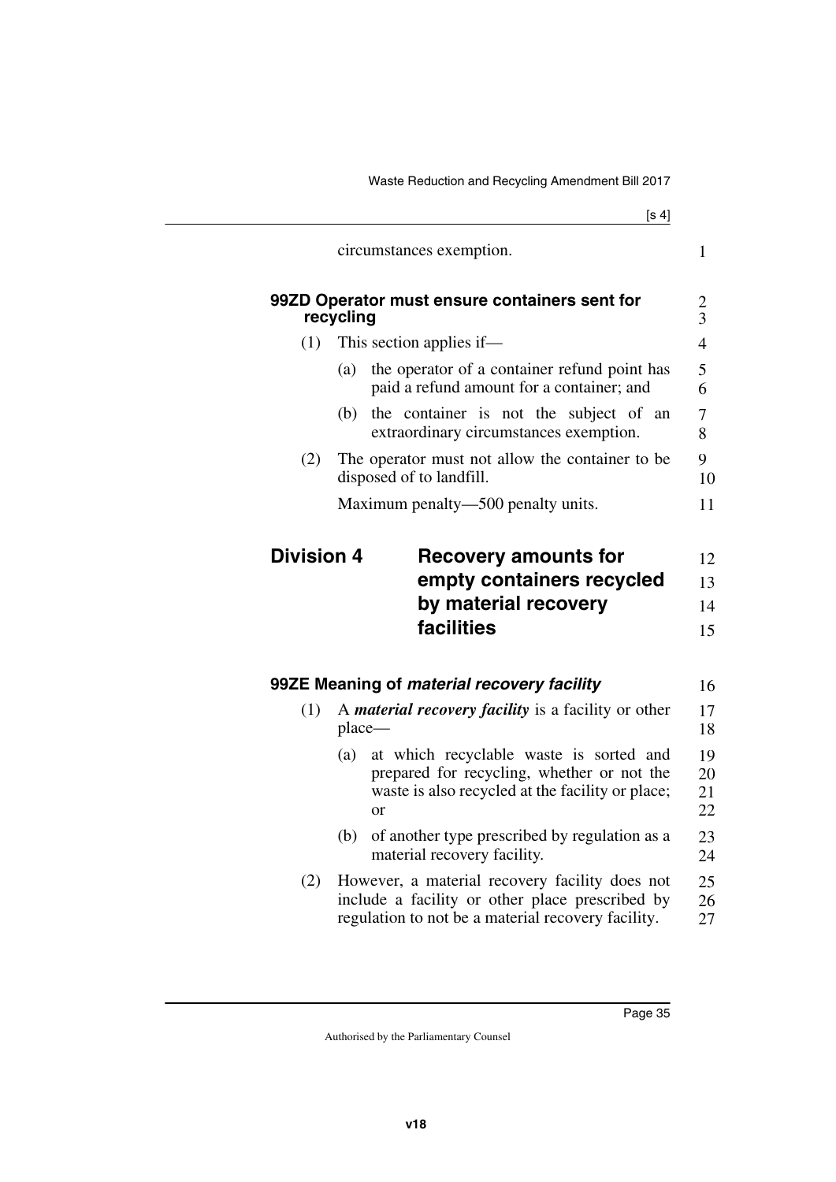circumstances exemption.

### 99ZD Operator must ensure containers sent for recycling

(1) This section applies if—

(a) the operator of a container refund point has paid a refund amount for a container; and

(b) the container is not the subject of an extraordinary circumstances exemption.

(2) The operator must not allow the container to be disposed of to landfill.

Maximum penalty—500 penalty units.

## Division 4 Recovery amounts for empty containers recycled by material recovery facilities

### 99ZE Meaning of *material recovery facility*

(1) A ***material recovery facility*** is a facility or other place—

(a) at which recyclable waste is sorted and prepared for recycling, whether or not the waste is also recycled at the facility or place; or

(b) of another type prescribed by regulation as a material recovery facility.

(2) However, a material recovery facility does not include a facility or other place prescribed by regulation to not be a material recovery facility.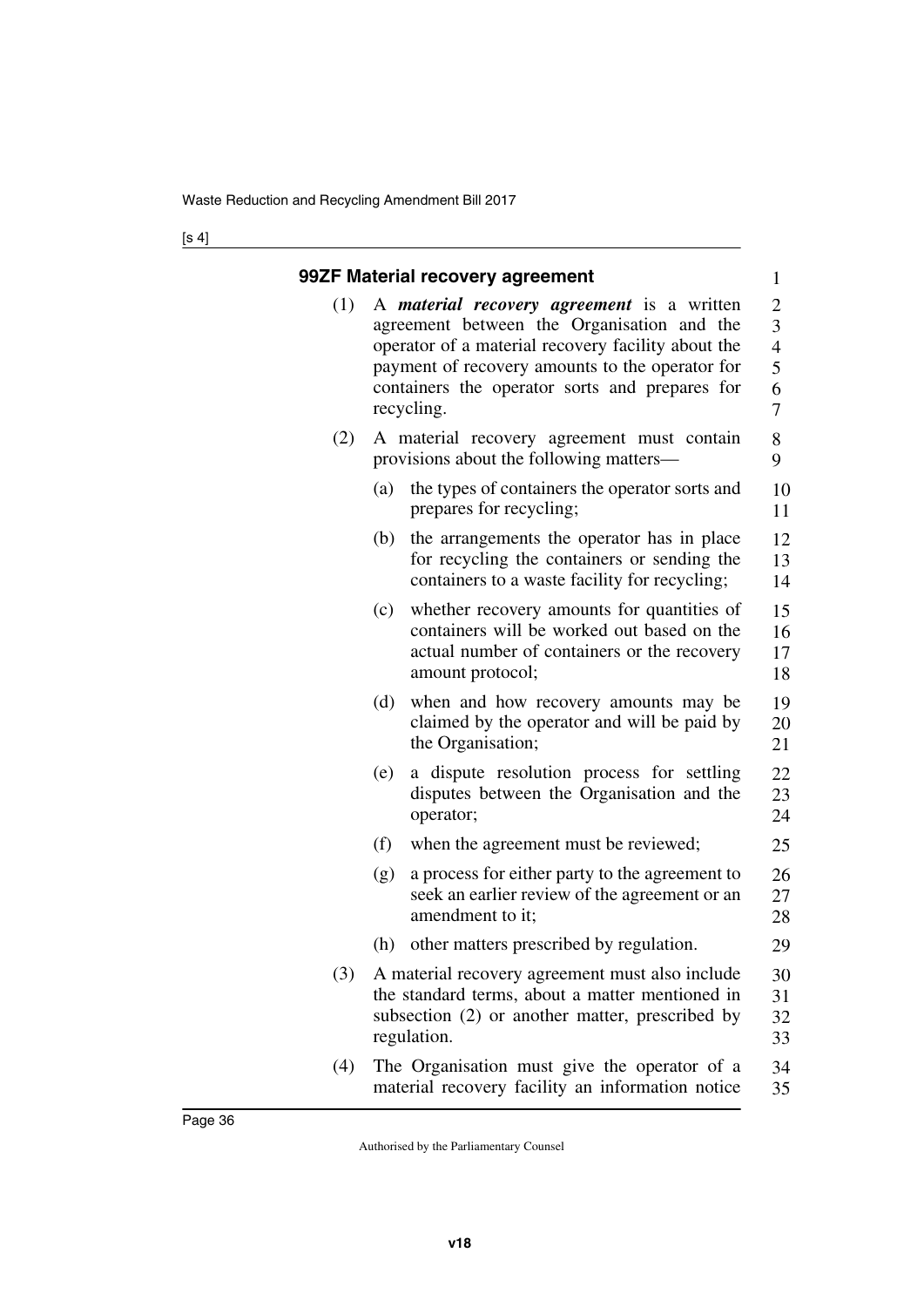### 99ZF Material recovery agreement

(1) A ***material recovery agreement*** is a written agreement between the Organisation and the operator of a material recovery facility about the payment of recovery amounts to the operator for containers the operator sorts and prepares for recycling.

(2) A material recovery agreement must contain provisions about the following matters—

(a) the types of containers the operator sorts and prepares for recycling;

(b) the arrangements the operator has in place for recycling the containers or sending the containers to a waste facility for recycling;

(c) whether recovery amounts for quantities of containers will be worked out based on the actual number of containers or the recovery amount protocol;

(d) when and how recovery amounts may be claimed by the operator and will be paid by the Organisation;

(e) a dispute resolution process for settling disputes between the Organisation and the operator;

(f) when the agreement must be reviewed;

(g) a process for either party to the agreement to seek an earlier review of the agreement or an amendment to it;

(h) other matters prescribed by regulation.

(3) A material recovery agreement must also include the standard terms, about a matter mentioned in subsection (2) or another matter, prescribed by regulation.

(4) The Organisation must give the operator of a material recovery facility an information notice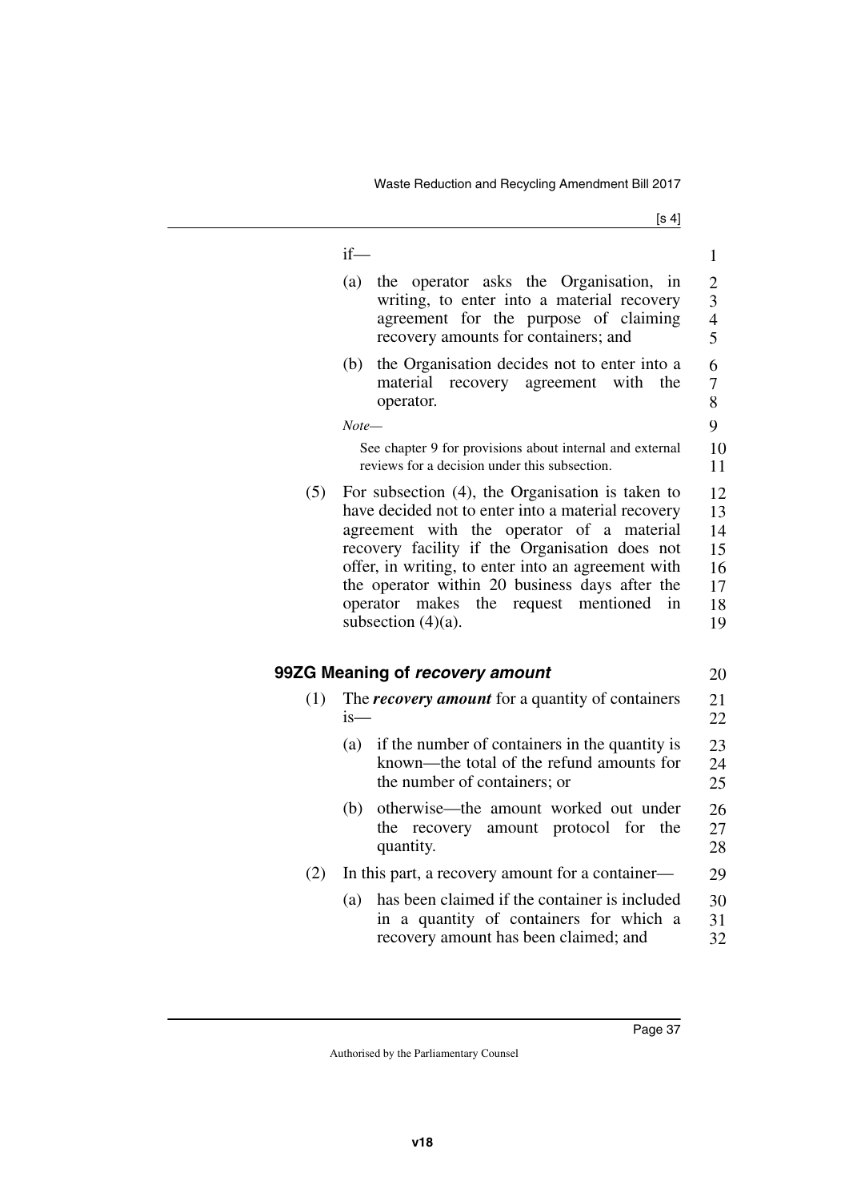if—

(a) the operator asks the Organisation, in writing, to enter into a material recovery agreement for the purpose of claiming recovery amounts for containers; and

(b) the Organisation decides not to enter into a material recovery agreement with the operator.

*Note—*

See chapter 9 for provisions about internal and external reviews for a decision under this subsection.

(5) For subsection (4), the Organisation is taken to have decided not to enter into a material recovery agreement with the operator of a material recovery facility if the Organisation does not offer, in writing, to enter into an agreement with the operator within 20 business days after the operator makes the request mentioned in subsection (4)(a).

## 99ZG Meaning of *recovery amount*

(1) The ***recovery amount*** for a quantity of containers is—

(a) if the number of containers in the quantity is known—the total of the refund amounts for the number of containers; or

(b) otherwise—the amount worked out under the recovery amount protocol for the quantity.

(2) In this part, a recovery amount for a container—

(a) has been claimed if the container is included in a quantity of containers for which a recovery amount has been claimed; and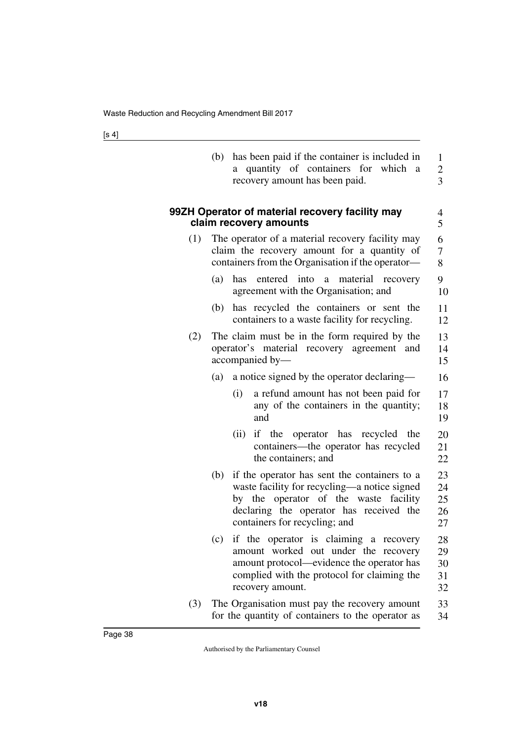(b) has been paid if the container is included in a quantity of containers for which a recovery amount has been paid.

### 99ZH Operator of material recovery facility may claim recovery amounts

(1) The operator of a material recovery facility may claim the recovery amount for a quantity of containers from the Organisation if the operator—

(a) has entered into a material recovery agreement with the Organisation; and

(b) has recycled the containers or sent the containers to a waste facility for recycling.

(2) The claim must be in the form required by the operator's material recovery agreement and accompanied by—

(a) a notice signed by the operator declaring—

(i) a refund amount has not been paid for any of the containers in the quantity; and

(ii) if the operator has recycled the containers—the operator has recycled the containers; and

(b) if the operator has sent the containers to a waste facility for recycling—a notice signed by the operator of the waste facility declaring the operator has received the containers for recycling; and

(c) if the operator is claiming a recovery amount worked out under the recovery amount protocol—evidence the operator has complied with the protocol for claiming the recovery amount.

(3) The Organisation must pay the recovery amount for the quantity of containers to the operator as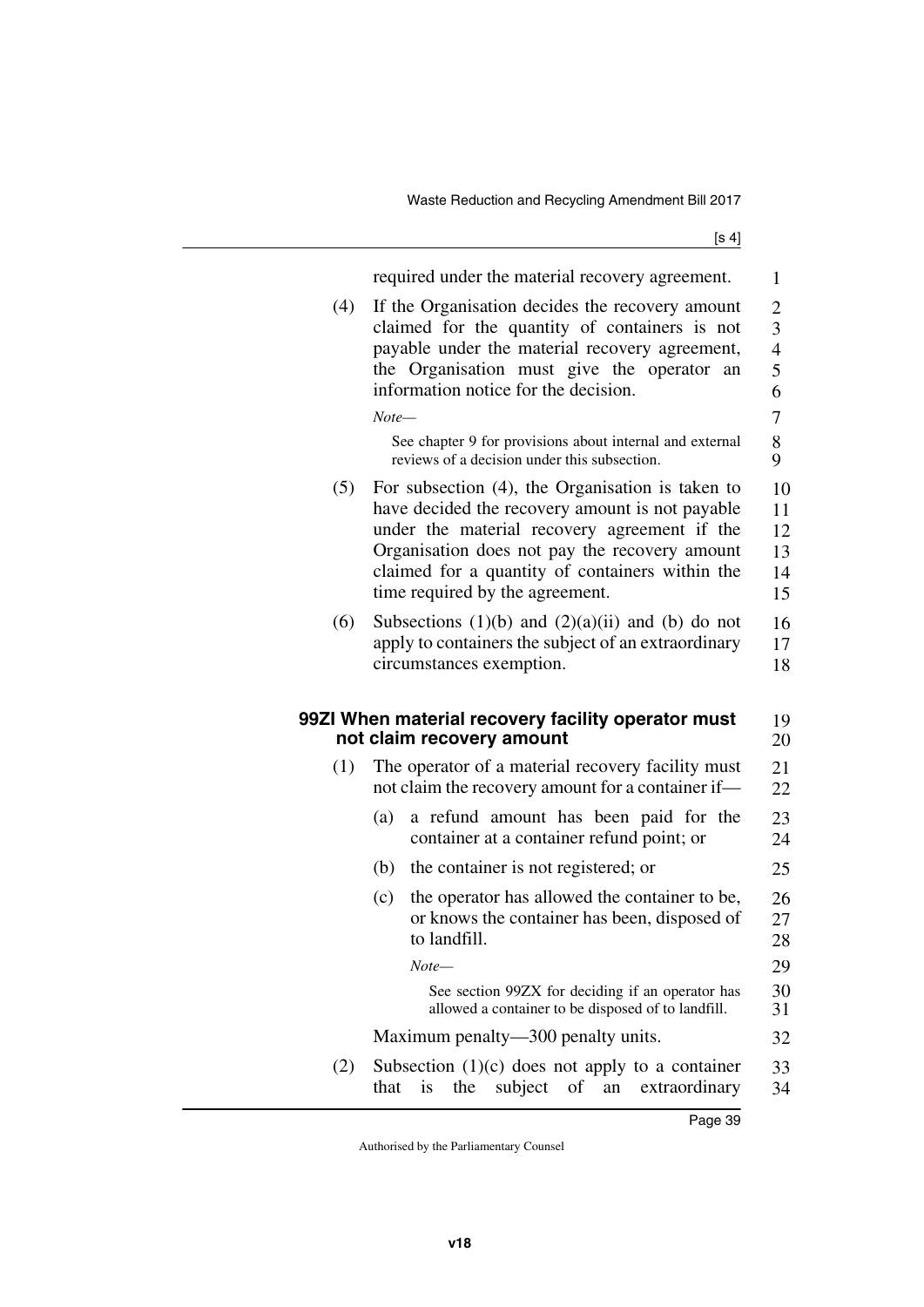required under the material recovery agreement.

(4) If the Organisation decides the recovery amount claimed for the quantity of containers is not payable under the material recovery agreement, the Organisation must give the operator an information notice for the decision.

*Note—*

See chapter 9 for provisions about internal and external reviews of a decision under this subsection.

(5) For subsection (4), the Organisation is taken to have decided the recovery amount is not payable under the material recovery agreement if the Organisation does not pay the recovery amount claimed for a quantity of containers within the time required by the agreement.

(6) Subsections (1)(b) and (2)(a)(ii) and (b) do not apply to containers the subject of an extraordinary circumstances exemption.

### 99ZI When material recovery facility operator must not claim recovery amount

(1) The operator of a material recovery facility must not claim the recovery amount for a container if—

(a) a refund amount has been paid for the container at a container refund point; or

(b) the container is not registered; or

(c) the operator has allowed the container to be, or knows the container has been, disposed of to landfill.

*Note—*

See section 99ZX for deciding if an operator has allowed a container to be disposed of to landfill.

Maximum penalty—300 penalty units.

(2) Subsection (1)(c) does not apply to a container that is the subject of an extraordinary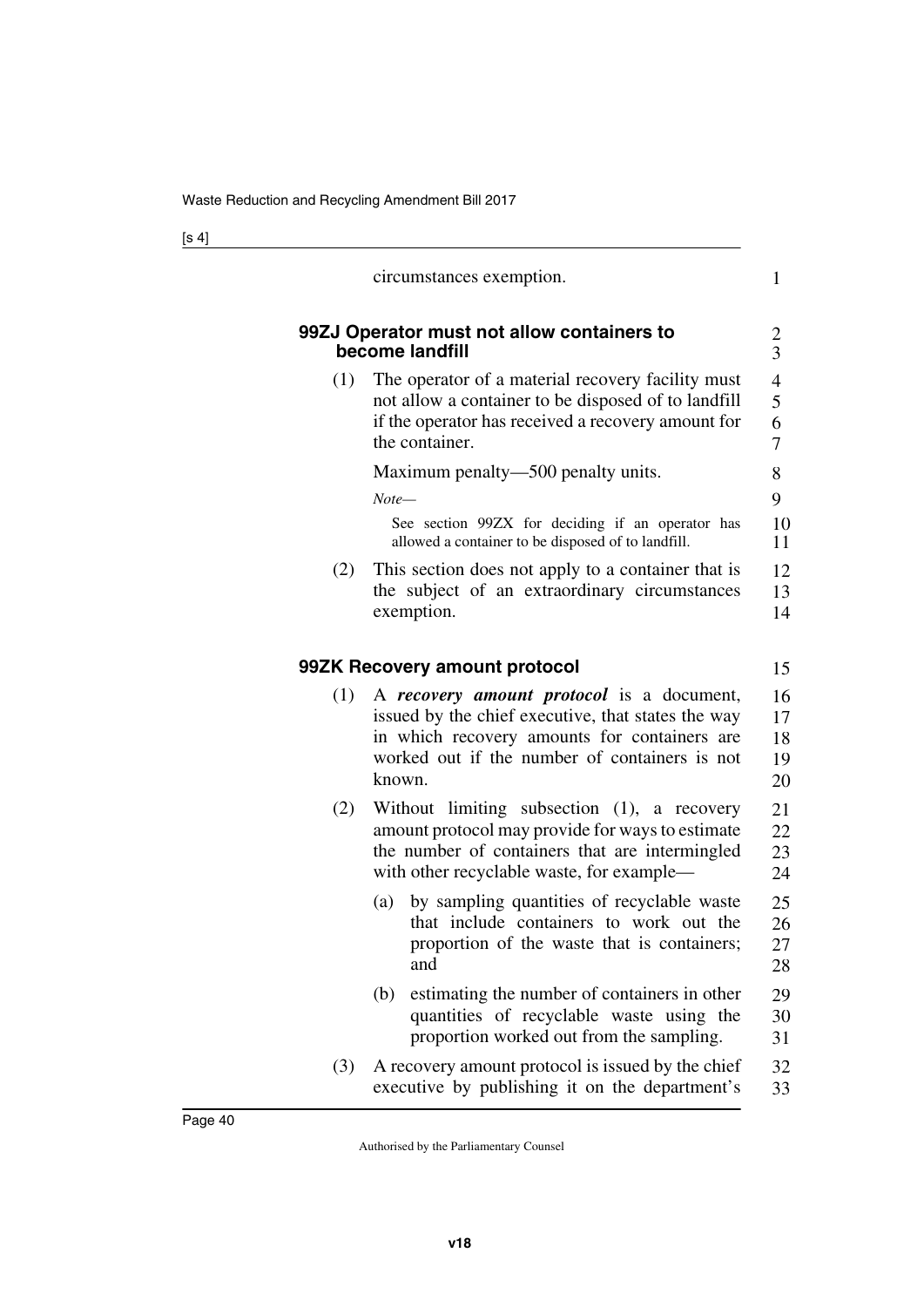circumstances exemption.

### 99ZJ Operator must not allow containers to become landfill

(1) The operator of a material recovery facility must not allow a container to be disposed of to landfill if the operator has received a recovery amount for the container.

Maximum penalty—500 penalty units.

*Note*—

See section 99ZX for deciding if an operator has allowed a container to be disposed of to landfill.

(2) This section does not apply to a container that is the subject of an extraordinary circumstances exemption.

### 99ZK Recovery amount protocol

(1) A ***recovery amount protocol*** is a document, issued by the chief executive, that states the way in which recovery amounts for containers are worked out if the number of containers is not known.

(2) Without limiting subsection (1), a recovery amount protocol may provide for ways to estimate the number of containers that are intermingled with other recyclable waste, for example—

(a) by sampling quantities of recyclable waste that include containers to work out the proportion of the waste that is containers; and

(b) estimating the number of containers in other quantities of recyclable waste using the proportion worked out from the sampling.

(3) A recovery amount protocol is issued by the chief executive by publishing it on the department's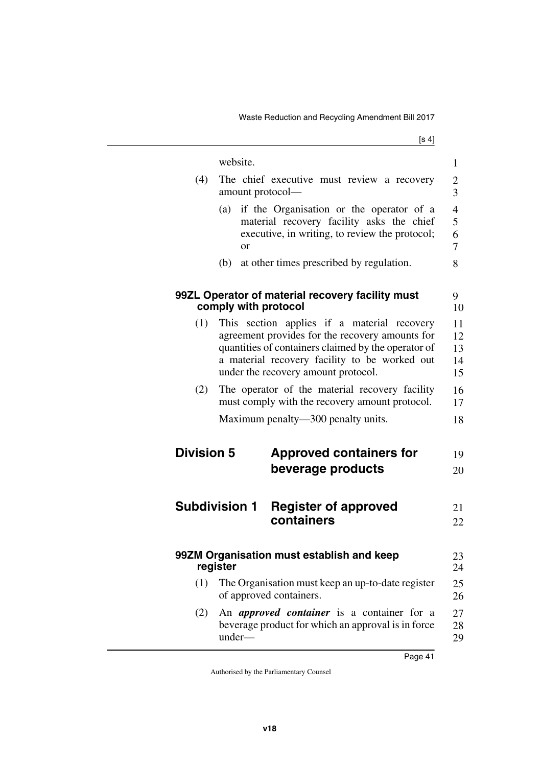website.

(4) The chief executive must review a recovery amount protocol—

(a) if the Organisation or the operator of a material recovery facility asks the chief executive, in writing, to review the protocol; or

(b) at other times prescribed by regulation.

### 99ZL Operator of material recovery facility must comply with protocol

(1) This section applies if a material recovery agreement provides for the recovery amounts for quantities of containers claimed by the operator of a material recovery facility to be worked out under the recovery amount protocol.

(2) The operator of the material recovery facility must comply with the recovery amount protocol.

Maximum penalty—300 penalty units.

# Division 5 Approved containers for beverage products

## Subdivision 1 Register of approved containers

### 99ZM Organisation must establish and keep register

(1) The Organisation must keep an up-to-date register of approved containers.

(2) An ***approved container*** is a container for a beverage product for which an approval is in force under—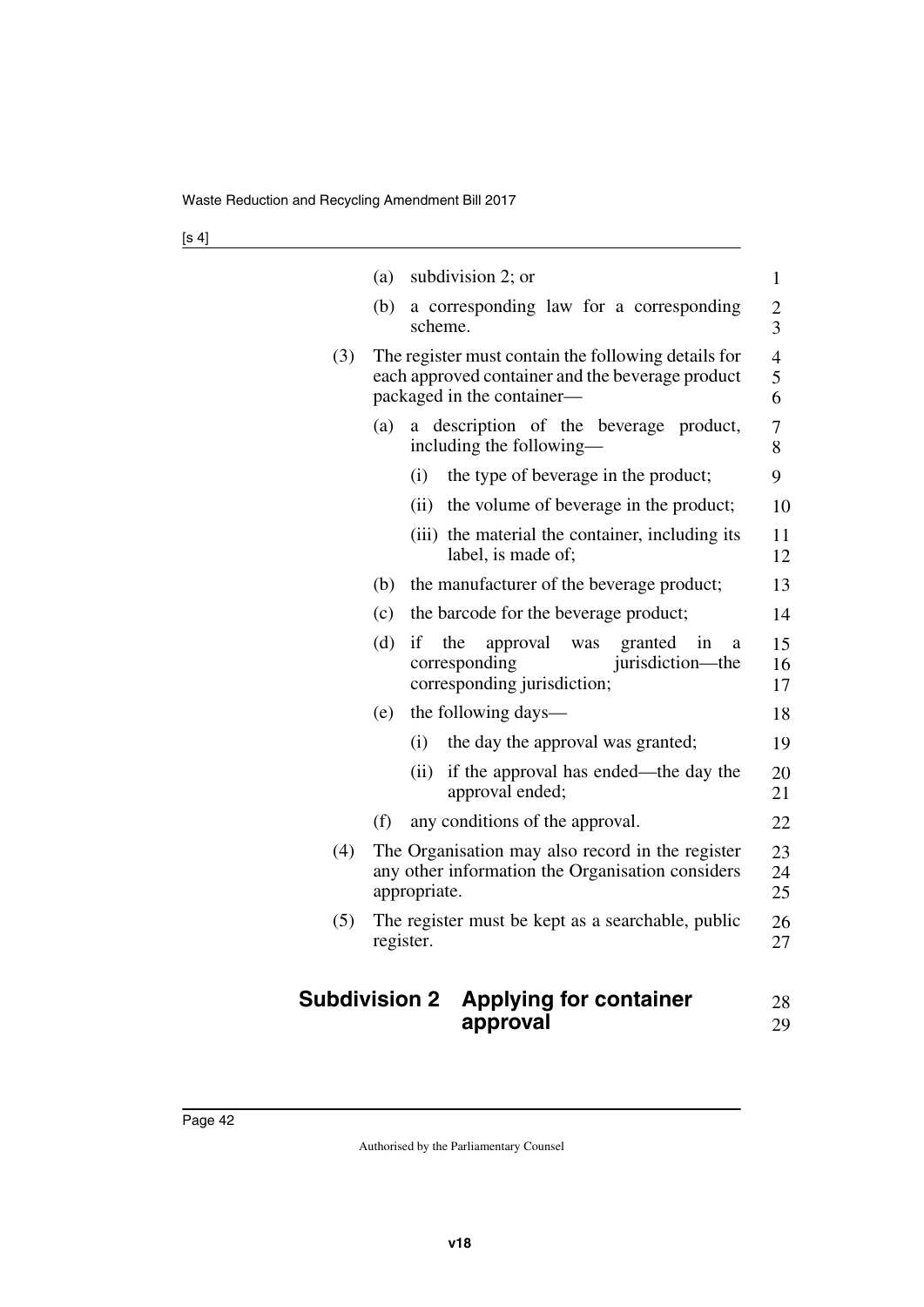(a) subdivision 2; or

(b) a corresponding law for a corresponding scheme.

(3) The register must contain the following details for each approved container and the beverage product packaged in the container—

(a) a description of the beverage product, including the following—

(i) the type of beverage in the product;

(ii) the volume of beverage in the product;

(iii) the material the container, including its label, is made of;

(b) the manufacturer of the beverage product;

(c) the barcode for the beverage product;

(d) if the approval was granted in a corresponding jurisdiction—the corresponding jurisdiction;

(e) the following days—

(i) the day the approval was granted;

(ii) if the approval has ended—the day the approval ended;

(f) any conditions of the approval.

(4) The Organisation may also record in the register any other information the Organisation considers appropriate.

(5) The register must be kept as a searchable, public register.

## Subdivision 2 Applying for container approval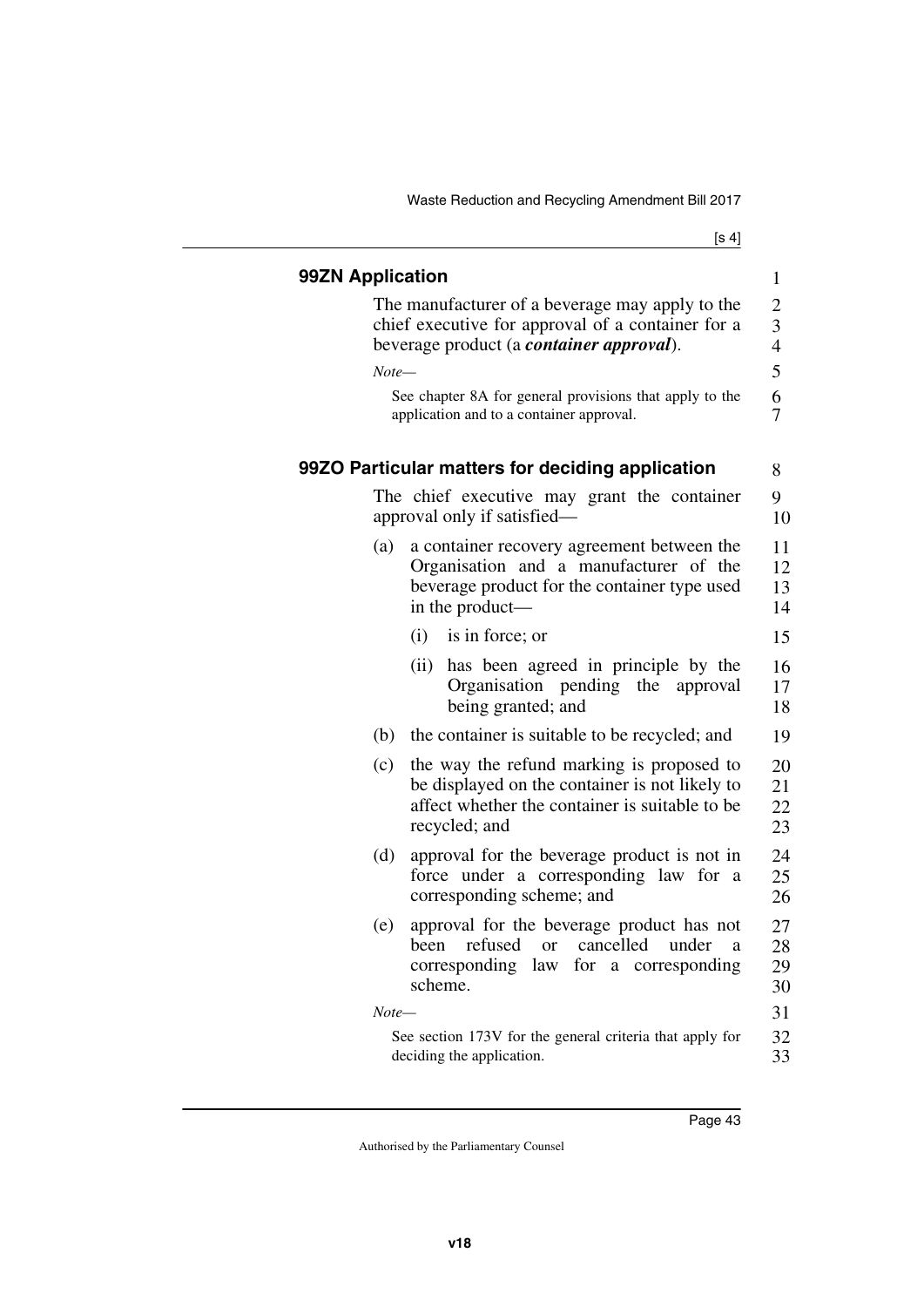### 99ZN Application

The manufacturer of a beverage may apply to the chief executive for approval of a container for a beverage product (a ***container approval***).

*Note—*

See chapter 8A for general provisions that apply to the application and to a container approval.

### 99ZO Particular matters for deciding application

The chief executive may grant the container approval only if satisfied—

(a) a container recovery agreement between the Organisation and a manufacturer of the beverage product for the container type used in the product—

  (i) is in force; or

  (ii) has been agreed in principle by the Organisation pending the approval being granted; and

(b) the container is suitable to be recycled; and

(c) the way the refund marking is proposed to be displayed on the container is not likely to affect whether the container is suitable to be recycled; and

(d) approval for the beverage product is not in force under a corresponding law for a corresponding scheme; and

(e) approval for the beverage product has not been refused or cancelled under a corresponding law for a corresponding scheme.

*Note—*

See section 173V for the general criteria that apply for deciding the application.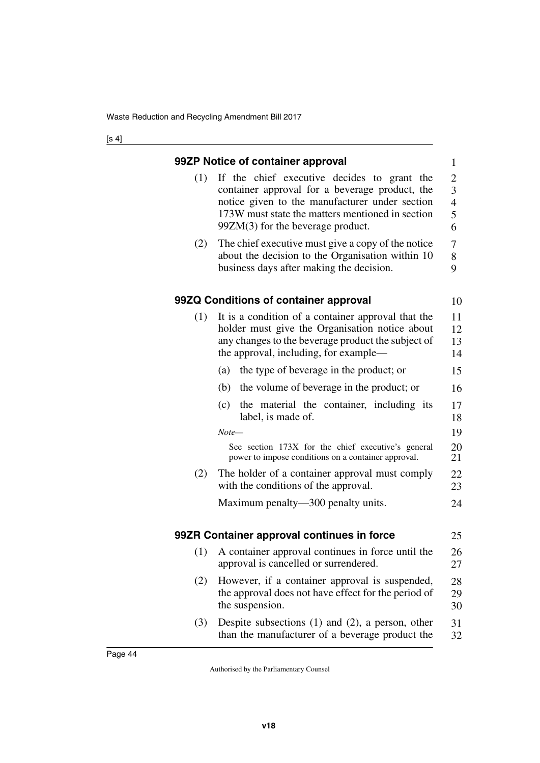### 99ZP Notice of container approval

(1) If the chief executive decides to grant the container approval for a beverage product, the notice given to the manufacturer under section 173W must state the matters mentioned in section 99ZM(3) for the beverage product.

(2) The chief executive must give a copy of the notice about the decision to the Organisation within 10 business days after making the decision.

### 99ZQ Conditions of container approval

(1) It is a condition of a container approval that the holder must give the Organisation notice about any changes to the beverage product the subject of the approval, including, for example—

(a) the type of beverage in the product; or

(b) the volume of beverage in the product; or

(c) the material the container, including its label, is made of.

*Note—*

See section 173X for the chief executive's general power to impose conditions on a container approval.

(2) The holder of a container approval must comply with the conditions of the approval.

Maximum penalty—300 penalty units.

### 99ZR Container approval continues in force

(1) A container approval continues in force until the approval is cancelled or surrendered.

(2) However, if a container approval is suspended, the approval does not have effect for the period of the suspension.

(3) Despite subsections (1) and (2), a person, other than the manufacturer of a beverage product the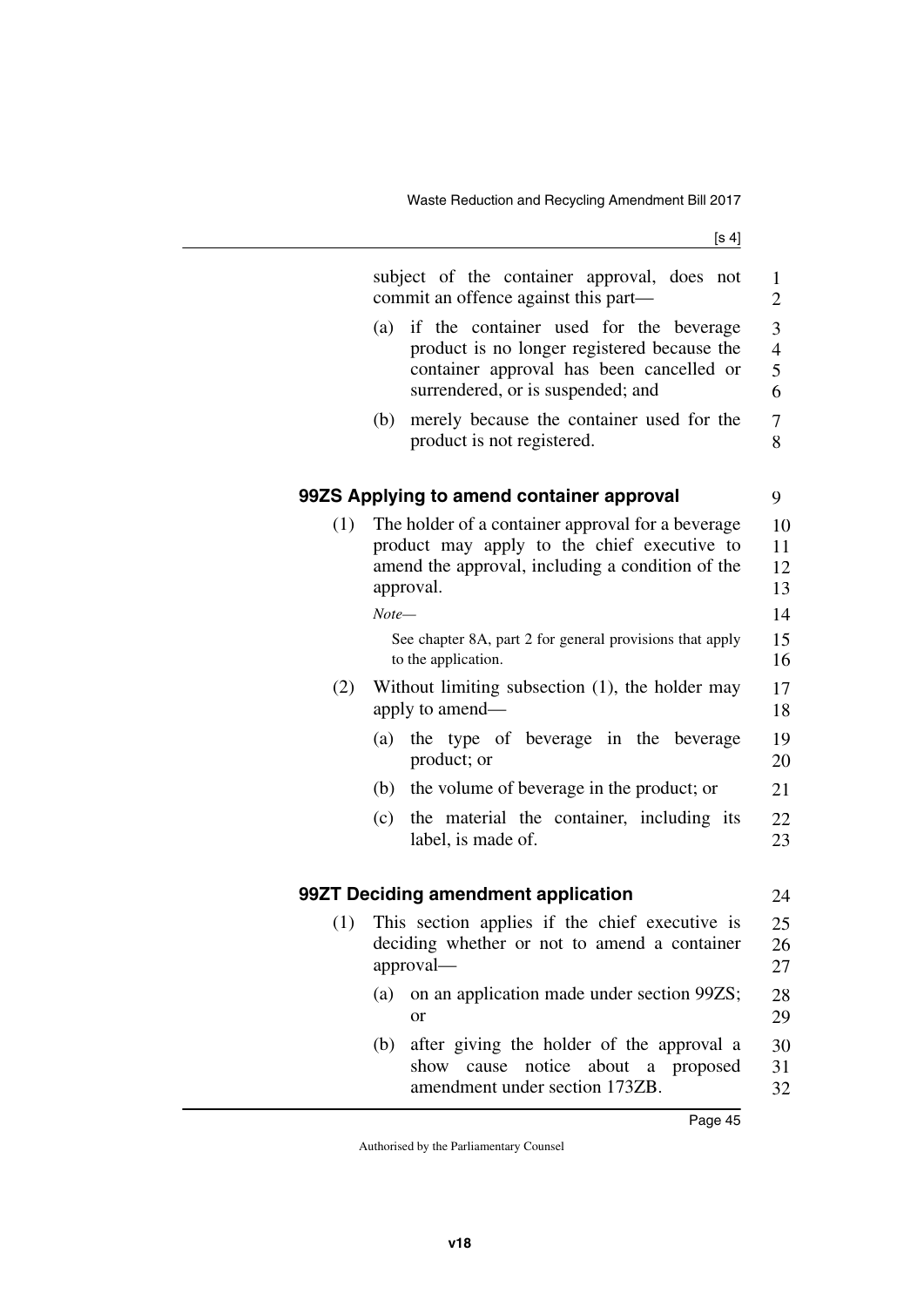subject of the container approval, does not commit an offence against this part—

(a) if the container used for the beverage product is no longer registered because the container approval has been cancelled or surrendered, or is suspended; and

(b) merely because the container used for the product is not registered.

### 99ZS Applying to amend container approval

(1) The holder of a container approval for a beverage product may apply to the chief executive to amend the approval, including a condition of the approval.

*Note—*

See chapter 8A, part 2 for general provisions that apply to the application.

(2) Without limiting subsection (1), the holder may apply to amend—

(a) the type of beverage in the beverage product; or

(b) the volume of beverage in the product; or

(c) the material the container, including its label, is made of.

### 99ZT Deciding amendment application

(1) This section applies if the chief executive is deciding whether or not to amend a container approval—

(a) on an application made under section 99ZS; or

(b) after giving the holder of the approval a show cause notice about a proposed amendment under section 173ZB.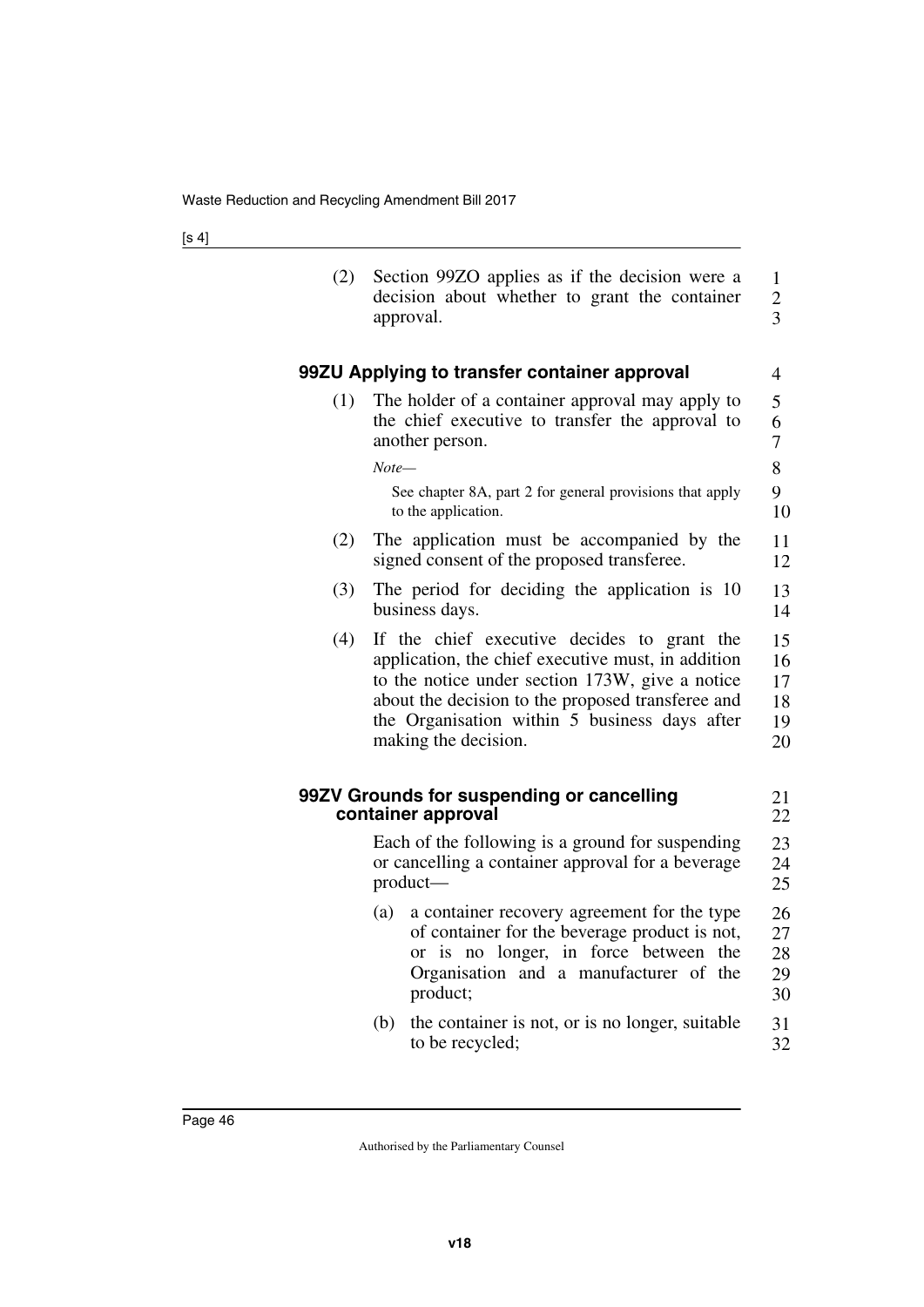(2) Section 99ZO applies as if the decision were a decision about whether to grant the container approval.

### 99ZU Applying to transfer container approval

(1) The holder of a container approval may apply to the chief executive to transfer the approval to another person.

*Note—*

See chapter 8A, part 2 for general provisions that apply to the application.

(2) The application must be accompanied by the signed consent of the proposed transferee.

(3) The period for deciding the application is 10 business days.

(4) If the chief executive decides to grant the application, the chief executive must, in addition to the notice under section 173W, give a notice about the decision to the proposed transferee and the Organisation within 5 business days after making the decision.

### 99ZV Grounds for suspending or cancelling container approval

Each of the following is a ground for suspending or cancelling a container approval for a beverage product—

(a) a container recovery agreement for the type of container for the beverage product is not, or is no longer, in force between the Organisation and a manufacturer of the product;

(b) the container is not, or is no longer, suitable to be recycled;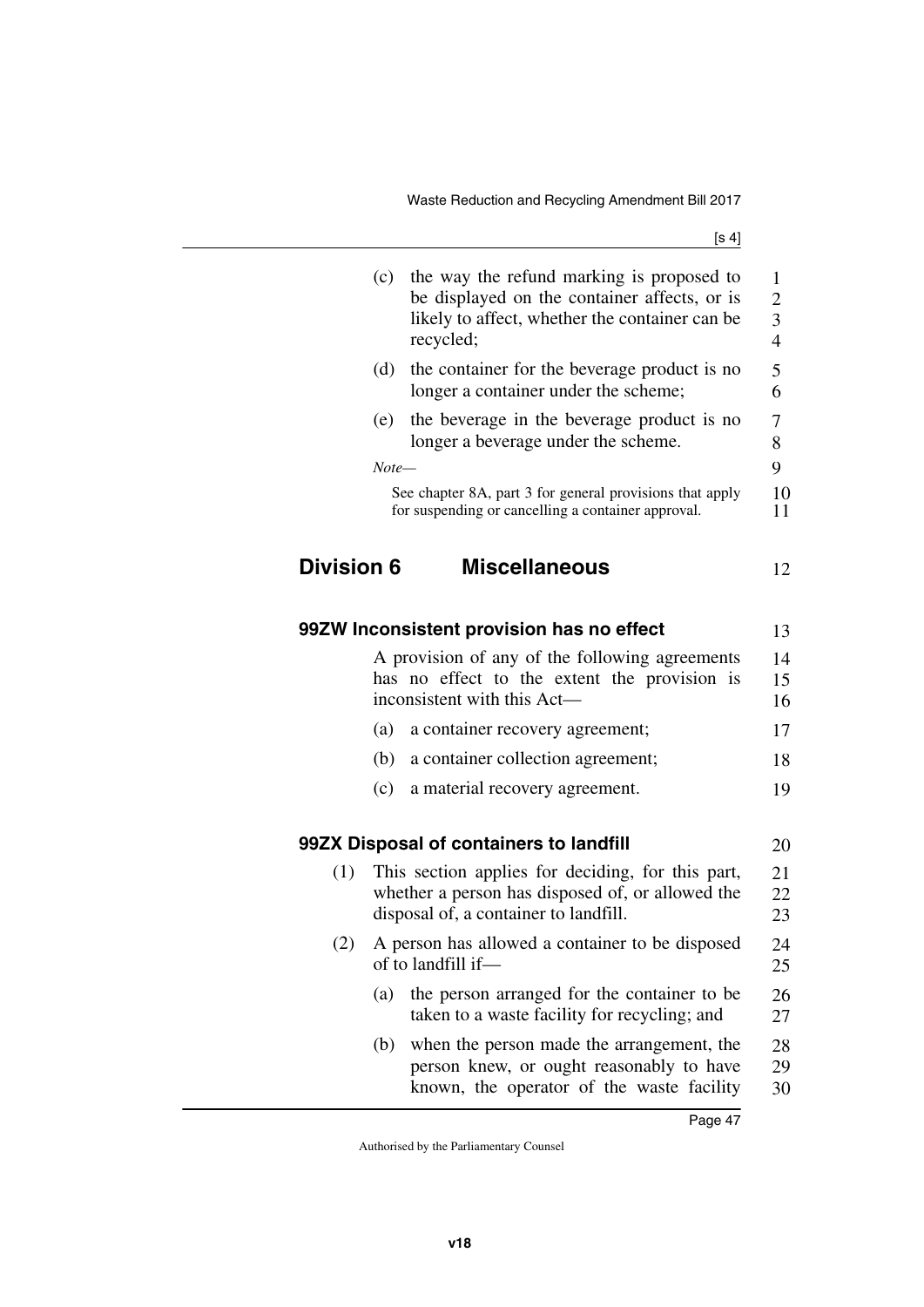(c) the way the refund marking is proposed to be displayed on the container affects, or is likely to affect, whether the container can be recycled;

(d) the container for the beverage product is no longer a container under the scheme;

(e) the beverage in the beverage product is no longer a beverage under the scheme.

*Note—*

See chapter 8A, part 3 for general provisions that apply for suspending or cancelling a container approval.

## Division 6 Miscellaneous

### 99ZW Inconsistent provision has no effect

A provision of any of the following agreements has no effect to the extent the provision is inconsistent with this Act—

(a) a container recovery agreement;

(b) a container collection agreement;

(c) a material recovery agreement.

### 99ZX Disposal of containers to landfill

(1) This section applies for deciding, for this part, whether a person has disposed of, or allowed the disposal of, a container to landfill.

(2) A person has allowed a container to be disposed of to landfill if—

(a) the person arranged for the container to be taken to a waste facility for recycling; and

(b) when the person made the arrangement, the person knew, or ought reasonably to have known, the operator of the waste facility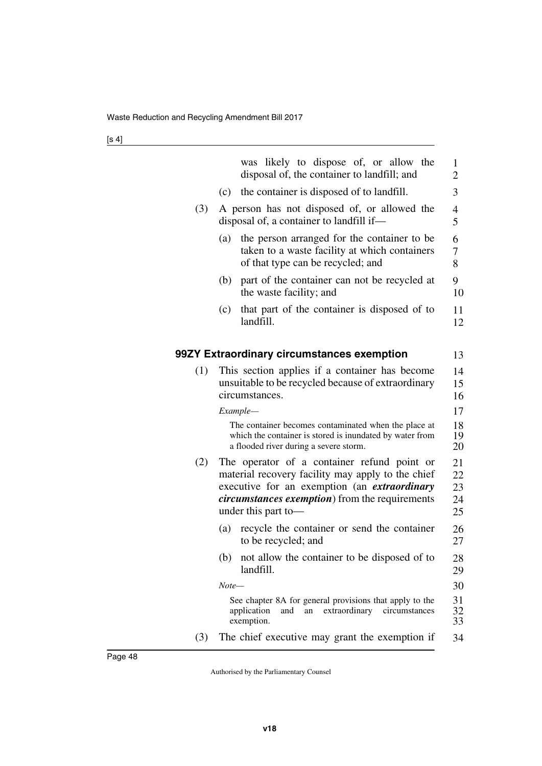was likely to dispose of, or allow the disposal of, the container to landfill; and

(c) the container is disposed of to landfill.

(3) A person has not disposed of, or allowed the disposal of, a container to landfill if—

(a) the person arranged for the container to be taken to a waste facility at which containers of that type can be recycled; and

(b) part of the container can not be recycled at the waste facility; and

(c) that part of the container is disposed of to landfill.

## 99ZY Extraordinary circumstances exemption

(1) This section applies if a container has become unsuitable to be recycled because of extraordinary circumstances.

*Example—*

The container becomes contaminated when the place at which the container is stored is inundated by water from a flooded river during a severe storm.

(2) The operator of a container refund point or material recovery facility may apply to the chief executive for an exemption (an ***extraordinary circumstances exemption***) from the requirements under this part to—

(a) recycle the container or send the container to be recycled; and

(b) not allow the container to be disposed of to landfill.

*Note—*

See chapter 8A for general provisions that apply to the application and an extraordinary circumstances exemption.

(3) The chief executive may grant the exemption if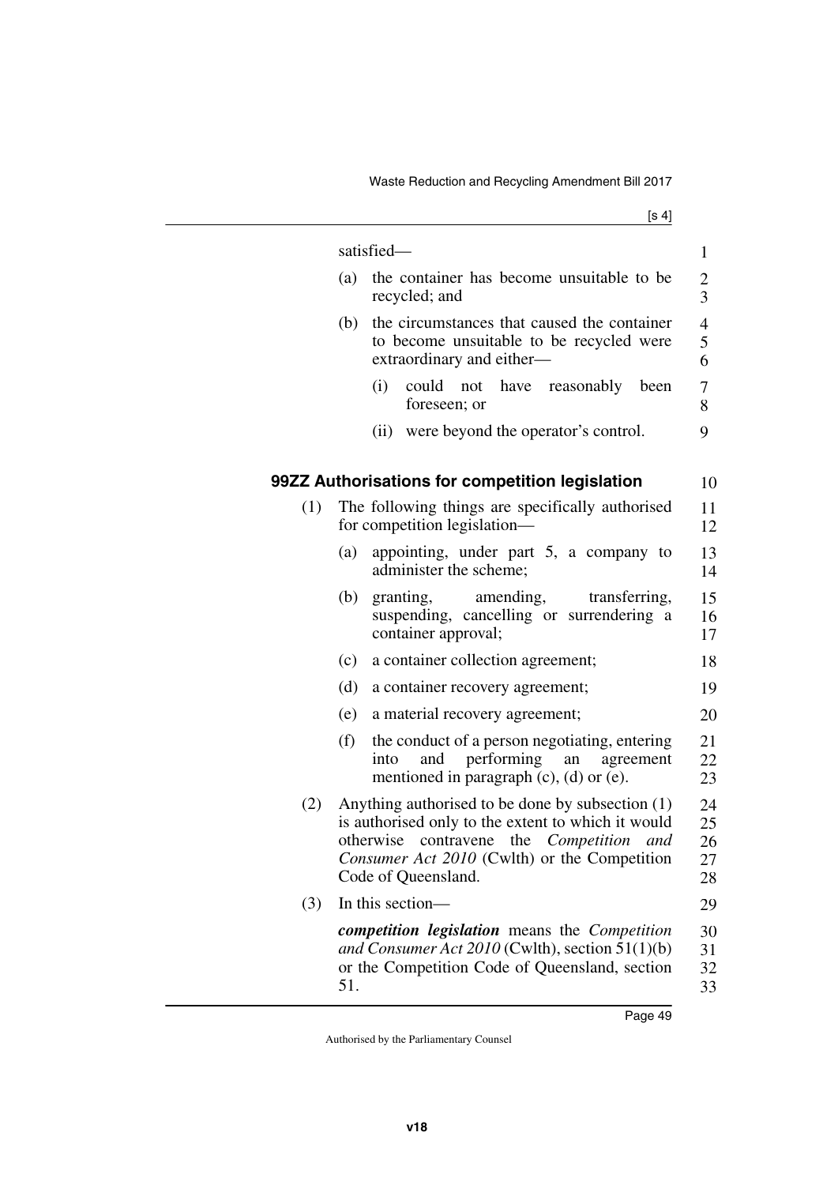satisfied—

(a) the container has become unsuitable to be recycled; and

(b) the circumstances that caused the container to become unsuitable to be recycled were extraordinary and either—

(i) could not have reasonably been foreseen; or

(ii) were beyond the operator's control.

### 99ZZ Authorisations for competition legislation

(1) The following things are specifically authorised for competition legislation—

(a) appointing, under part 5, a company to administer the scheme;

(b) granting, amending, transferring, suspending, cancelling or surrendering a container approval;

(c) a container collection agreement;

(d) a container recovery agreement;

(e) a material recovery agreement;

(f) the conduct of a person negotiating, entering into and performing an agreement mentioned in paragraph (c), (d) or (e).

(2) Anything authorised to be done by subsection (1) is authorised only to the extent to which it would otherwise contravene the *Competition and Consumer Act 2010* (Cwlth) or the Competition Code of Queensland.

(3) In this section—

***competition legislation*** means the *Competition and Consumer Act 2010* (Cwlth), section 51(1)(b) or the Competition Code of Queensland, section 51.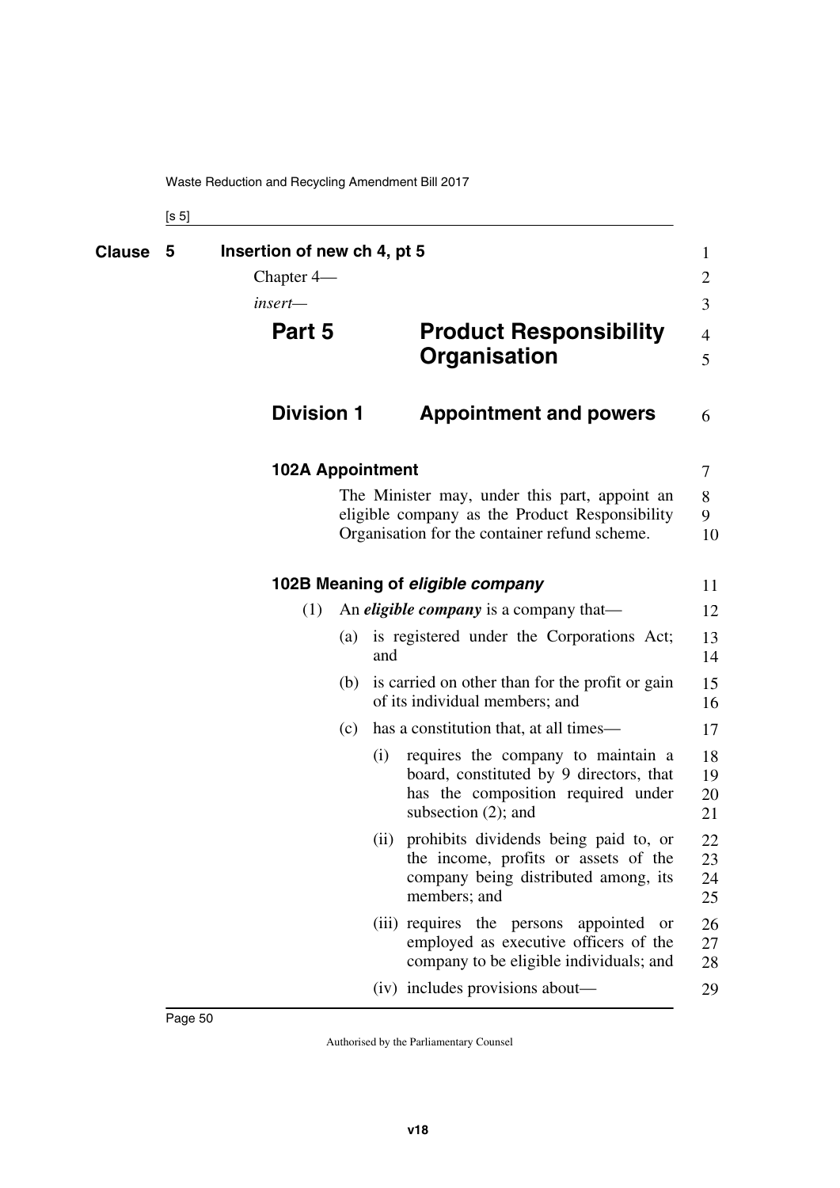**Clause 5 Insertion of new ch 4, pt 5**

Chapter 4—

*insert*—

# Part 5 Product Responsibility Organisation

## Division 1 Appointment and powers

### 102A Appointment

The Minister may, under this part, appoint an eligible company as the Product Responsibility Organisation for the container refund scheme.

### 102B Meaning of *eligible company*

(1) An ***eligible company*** is a company that—

(a) is registered under the Corporations Act; and

(b) is carried on other than for the profit or gain of its individual members; and

(c) has a constitution that, at all times—

(i) requires the company to maintain a board, constituted by 9 directors, that has the composition required under subsection (2); and

(ii) prohibits dividends being paid to, or the income, profits or assets of the company being distributed among, its members; and

(iii) requires the persons appointed or employed as executive officers of the company to be eligible individuals; and

(iv) includes provisions about—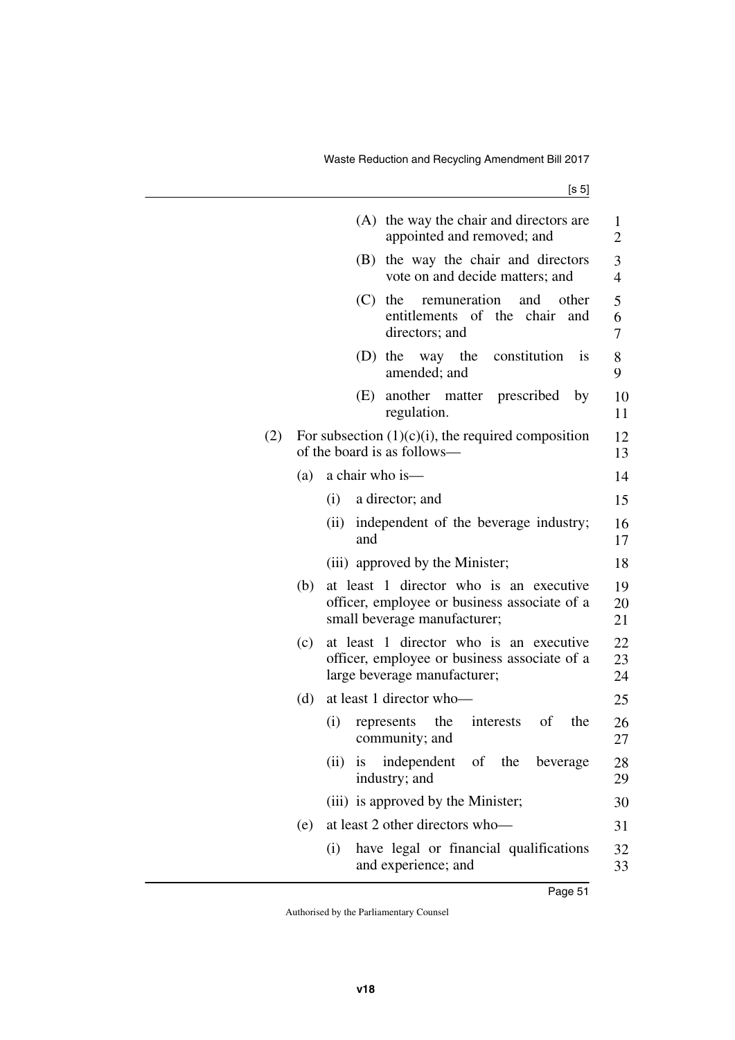(A) the way the chair and directors are appointed and removed; and

(B) the way the chair and directors vote on and decide matters; and

(C) the remuneration and other entitlements of the chair and directors; and

(D) the way the constitution is amended; and

(E) another matter prescribed by regulation.

(2) For subsection (1)(c)(i), the required composition of the board is as follows—

(a) a chair who is—

(i) a director; and

(ii) independent of the beverage industry; and

(iii) approved by the Minister;

(b) at least 1 director who is an executive officer, employee or business associate of a small beverage manufacturer;

(c) at least 1 director who is an executive officer, employee or business associate of a large beverage manufacturer;

(d) at least 1 director who—

(i) represents the interests of the community; and

(ii) is independent of the beverage industry; and

(iii) is approved by the Minister;

(e) at least 2 other directors who—

(i) have legal or financial qualifications and experience; and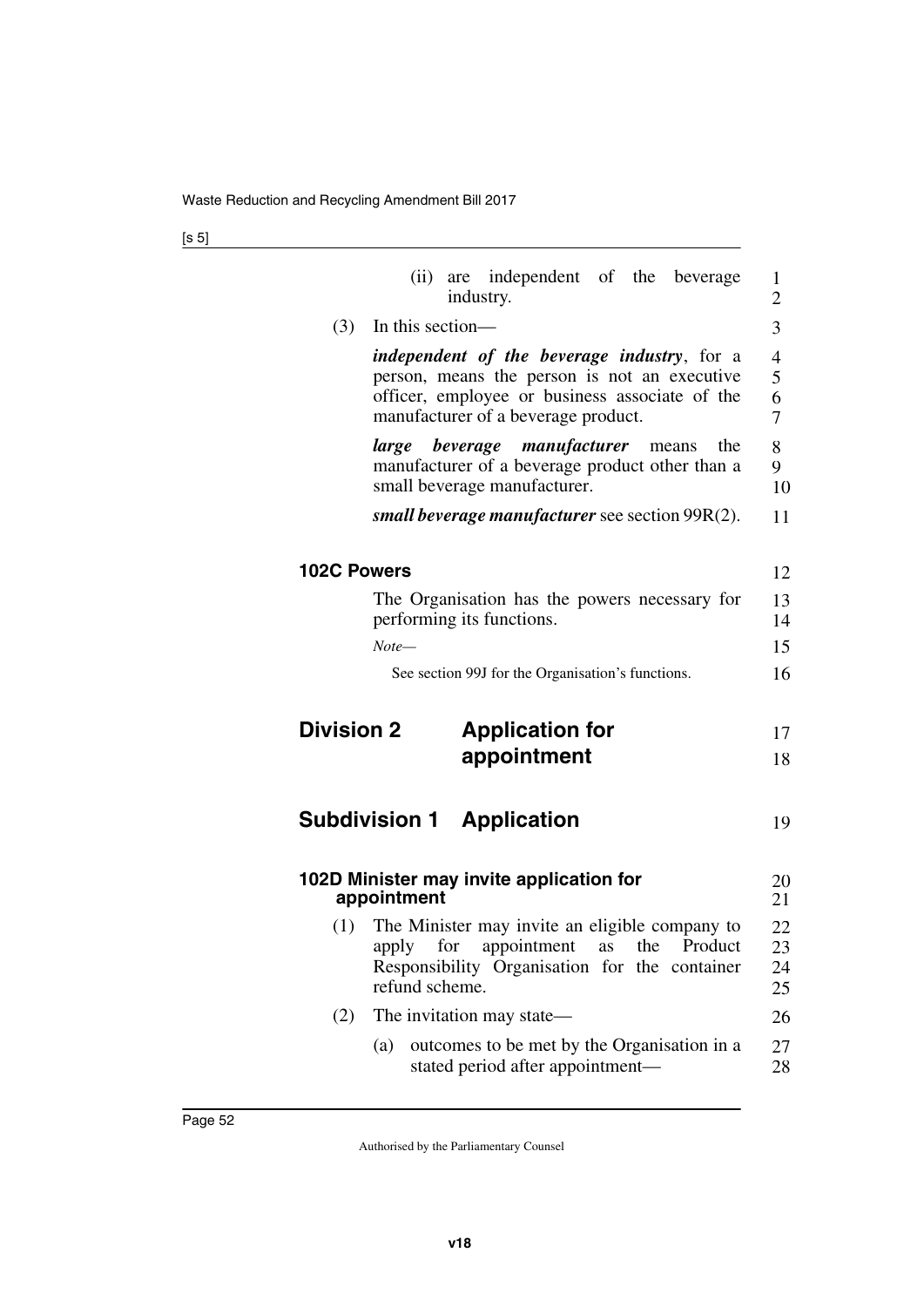(ii) are independent of the beverage industry.

(3) In this section—

***independent of the beverage industry***, for a person, means the person is not an executive officer, employee or business associate of the manufacturer of a beverage product.

***large beverage manufacturer*** means the manufacturer of a beverage product other than a small beverage manufacturer.

***small beverage manufacturer*** see section 99R(2).

### 102C Powers

The Organisation has the powers necessary for performing its functions.

*Note—*

See section 99J for the Organisation's functions.

## Division 2 Application for appointment

## Subdivision 1 Application

### 102D Minister may invite application for appointment

(1) The Minister may invite an eligible company to apply for appointment as the Product Responsibility Organisation for the container refund scheme.

(2) The invitation may state—

(a) outcomes to be met by the Organisation in a stated period after appointment—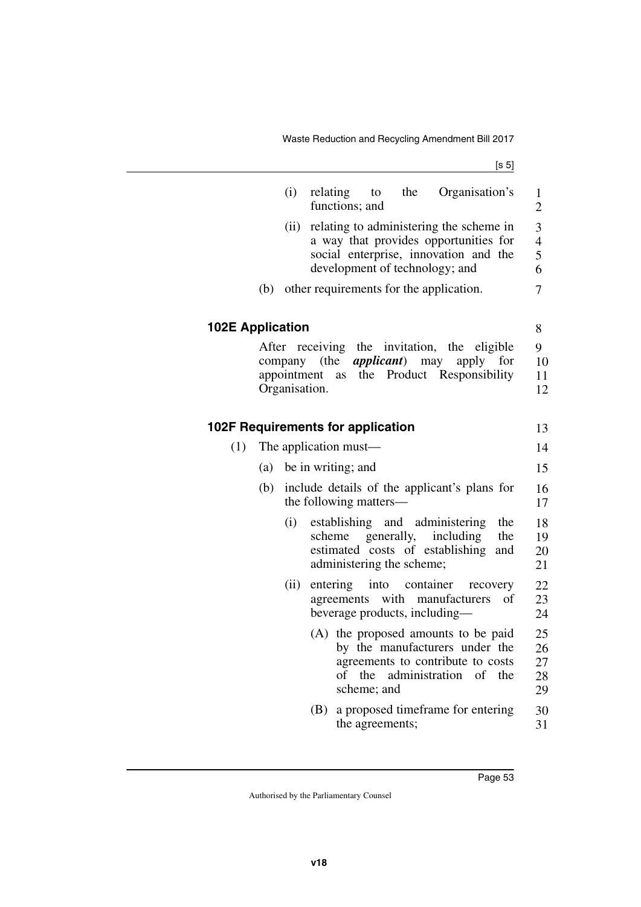(i) relating to the Organisation's functions; and

(ii) relating to administering the scheme in a way that provides opportunities for social enterprise, innovation and the development of technology; and

(b) other requirements for the application.

### 102E Application

After receiving the invitation, the eligible company (the ***applicant***) may apply for appointment as the Product Responsibility Organisation.

### 102F Requirements for application

(1) The application must—

(a) be in writing; and

(b) include details of the applicant's plans for the following matters—

(i) establishing and administering the scheme generally, including the estimated costs of establishing and administering the scheme;

(ii) entering into container recovery agreements with manufacturers of beverage products, including—

(A) the proposed amounts to be paid by the manufacturers under the agreements to contribute to costs of the administration of the scheme; and

(B) a proposed timeframe for entering the agreements;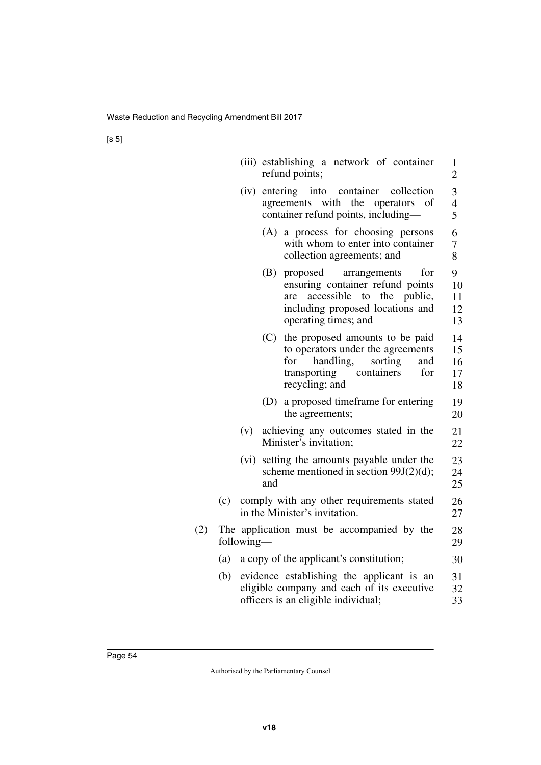(iii) establishing a network of container refund points;

(iv) entering into container collection agreements with the operators of container refund points, including—

(A) a process for choosing persons with whom to enter into container collection agreements; and

(B) proposed arrangements for ensuring container refund points are accessible to the public, including proposed locations and operating times; and

(C) the proposed amounts to be paid to operators under the agreements for handling, sorting and transporting containers for recycling; and

(D) a proposed timeframe for entering the agreements;

(v) achieving any outcomes stated in the Minister's invitation;

(vi) setting the amounts payable under the scheme mentioned in section 99J(2)(d); and

(c) comply with any other requirements stated in the Minister's invitation.

(2) The application must be accompanied by the following—

(a) a copy of the applicant's constitution;

(b) evidence establishing the applicant is an eligible company and each of its executive officers is an eligible individual;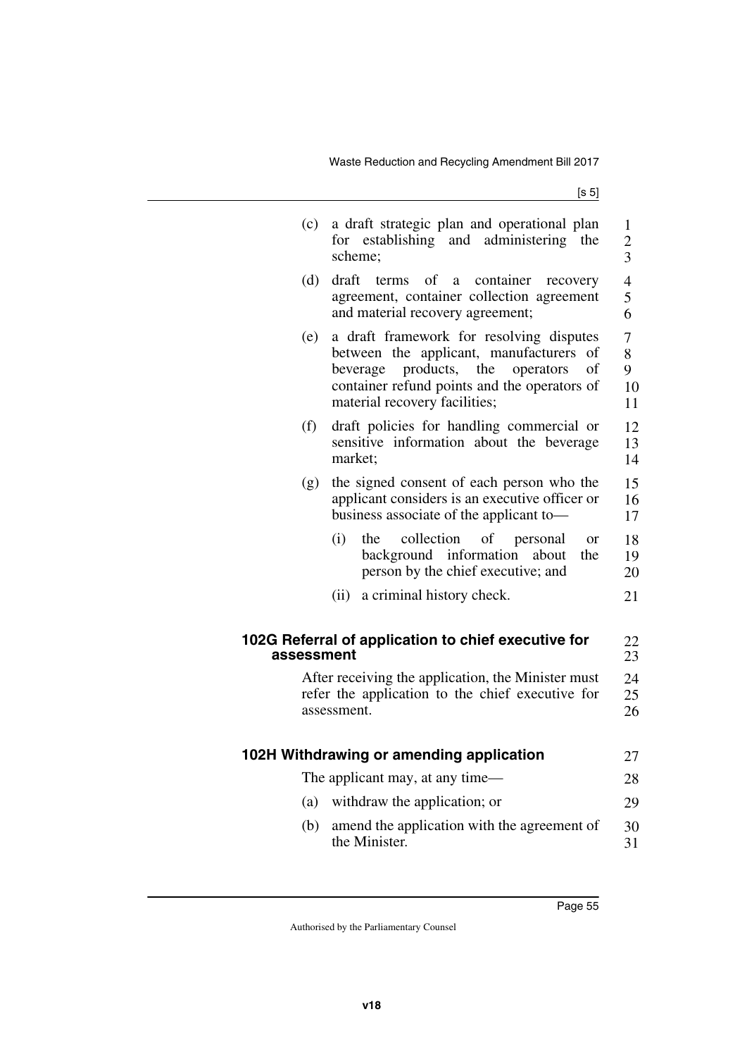(c) a draft strategic plan and operational plan for establishing and administering the scheme;

(d) draft terms of a container recovery agreement, container collection agreement and material recovery agreement;

(e) a draft framework for resolving disputes between the applicant, manufacturers of beverage products, the operators of container refund points and the operators of material recovery facilities;

(f) draft policies for handling commercial or sensitive information about the beverage market;

(g) the signed consent of each person who the applicant considers is an executive officer or business associate of the applicant to—

(i) the collection of personal or background information about the person by the chief executive; and

(ii) a criminal history check.

### 102G Referral of application to chief executive for assessment

After receiving the application, the Minister must refer the application to the chief executive for assessment.

### 102H Withdrawing or amending application

The applicant may, at any time—

(a) withdraw the application; or

(b) amend the application with the agreement of the Minister.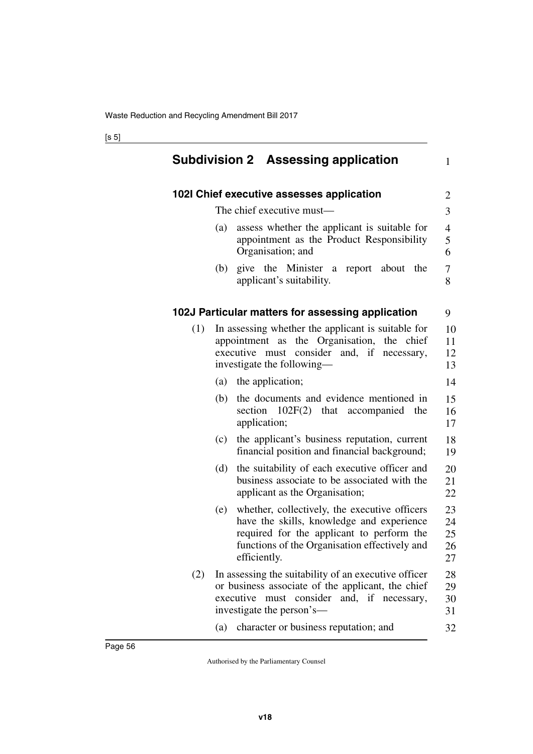## Subdivision 2 Assessing application

### 102I Chief executive assesses application

The chief executive must—

(a) assess whether the applicant is suitable for appointment as the Product Responsibility Organisation; and

(b) give the Minister a report about the applicant's suitability.

### 102J Particular matters for assessing application

(1) In assessing whether the applicant is suitable for appointment as the Organisation, the chief executive must consider and, if necessary, investigate the following—

(a) the application;

(b) the documents and evidence mentioned in section 102F(2) that accompanied the application;

(c) the applicant's business reputation, current financial position and financial background;

(d) the suitability of each executive officer and business associate to be associated with the applicant as the Organisation;

(e) whether, collectively, the executive officers have the skills, knowledge and experience required for the applicant to perform the functions of the Organisation effectively and efficiently.

(2) In assessing the suitability of an executive officer or business associate of the applicant, the chief executive must consider and, if necessary, investigate the person's—

(a) character or business reputation; and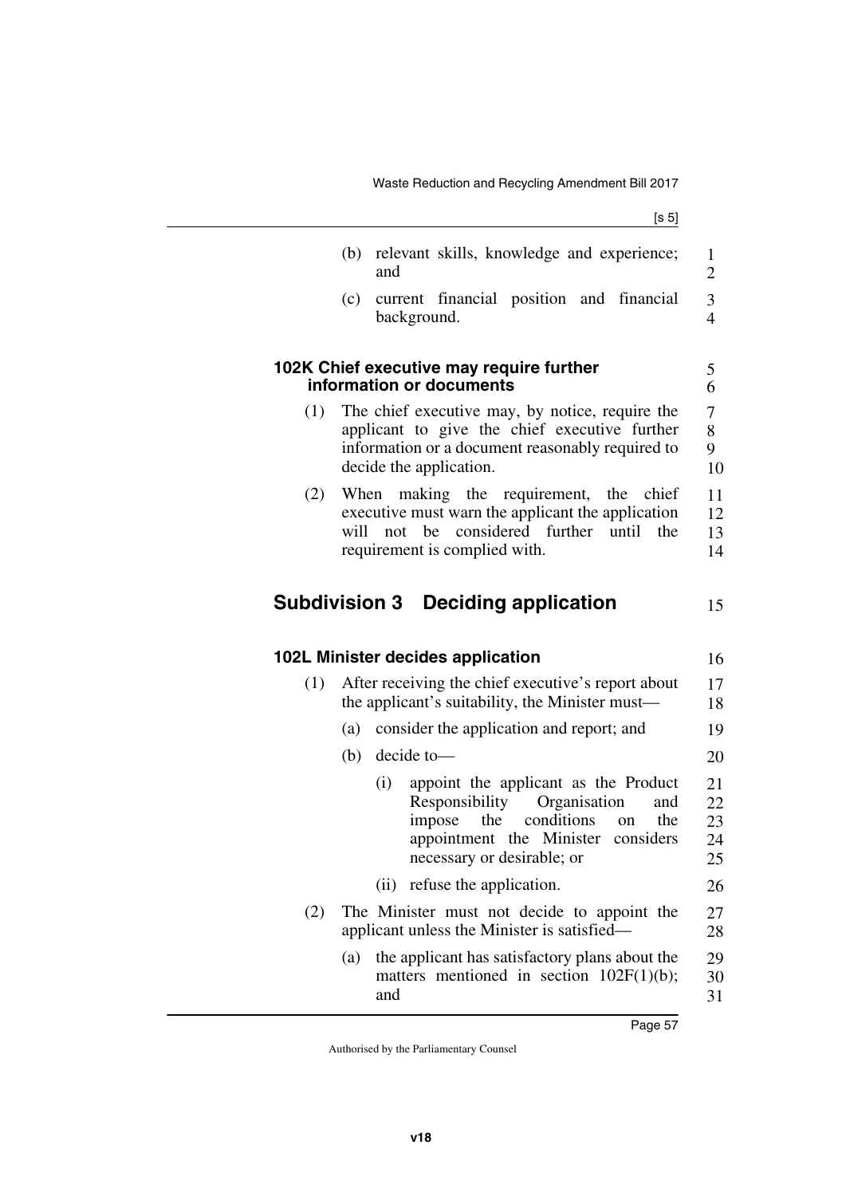(b) relevant skills, knowledge and experience; and

(c) current financial position and financial background.

#### 102K Chief executive may require further information or documents

(1) The chief executive may, by notice, require the applicant to give the chief executive further information or a document reasonably required to decide the application.

(2) When making the requirement, the chief executive must warn the applicant the application will not be considered further until the requirement is complied with.

### Subdivision 3 Deciding application

#### 102L Minister decides application

(1) After receiving the chief executive's report about the applicant's suitability, the Minister must—

(a) consider the application and report; and

(b) decide to—

(i) appoint the applicant as the Product Responsibility Organisation and impose the conditions on the appointment the Minister considers necessary or desirable; or

(ii) refuse the application.

(2) The Minister must not decide to appoint the applicant unless the Minister is satisfied—

(a) the applicant has satisfactory plans about the matters mentioned in section 102F(1)(b); and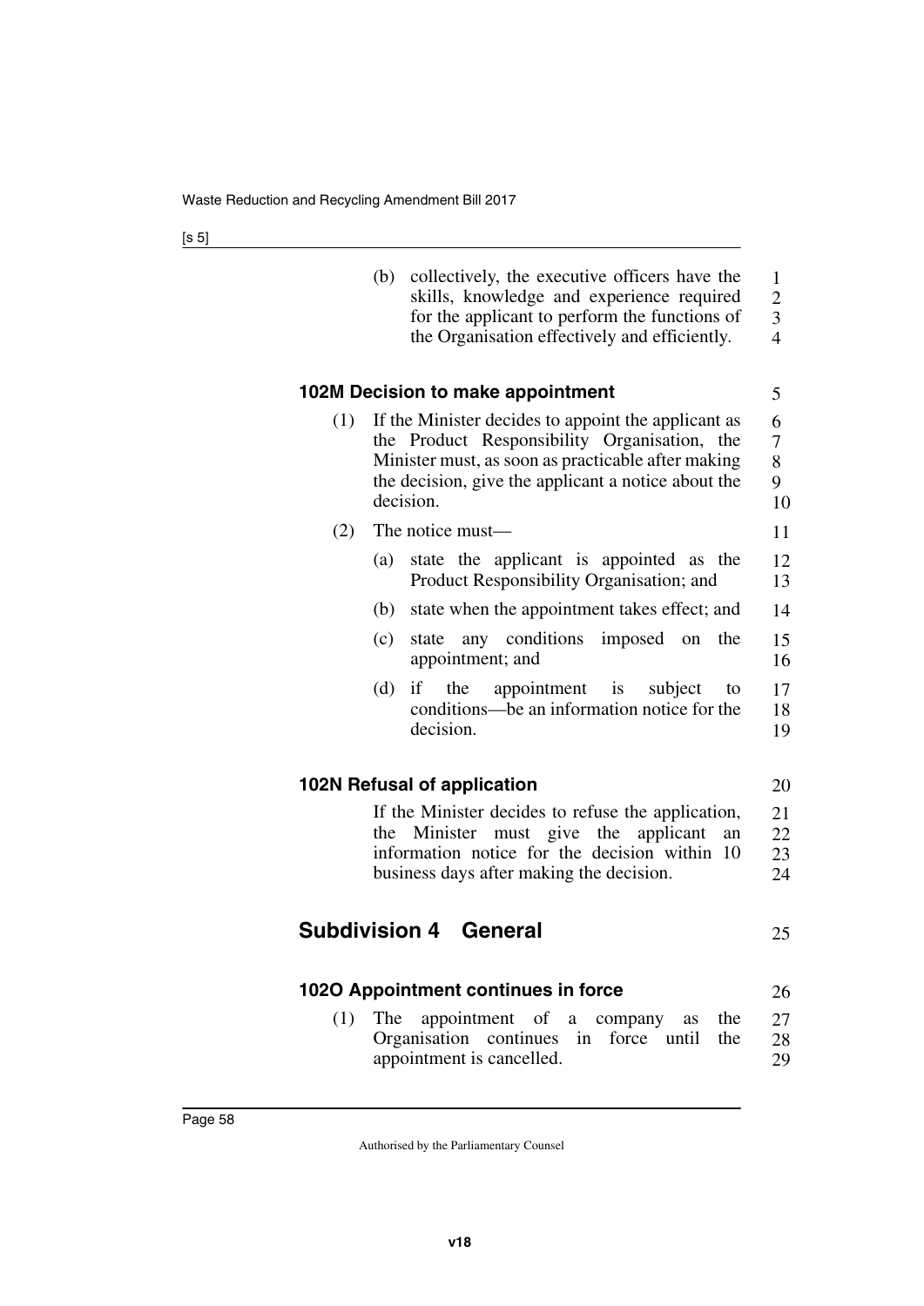(b) collectively, the executive officers have the skills, knowledge and experience required for the applicant to perform the functions of the Organisation effectively and efficiently.

### 102M Decision to make appointment

(1) If the Minister decides to appoint the applicant as the Product Responsibility Organisation, the Minister must, as soon as practicable after making the decision, give the applicant a notice about the decision.

(2) The notice must—

(a) state the applicant is appointed as the Product Responsibility Organisation; and

(b) state when the appointment takes effect; and

(c) state any conditions imposed on the appointment; and

(d) if the appointment is subject to conditions—be an information notice for the decision.

### 102N Refusal of application

If the Minister decides to refuse the application, the Minister must give the applicant an information notice for the decision within 10 business days after making the decision.

## Subdivision 4 General

### 102O Appointment continues in force

(1) The appointment of a company as the Organisation continues in force until the appointment is cancelled.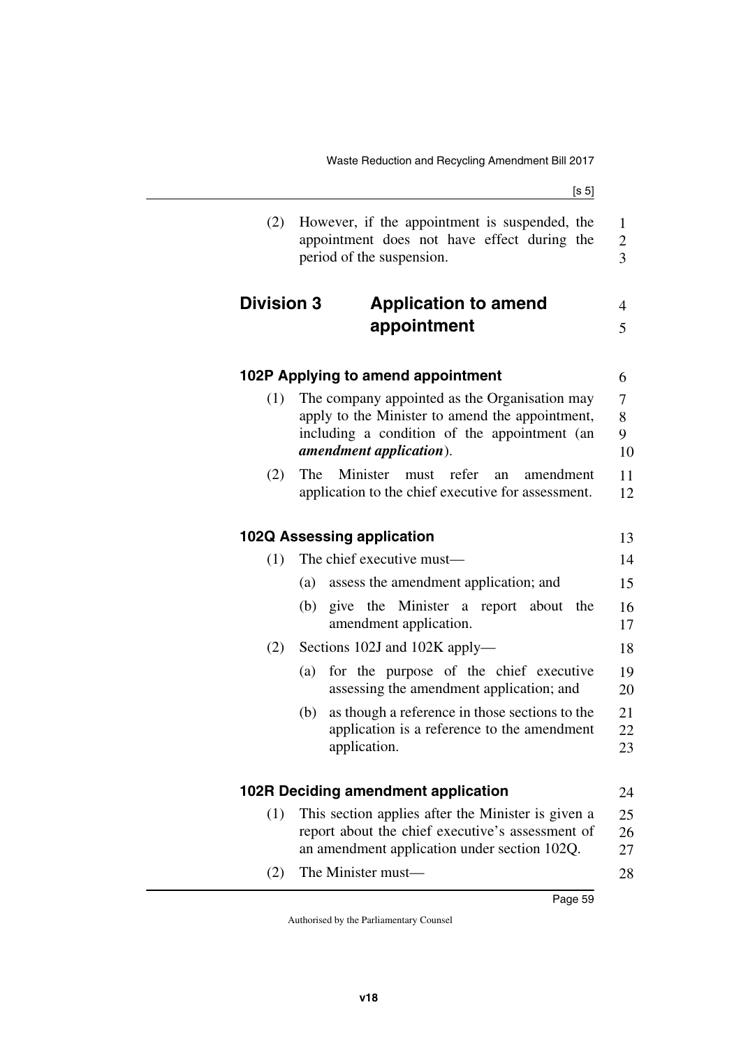(2) However, if the appointment is suspended, the appointment does not have effect during the period of the suspension.

## Division 3 Application to amend appointment

### 102P Applying to amend appointment

(1) The company appointed as the Organisation may apply to the Minister to amend the appointment, including a condition of the appointment (an ***amendment application***).

(2) The Minister must refer an amendment application to the chief executive for assessment.

### 102Q Assessing application

(1) The chief executive must—

(a) assess the amendment application; and

(b) give the Minister a report about the amendment application.

(2) Sections 102J and 102K apply—

(a) for the purpose of the chief executive assessing the amendment application; and

(b) as though a reference in those sections to the application is a reference to the amendment application.

### 102R Deciding amendment application

(1) This section applies after the Minister is given a report about the chief executive's assessment of an amendment application under section 102Q.

(2) The Minister must—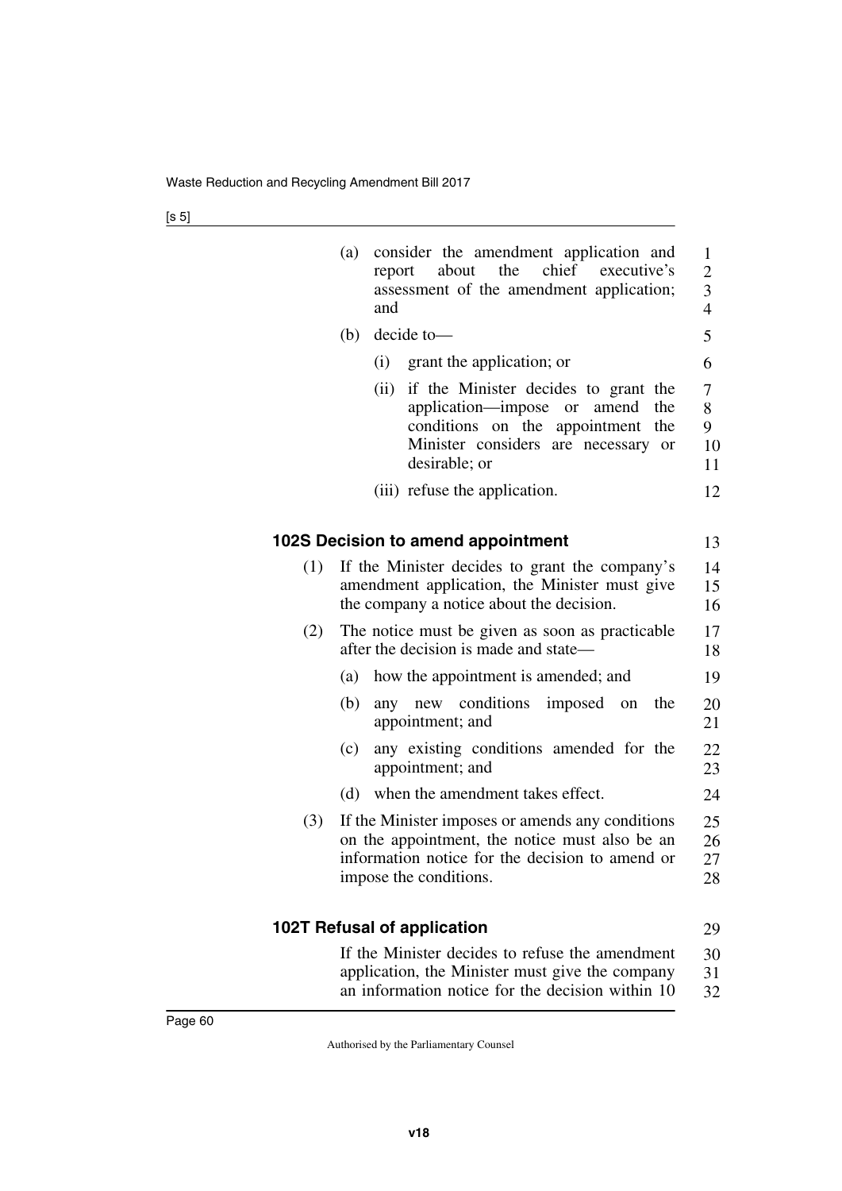(a) consider the amendment application and report about the chief executive's assessment of the amendment application; and

(b) decide to—

(i) grant the application; or

(ii) if the Minister decides to grant the application—impose or amend the conditions on the appointment the Minister considers are necessary or desirable; or

(iii) refuse the application.

### 102S Decision to amend appointment

(1) If the Minister decides to grant the company's amendment application, the Minister must give the company a notice about the decision.

(2) The notice must be given as soon as practicable after the decision is made and state—

(a) how the appointment is amended; and

(b) any new conditions imposed on the appointment; and

(c) any existing conditions amended for the appointment; and

(d) when the amendment takes effect.

(3) If the Minister imposes or amends any conditions on the appointment, the notice must also be an information notice for the decision to amend or impose the conditions.

### 102T Refusal of application

If the Minister decides to refuse the amendment application, the Minister must give the company an information notice for the decision within 10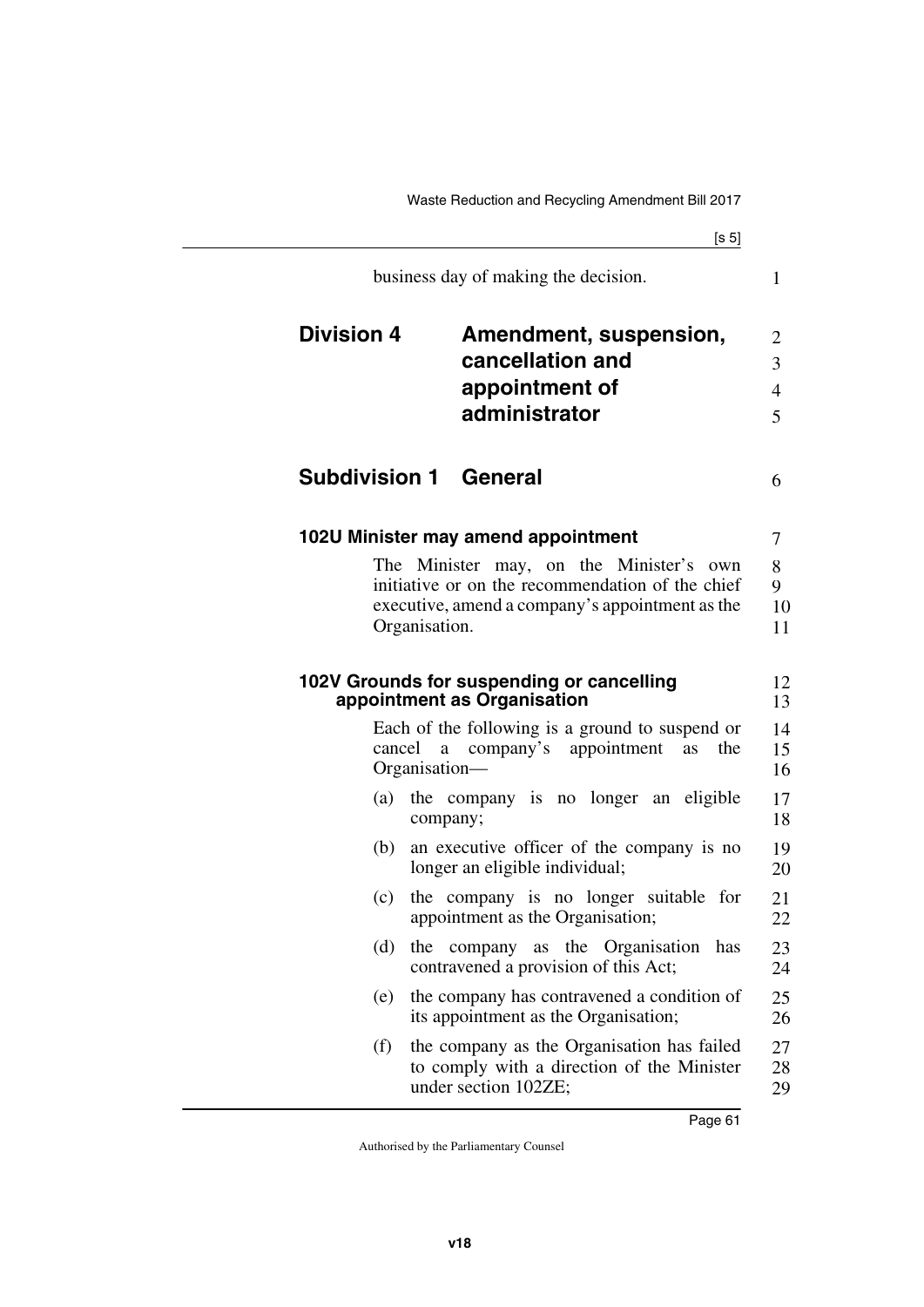business day of making the decision.

## Division 4 Amendment, suspension, cancellation and appointment of administrator

## Subdivision 1 General

### 102U Minister may amend appointment

The Minister may, on the Minister's own initiative or on the recommendation of the chief executive, amend a company's appointment as the Organisation.

### 102V Grounds for suspending or cancelling appointment as Organisation

Each of the following is a ground to suspend or cancel a company's appointment as the Organisation—

(a) the company is no longer an eligible company;

(b) an executive officer of the company is no longer an eligible individual;

(c) the company is no longer suitable for appointment as the Organisation;

(d) the company as the Organisation has contravened a provision of this Act;

(e) the company has contravened a condition of its appointment as the Organisation;

(f) the company as the Organisation has failed to comply with a direction of the Minister under section 102ZE;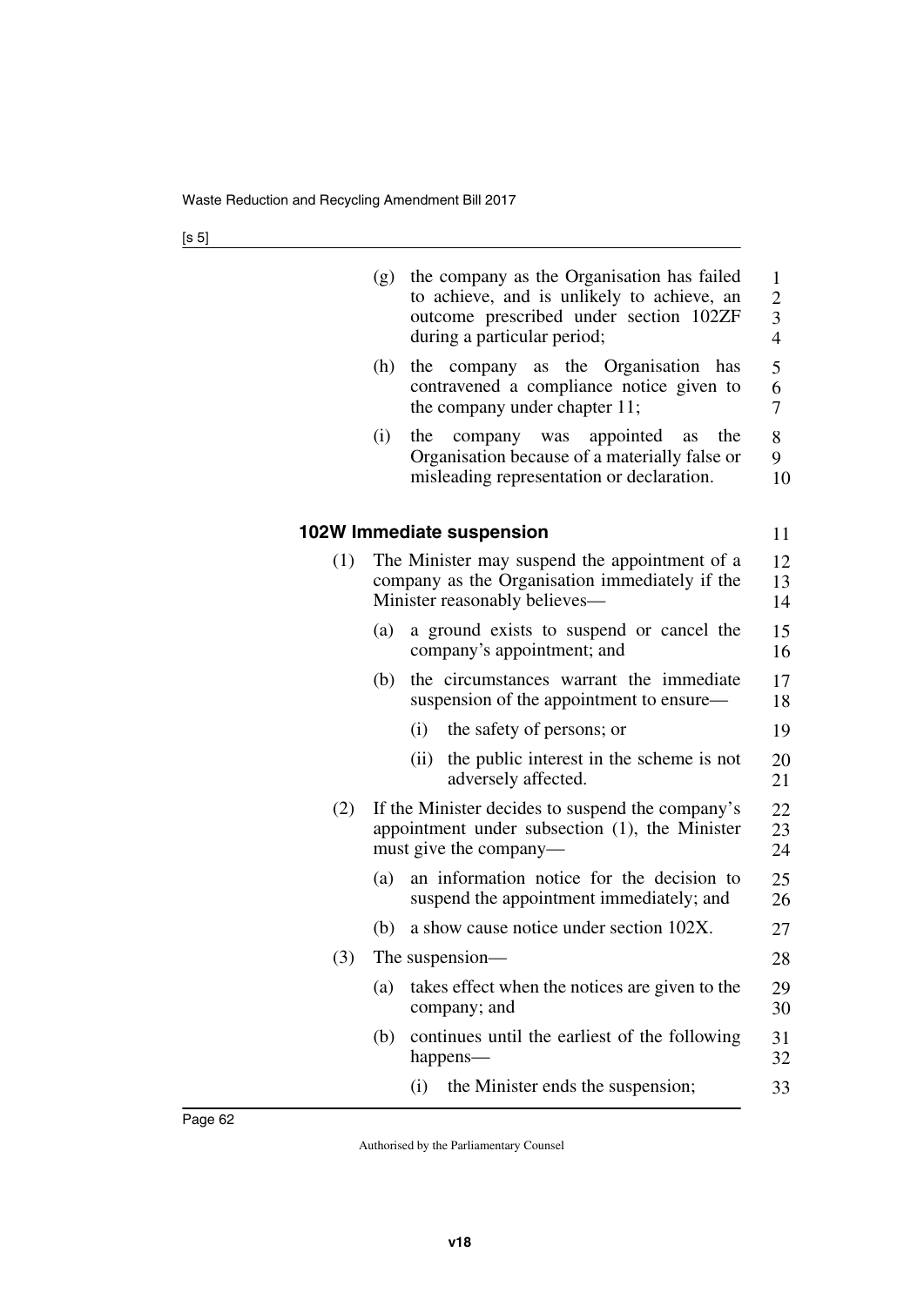(g) the company as the Organisation has failed to achieve, and is unlikely to achieve, an outcome prescribed under section 102ZF during a particular period;

(h) the company as the Organisation has contravened a compliance notice given to the company under chapter 11;

(i) the company was appointed as the Organisation because of a materially false or misleading representation or declaration.

### 102W Immediate suspension

(1) The Minister may suspend the appointment of a company as the Organisation immediately if the Minister reasonably believes—

(a) a ground exists to suspend or cancel the company's appointment; and

(b) the circumstances warrant the immediate suspension of the appointment to ensure—

(i) the safety of persons; or

(ii) the public interest in the scheme is not adversely affected.

(2) If the Minister decides to suspend the company's appointment under subsection (1), the Minister must give the company—

(a) an information notice for the decision to suspend the appointment immediately; and

(b) a show cause notice under section 102X.

(3) The suspension—

(a) takes effect when the notices are given to the company; and

(b) continues until the earliest of the following happens—

(i) the Minister ends the suspension;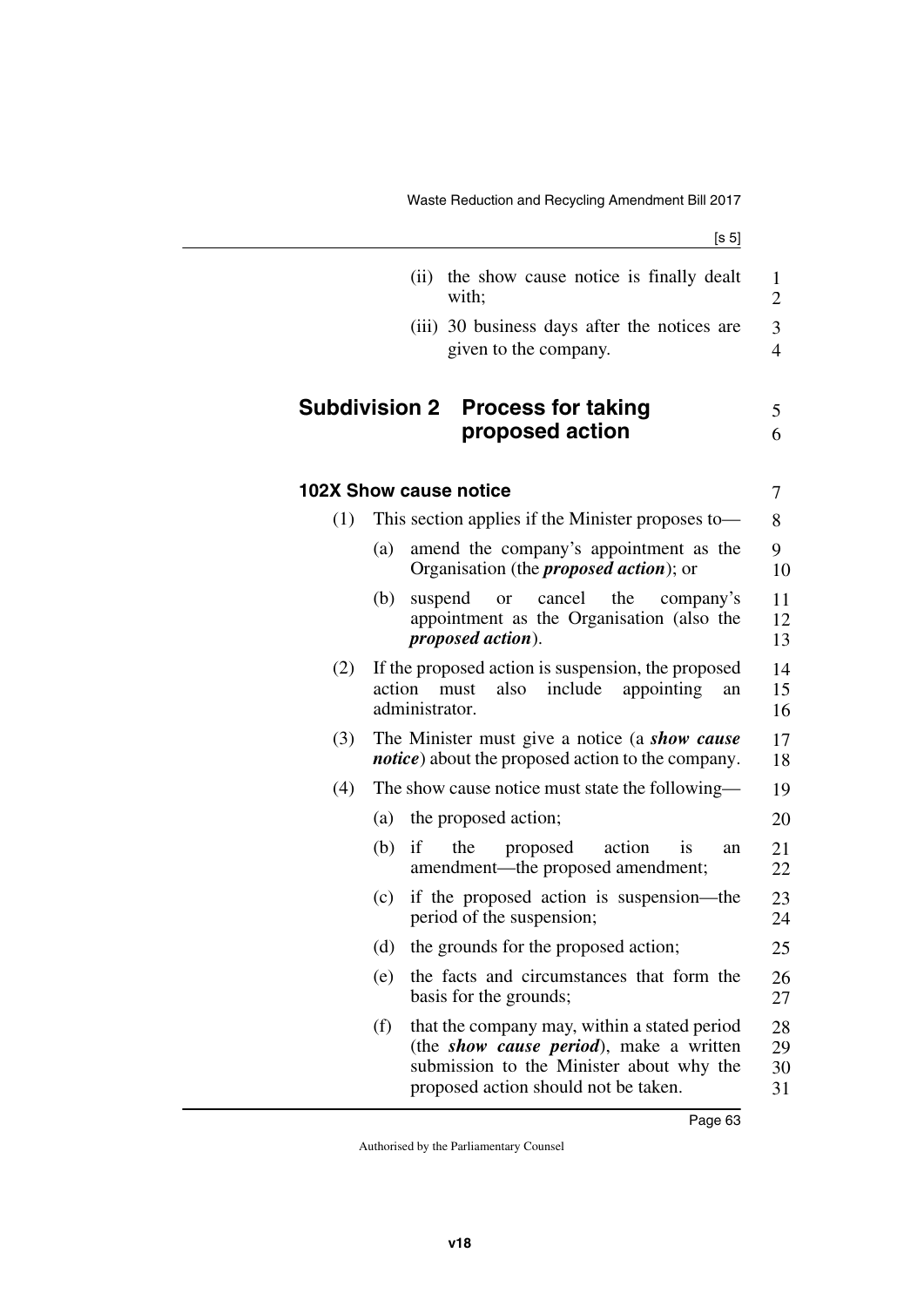(ii) the show cause notice is finally dealt with;

(iii) 30 business days after the notices are given to the company.

## Subdivision 2 Process for taking proposed action

### 102X Show cause notice

(1) This section applies if the Minister proposes to—

(a) amend the company's appointment as the Organisation (the ***proposed action***); or

(b) suspend or cancel the company's appointment as the Organisation (also the ***proposed action***).

(2) If the proposed action is suspension, the proposed action must also include appointing an administrator.

(3) The Minister must give a notice (a ***show cause notice***) about the proposed action to the company.

(4) The show cause notice must state the following—

(a) the proposed action;

(b) if the proposed action is an amendment—the proposed amendment;

(c) if the proposed action is suspension—the period of the suspension;

(d) the grounds for the proposed action;

(e) the facts and circumstances that form the basis for the grounds;

(f) that the company may, within a stated period (the ***show cause period***), make a written submission to the Minister about why the proposed action should not be taken.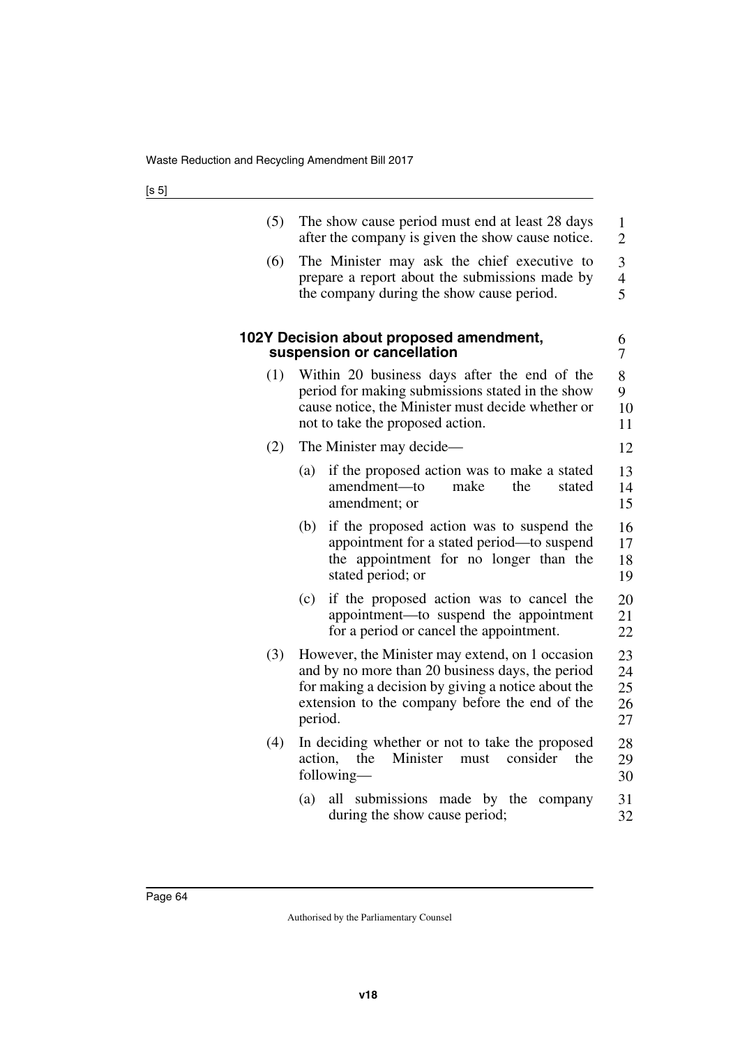(5) The show cause period must end at least 28 days after the company is given the show cause notice.

(6) The Minister may ask the chief executive to prepare a report about the submissions made by the company during the show cause period.

### 102Y Decision about proposed amendment, suspension or cancellation

(1) Within 20 business days after the end of the period for making submissions stated in the show cause notice, the Minister must decide whether or not to take the proposed action.

(2) The Minister may decide—

(a) if the proposed action was to make a stated amendment—to make the stated amendment; or

(b) if the proposed action was to suspend the appointment for a stated period—to suspend the appointment for no longer than the stated period; or

(c) if the proposed action was to cancel the appointment—to suspend the appointment for a period or cancel the appointment.

(3) However, the Minister may extend, on 1 occasion and by no more than 20 business days, the period for making a decision by giving a notice about the extension to the company before the end of the period.

(4) In deciding whether or not to take the proposed action, the Minister must consider the following—

(a) all submissions made by the company during the show cause period;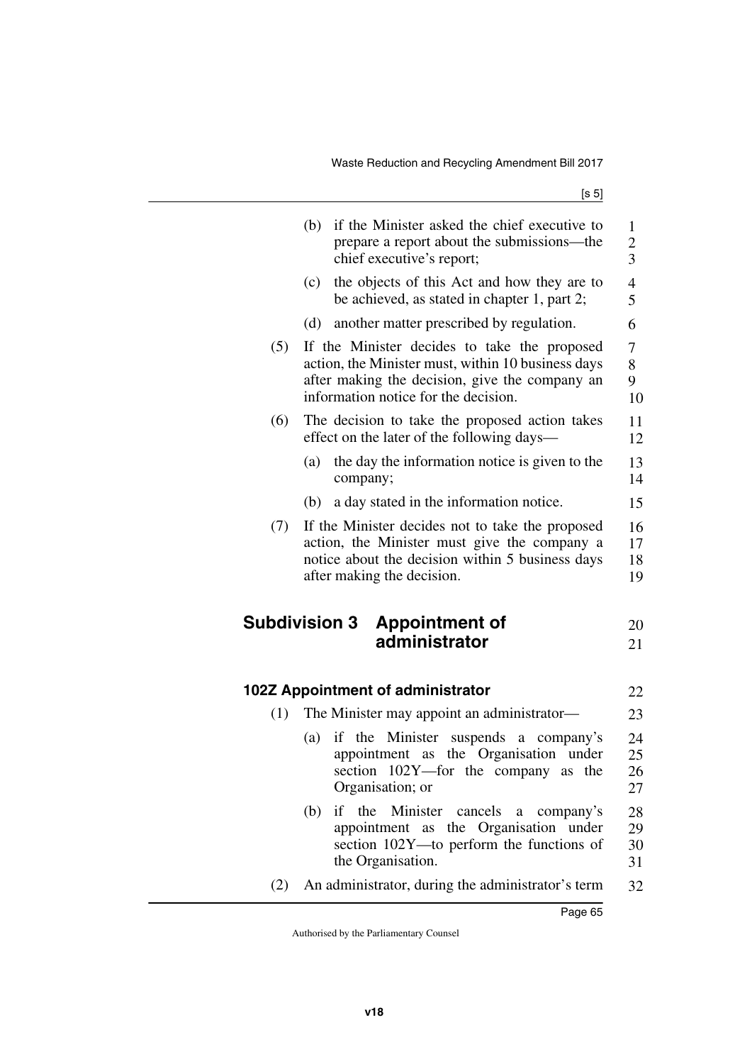(b) if the Minister asked the chief executive to prepare a report about the submissions—the chief executive's report;

(c) the objects of this Act and how they are to be achieved, as stated in chapter 1, part 2;

(d) another matter prescribed by regulation.

(5) If the Minister decides to take the proposed action, the Minister must, within 10 business days after making the decision, give the company an information notice for the decision.

(6) The decision to take the proposed action takes effect on the later of the following days—

(a) the day the information notice is given to the company;

(b) a day stated in the information notice.

(7) If the Minister decides not to take the proposed action, the Minister must give the company a notice about the decision within 5 business days after making the decision.

## Subdivision 3 Appointment of administrator

### 102Z Appointment of administrator

(1) The Minister may appoint an administrator—

(a) if the Minister suspends a company's appointment as the Organisation under section 102Y—for the company as the Organisation; or

(b) if the Minister cancels a company's appointment as the Organisation under section 102Y—to perform the functions of the Organisation.

(2) An administrator, during the administrator's term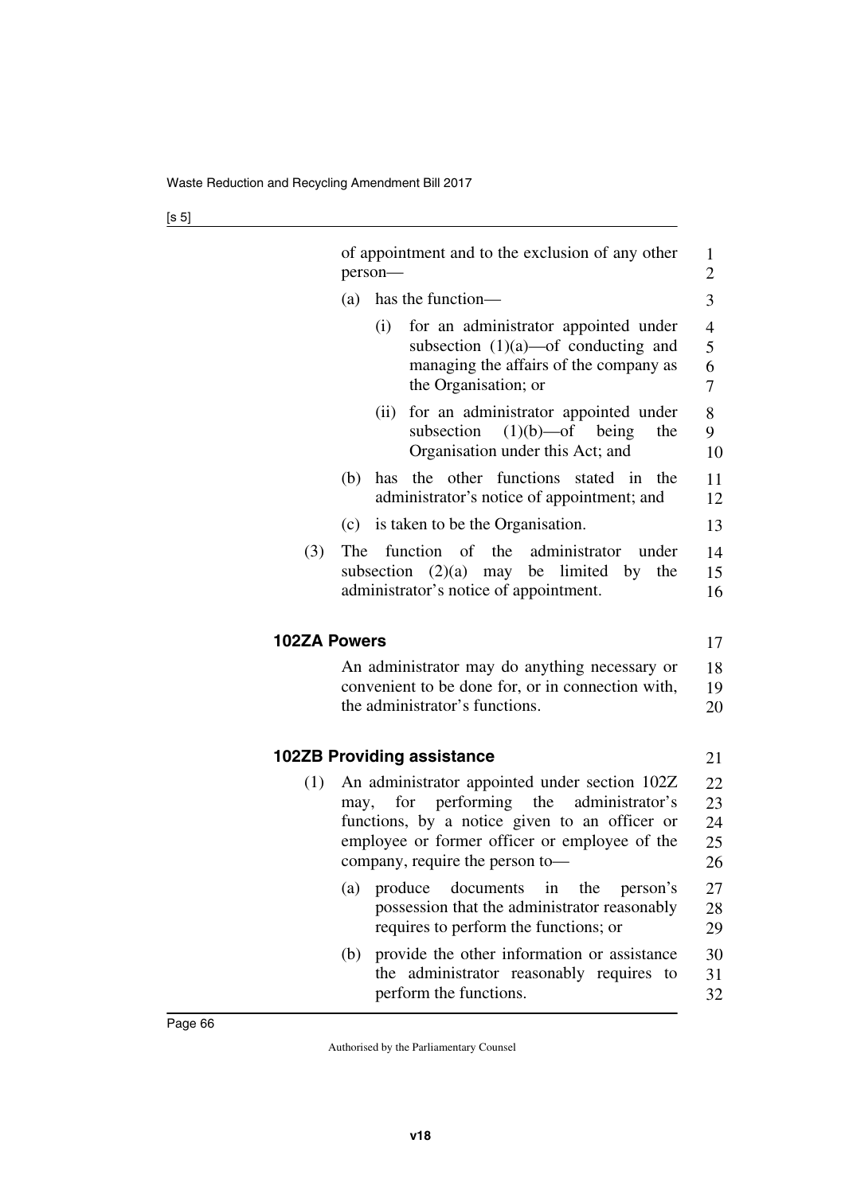of appointment and to the exclusion of any other person—

(a) has the function—

(i) for an administrator appointed under subsection (1)(a)—of conducting and managing the affairs of the company as the Organisation; or

(ii) for an administrator appointed under subsection (1)(b)—of being the Organisation under this Act; and

(b) has the other functions stated in the administrator's notice of appointment; and

(c) is taken to be the Organisation.

(3) The function of the administrator under subsection (2)(a) may be limited by the administrator's notice of appointment.

**102ZA Powers**

An administrator may do anything necessary or convenient to be done for, or in connection with, the administrator's functions.

**102ZB Providing assistance**

(1) An administrator appointed under section 102Z may, for performing the administrator's functions, by a notice given to an officer or employee or former officer or employee of the company, require the person to—

(a) produce documents in the person's possession that the administrator reasonably requires to perform the functions; or

(b) provide the other information or assistance the administrator reasonably requires to perform the functions.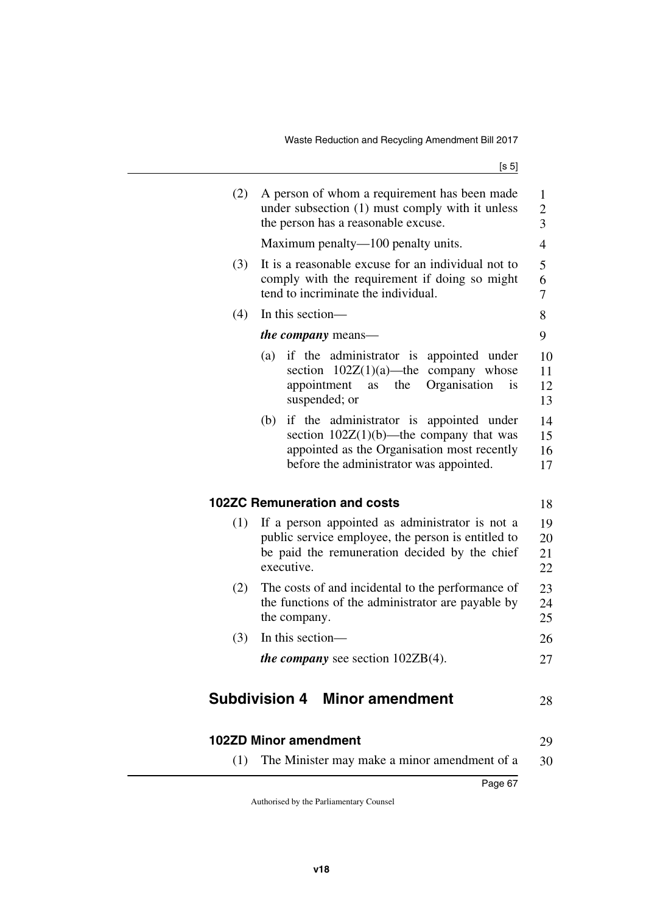(2) A person of whom a requirement has been made under subsection (1) must comply with it unless the person has a reasonable excuse.

Maximum penalty—100 penalty units.

(3) It is a reasonable excuse for an individual not to comply with the requirement if doing so might tend to incriminate the individual.

(4) In this section—

***the company*** means—

(a) if the administrator is appointed under section 102Z(1)(a)—the company whose appointment as the Organisation is suspended; or

(b) if the administrator is appointed under section 102Z(1)(b)—the company that was appointed as the Organisation most recently before the administrator was appointed.

### 102ZC Remuneration and costs

(1) If a person appointed as administrator is not a public service employee, the person is entitled to be paid the remuneration decided by the chief executive.

(2) The costs of and incidental to the performance of the functions of the administrator are payable by the company.

(3) In this section—

***the company*** see section 102ZB(4).

## Subdivision 4 Minor amendment

### 102ZD Minor amendment

(1) The Minister may make a minor amendment of a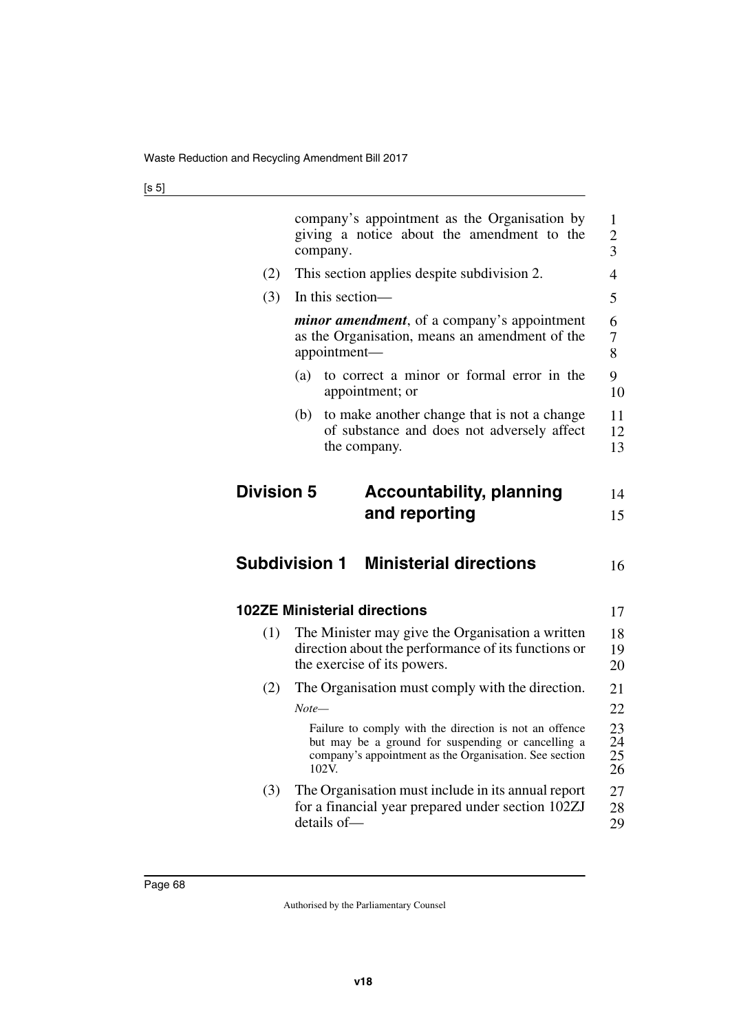company's appointment as the Organisation by giving a notice about the amendment to the company.

(2) This section applies despite subdivision 2.

(3) In this section—

***minor amendment***, of a company's appointment as the Organisation, means an amendment of the appointment—

(a) to correct a minor or formal error in the appointment; or

(b) to make another change that is not a change of substance and does not adversely affect the company.

## Division 5 Accountability, planning and reporting

## Subdivision 1 Ministerial directions

### 102ZE Ministerial directions

(1) The Minister may give the Organisation a written direction about the performance of its functions or the exercise of its powers.

(2) The Organisation must comply with the direction.

*Note—*

Failure to comply with the direction is not an offence but may be a ground for suspending or cancelling a company's appointment as the Organisation. See section 102V.

(3) The Organisation must include in its annual report for a financial year prepared under section 102ZJ details of—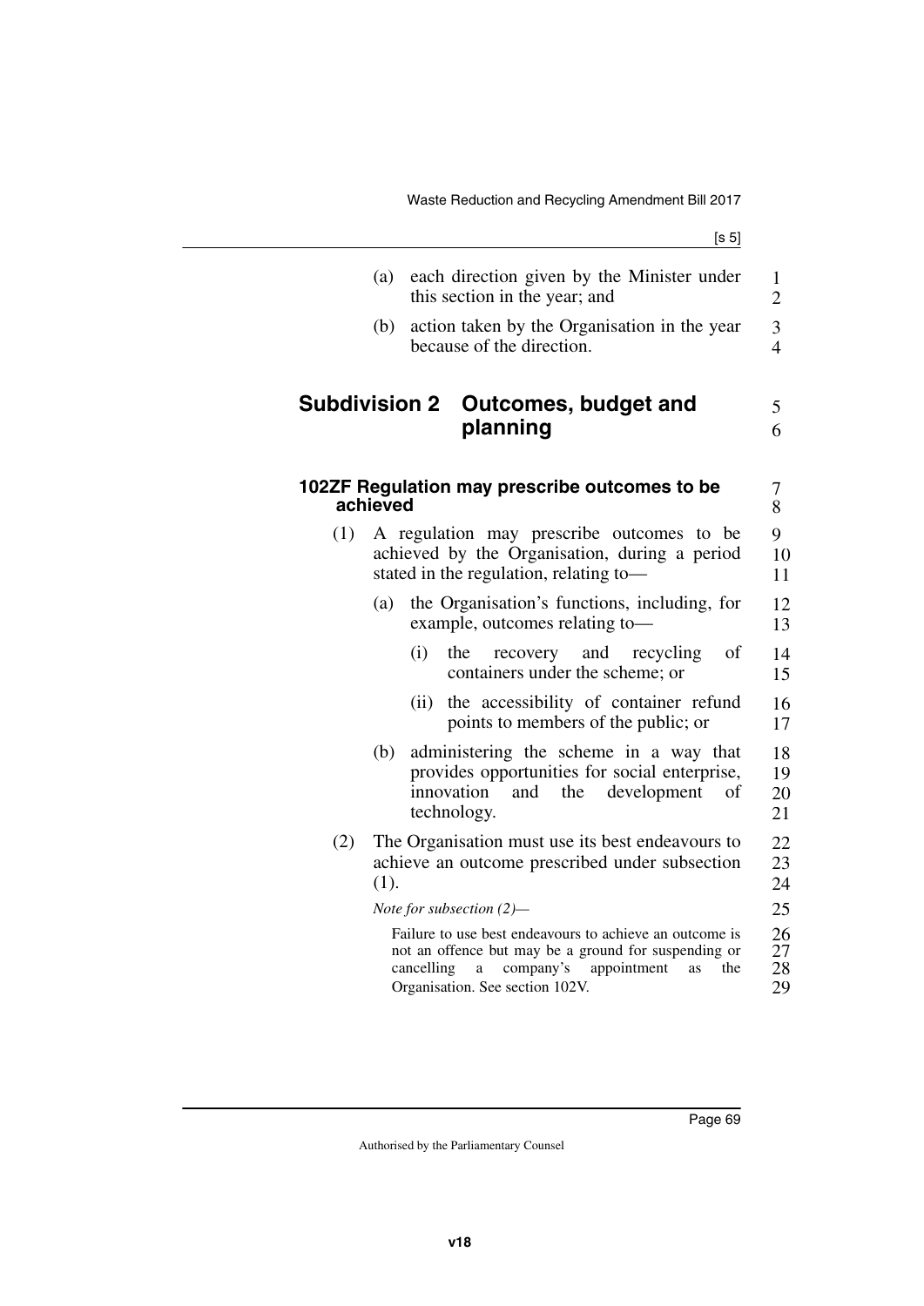(a) each direction given by the Minister under this section in the year; and

(b) action taken by the Organisation in the year because of the direction.

## Subdivision 2 Outcomes, budget and planning

### 102ZF Regulation may prescribe outcomes to be achieved

(1) A regulation may prescribe outcomes to be achieved by the Organisation, during a period stated in the regulation, relating to—

(a) the Organisation's functions, including, for example, outcomes relating to—

(i) the recovery and recycling of containers under the scheme; or

(ii) the accessibility of container refund points to members of the public; or

(b) administering the scheme in a way that provides opportunities for social enterprise, innovation and the development of technology.

(2) The Organisation must use its best endeavours to achieve an outcome prescribed under subsection (1).

*Note for subsection (2)—*

Failure to use best endeavours to achieve an outcome is not an offence but may be a ground for suspending or cancelling a company's appointment as the Organisation. See section 102V.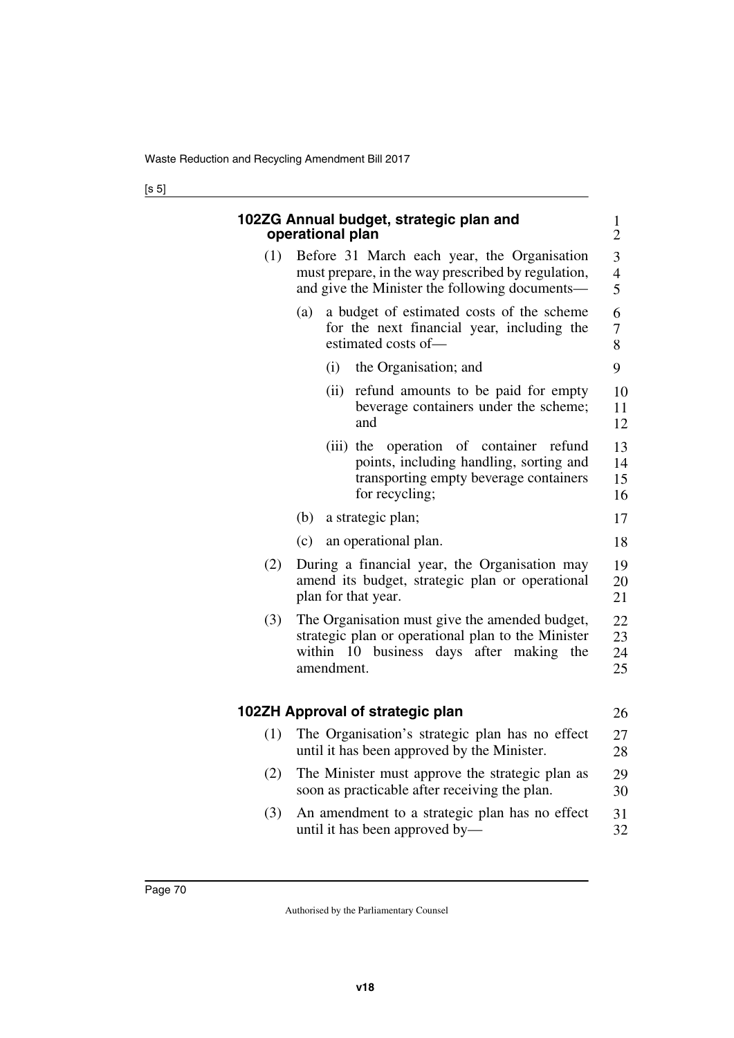### 102ZG Annual budget, strategic plan and operational plan

(1) Before 31 March each year, the Organisation must prepare, in the way prescribed by regulation, and give the Minister the following documents—

(a) a budget of estimated costs of the scheme for the next financial year, including the estimated costs of—

(i) the Organisation; and

(ii) refund amounts to be paid for empty beverage containers under the scheme; and

(iii) the operation of container refund points, including handling, sorting and transporting empty beverage containers for recycling;

(b) a strategic plan;

(c) an operational plan.

(2) During a financial year, the Organisation may amend its budget, strategic plan or operational plan for that year.

(3) The Organisation must give the amended budget, strategic plan or operational plan to the Minister within 10 business days after making the amendment.

### 102ZH Approval of strategic plan

(1) The Organisation's strategic plan has no effect until it has been approved by the Minister.

(2) The Minister must approve the strategic plan as soon as practicable after receiving the plan.

(3) An amendment to a strategic plan has no effect until it has been approved by—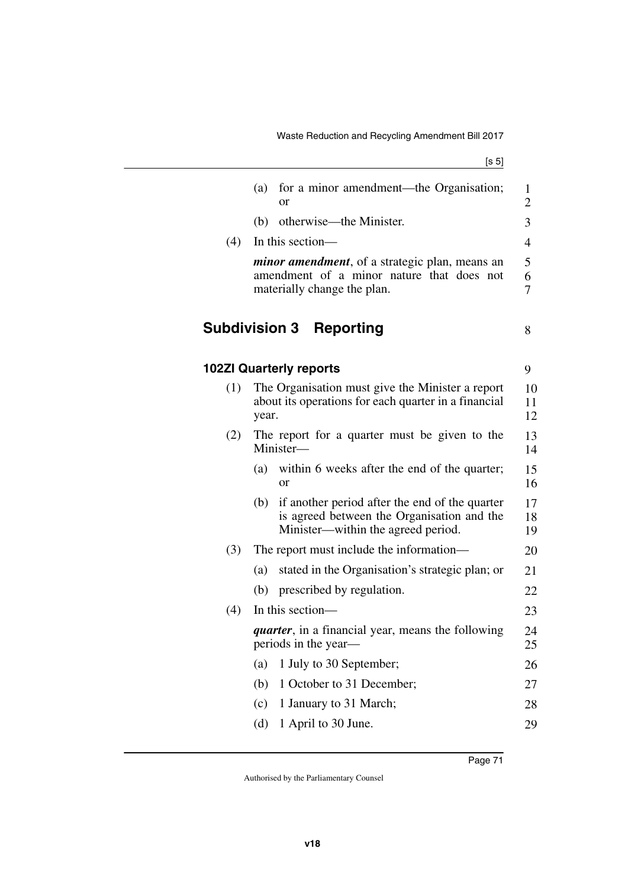(a) for a minor amendment—the Organisation; or

(b) otherwise—the Minister.

(4) In this section—

***minor amendment***, of a strategic plan, means an amendment of a minor nature that does not materially change the plan.

## Subdivision 3 Reporting

### 102ZI Quarterly reports

(1) The Organisation must give the Minister a report about its operations for each quarter in a financial year.

(2) The report for a quarter must be given to the Minister—

(a) within 6 weeks after the end of the quarter; or

(b) if another period after the end of the quarter is agreed between the Organisation and the Minister—within the agreed period.

(3) The report must include the information—

(a) stated in the Organisation's strategic plan; or

(b) prescribed by regulation.

(4) In this section—

***quarter***, in a financial year, means the following periods in the year—

(a) 1 July to 30 September;

(b) 1 October to 31 December;

(c) 1 January to 31 March;

(d) 1 April to 30 June.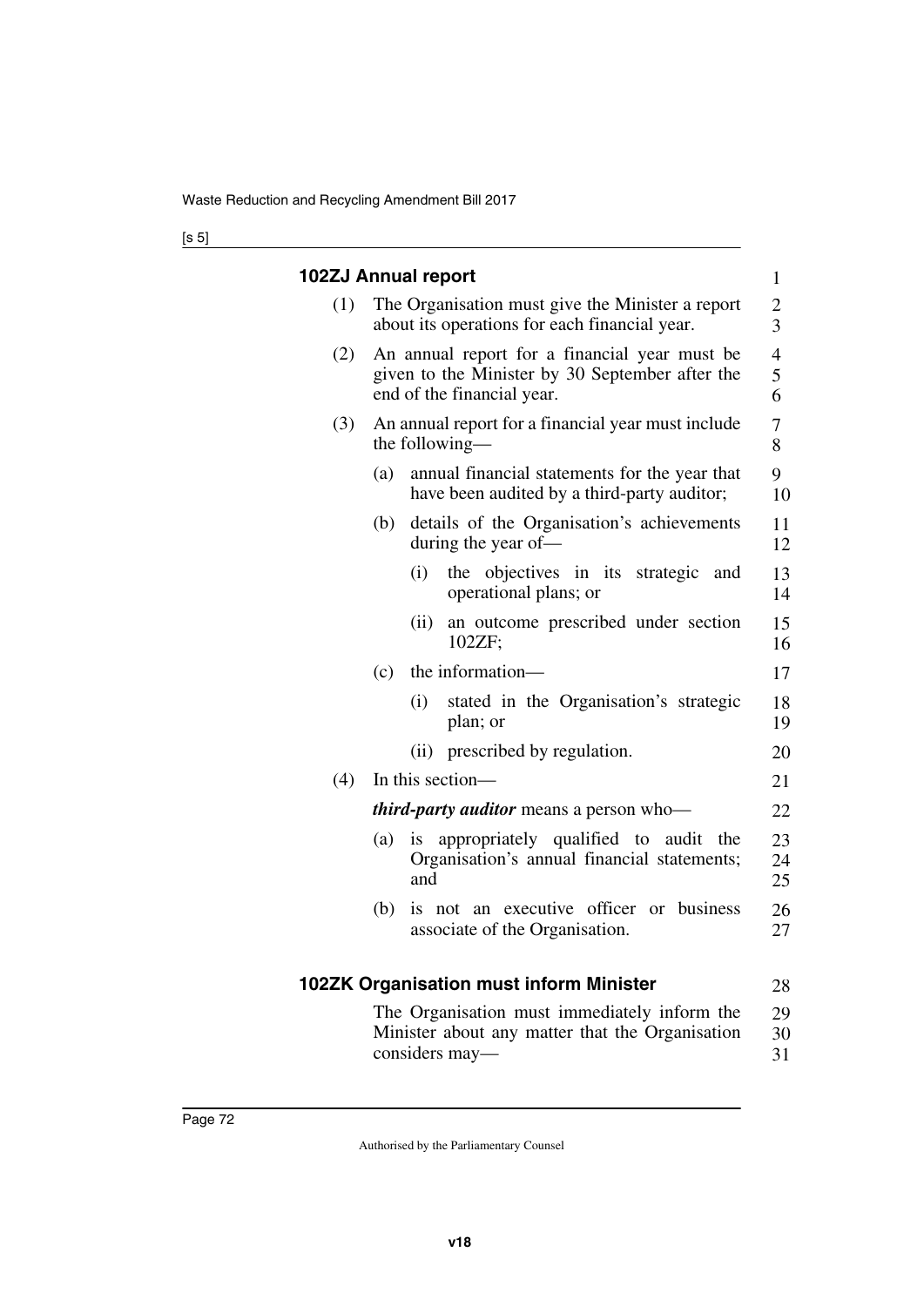### 102ZJ Annual report

(1) The Organisation must give the Minister a report about its operations for each financial year.

(2) An annual report for a financial year must be given to the Minister by 30 September after the end of the financial year.

(3) An annual report for a financial year must include the following—

(a) annual financial statements for the year that have been audited by a third-party auditor;

(b) details of the Organisation's achievements during the year of—

(i) the objectives in its strategic and operational plans; or

(ii) an outcome prescribed under section 102ZF;

(c) the information—

(i) stated in the Organisation's strategic plan; or

(ii) prescribed by regulation.

(4) In this section—

***third-party auditor*** means a person who—

(a) is appropriately qualified to audit the Organisation's annual financial statements; and

(b) is not an executive officer or business associate of the Organisation.

### 102ZK Organisation must inform Minister

The Organisation must immediately inform the Minister about any matter that the Organisation considers may—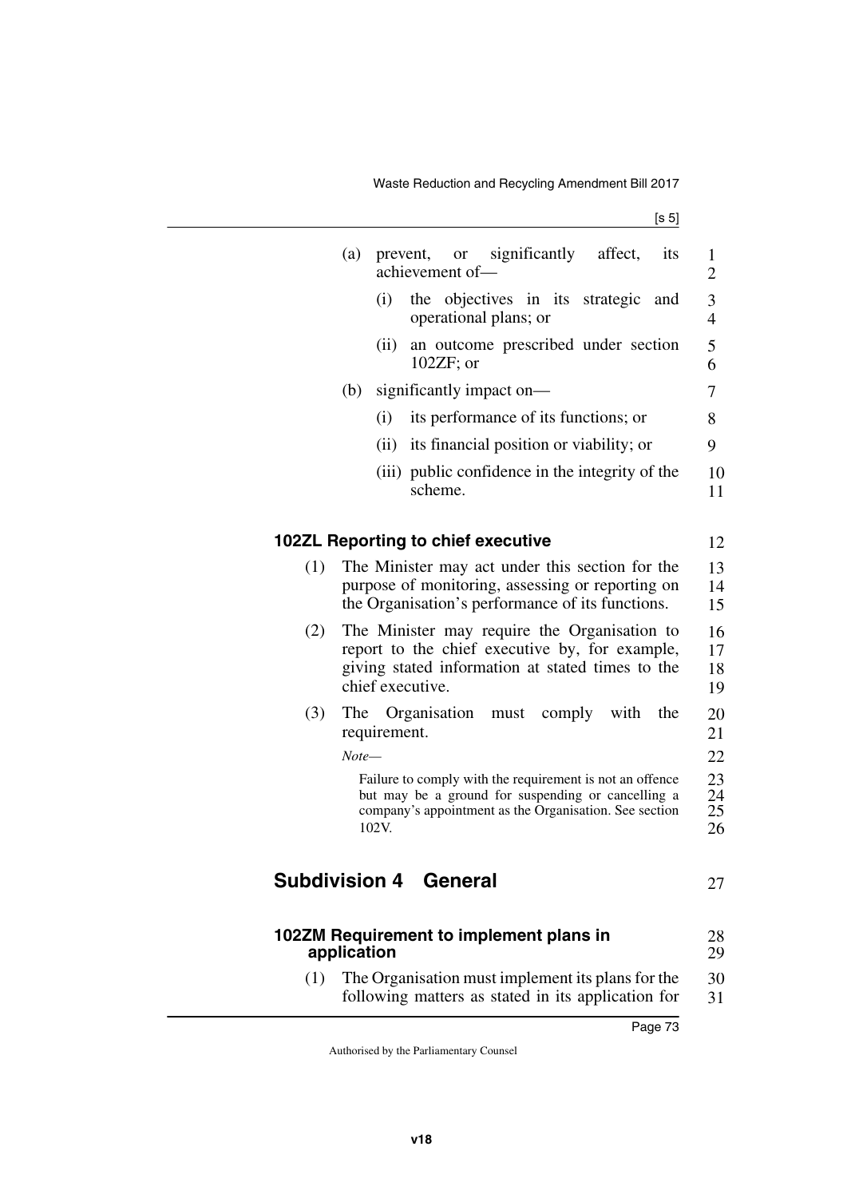(a) prevent, or significantly affect, its achievement of—

(i) the objectives in its strategic and operational plans; or

(ii) an outcome prescribed under section 102ZF; or

(b) significantly impact on—

(i) its performance of its functions; or

(ii) its financial position or viability; or

(iii) public confidence in the integrity of the scheme.

#### 102ZL Reporting to chief executive

(1) The Minister may act under this section for the purpose of monitoring, assessing or reporting on the Organisation's performance of its functions.

(2) The Minister may require the Organisation to report to the chief executive by, for example, giving stated information at stated times to the chief executive.

(3) The Organisation must comply with the requirement.

*Note—*

Failure to comply with the requirement is not an offence but may be a ground for suspending or cancelling a company's appointment as the Organisation. See section 102V.

## Subdivision 4 General

#### 102ZM Requirement to implement plans in application

(1) The Organisation must implement its plans for the following matters as stated in its application for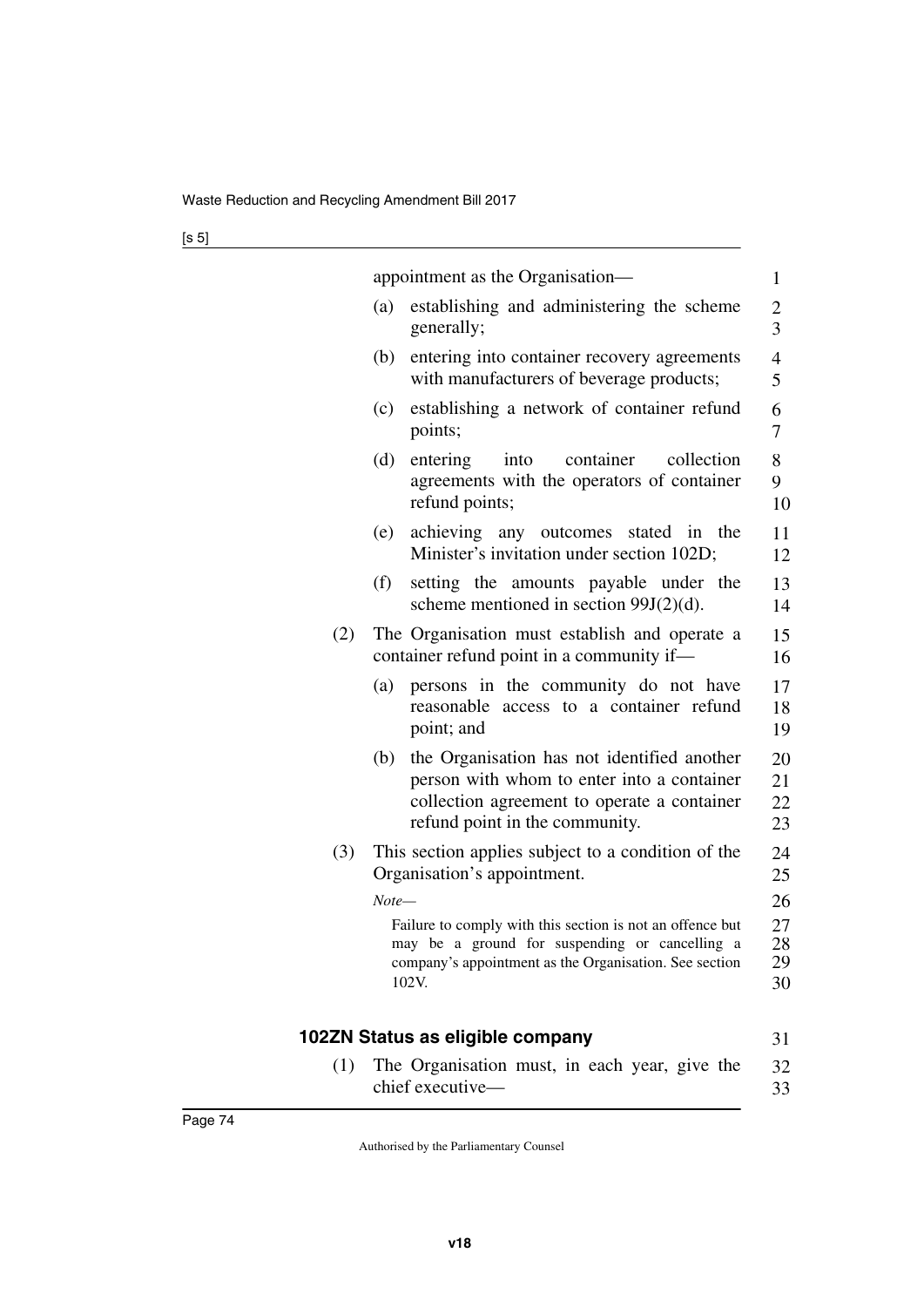appointment as the Organisation—

(a) establishing and administering the scheme generally;

(b) entering into container recovery agreements with manufacturers of beverage products;

(c) establishing a network of container refund points;

(d) entering into container collection agreements with the operators of container refund points;

(e) achieving any outcomes stated in the Minister's invitation under section 102D;

(f) setting the amounts payable under the scheme mentioned in section 99J(2)(d).

(2) The Organisation must establish and operate a container refund point in a community if—

(a) persons in the community do not have reasonable access to a container refund point; and

(b) the Organisation has not identified another person with whom to enter into a container collection agreement to operate a container refund point in the community.

(3) This section applies subject to a condition of the Organisation's appointment.

*Note—*

Failure to comply with this section is not an offence but may be a ground for suspending or cancelling a company's appointment as the Organisation. See section 102V.

### 102ZN Status as eligible company

(1) The Organisation must, in each year, give the chief executive—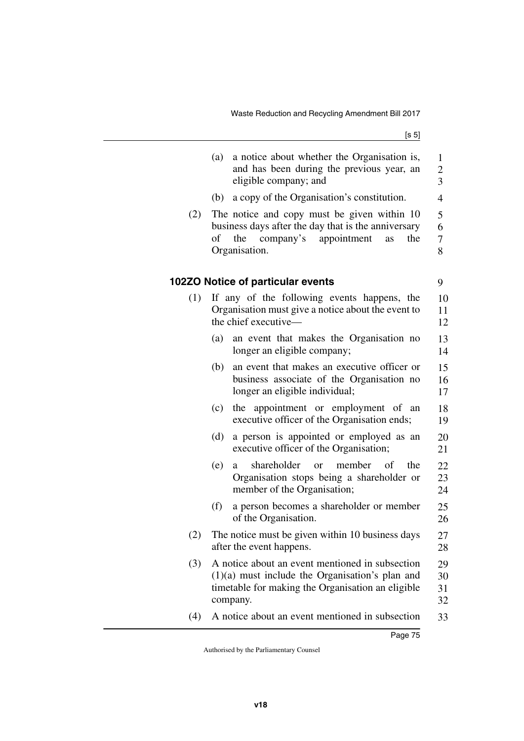(a) a notice about whether the Organisation is, and has been during the previous year, an eligible company; and

(b) a copy of the Organisation's constitution.

(2) The notice and copy must be given within 10 business days after the day that is the anniversary of the company's appointment as the Organisation.

### 102ZO Notice of particular events

(1) If any of the following events happens, the Organisation must give a notice about the event to the chief executive—

(a) an event that makes the Organisation no longer an eligible company;

(b) an event that makes an executive officer or business associate of the Organisation no longer an eligible individual;

(c) the appointment or employment of an executive officer of the Organisation ends;

(d) a person is appointed or employed as an executive officer of the Organisation;

(e) a shareholder or member of the Organisation stops being a shareholder or member of the Organisation;

(f) a person becomes a shareholder or member of the Organisation.

(2) The notice must be given within 10 business days after the event happens.

(3) A notice about an event mentioned in subsection (1)(a) must include the Organisation's plan and timetable for making the Organisation an eligible company.

(4) A notice about an event mentioned in subsection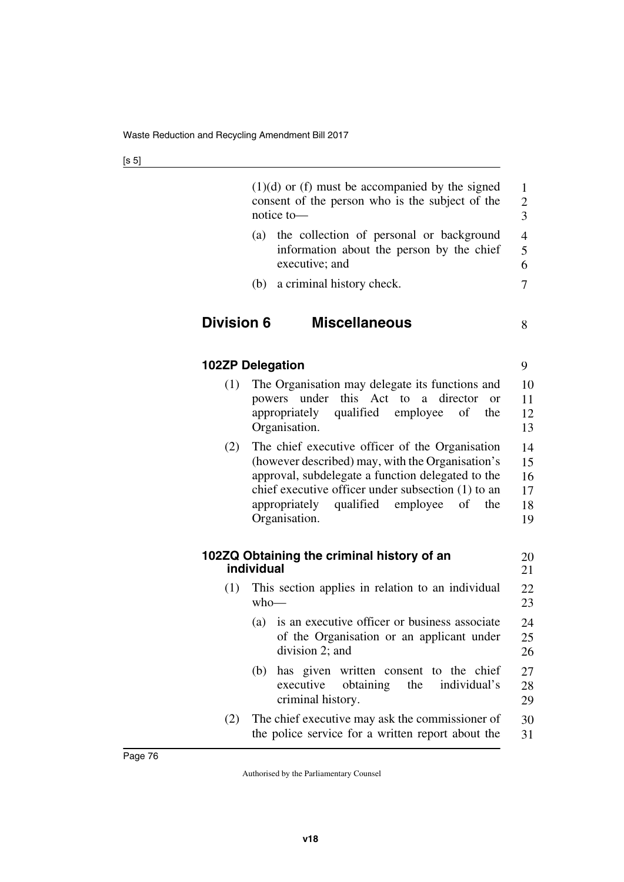(1)(d) or (f) must be accompanied by the signed consent of the person who is the subject of the notice to—

(a) the collection of personal or background information about the person by the chief executive; and

(b) a criminal history check.

## Division 6 Miscellaneous

### 102ZP Delegation

(1) The Organisation may delegate its functions and powers under this Act to a director or appropriately qualified employee of the Organisation.

(2) The chief executive officer of the Organisation (however described) may, with the Organisation's approval, subdelegate a function delegated to the chief executive officer under subsection (1) to an appropriately qualified employee of the Organisation.

### 102ZQ Obtaining the criminal history of an individual

(1) This section applies in relation to an individual who—

(a) is an executive officer or business associate of the Organisation or an applicant under division 2; and

(b) has given written consent to the chief executive obtaining the individual's criminal history.

(2) The chief executive may ask the commissioner of the police service for a written report about the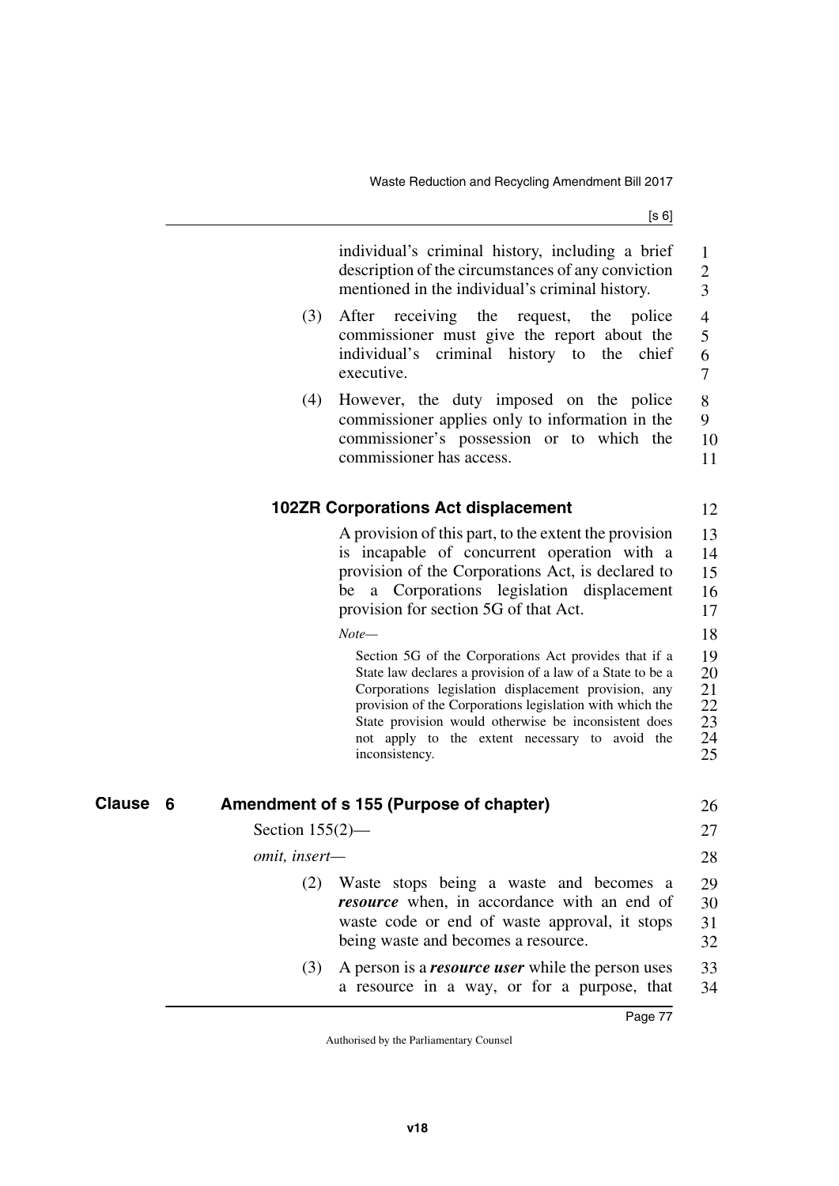individual's criminal history, including a brief description of the circumstances of any conviction mentioned in the individual's criminal history.

(3) After receiving the request, the police commissioner must give the report about the individual's criminal history to the chief executive.

(4) However, the duty imposed on the police commissioner applies only to information in the commissioner's possession or to which the commissioner has access.

### 102ZR Corporations Act displacement

A provision of this part, to the extent the provision is incapable of concurrent operation with a provision of the Corporations Act, is declared to be a Corporations legislation displacement provision for section 5G of that Act.

*Note—*

Section 5G of the Corporations Act provides that if a State law declares a provision of a law of a State to be a Corporations legislation displacement provision, any provision of the Corporations legislation with which the State provision would otherwise be inconsistent does not apply to the extent necessary to avoid the inconsistency.

## Clause 6 Amendment of s 155 (Purpose of chapter)

Section 155(2)—

*omit, insert—*

(2) Waste stops being a waste and becomes a ***resource*** when, in accordance with an end of waste code or end of waste approval, it stops being waste and becomes a resource.

(3) A person is a ***resource user*** while the person uses a resource in a way, or for a purpose, that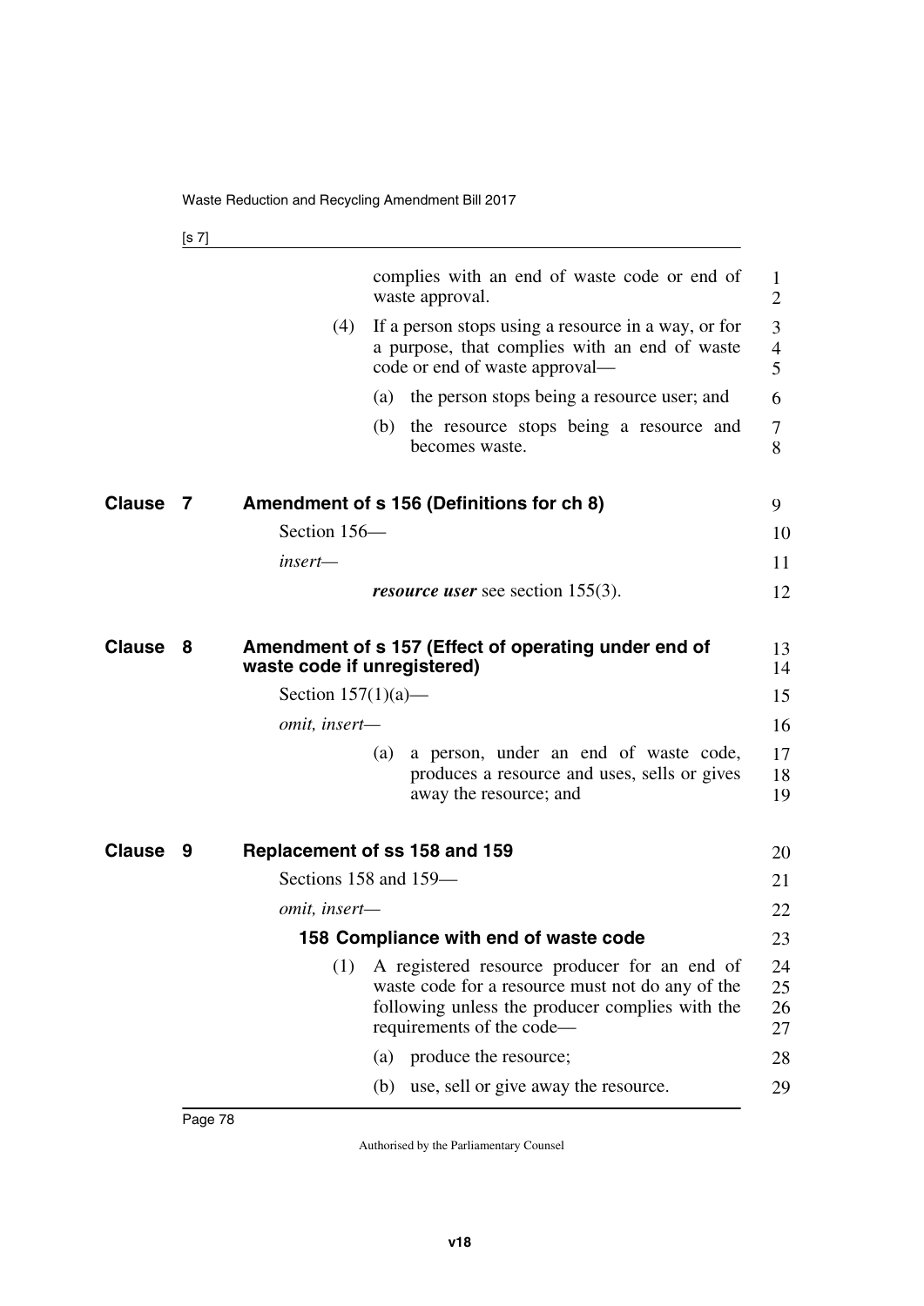complies with an end of waste code or end of waste approval.

(4) If a person stops using a resource in a way, or for a purpose, that complies with an end of waste code or end of waste approval—

(a) the person stops being a resource user; and

(b) the resource stops being a resource and becomes waste.

## Clause 7 Amendment of s 156 (Definitions for ch 8)

Section 156—

*insert—*

***resource user*** see section 155(3).

## Clause 8 Amendment of s 157 (Effect of operating under end of waste code if unregistered)

Section 157(1)(a)—

*omit, insert—*

(a) a person, under an end of waste code, produces a resource and uses, sells or gives away the resource; and

## Clause 9 Replacement of ss 158 and 159

Sections 158 and 159—

*omit, insert—*

### 158 Compliance with end of waste code

(1) A registered resource producer for an end of waste code for a resource must not do any of the following unless the producer complies with the requirements of the code—

(a) produce the resource;

(b) use, sell or give away the resource.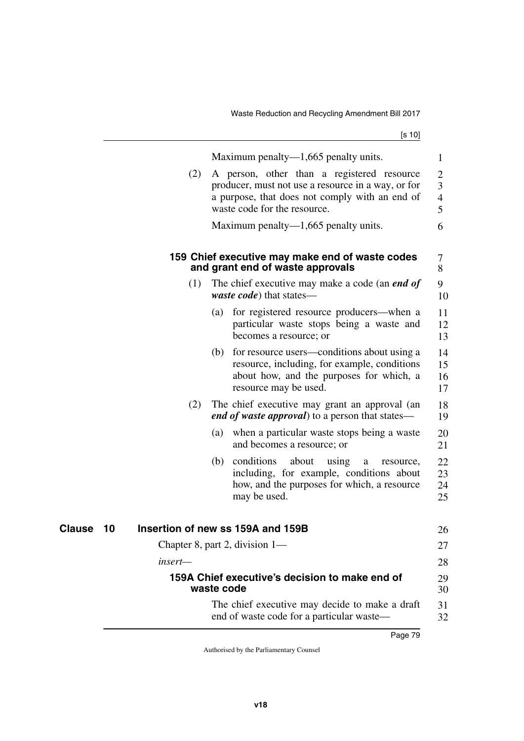Maximum penalty—1,665 penalty units.

(2) A person, other than a registered resource producer, must not use a resource in a way, or for a purpose, that does not comply with an end of waste code for the resource.

Maximum penalty—1,665 penalty units.

### 159 Chief executive may make end of waste codes and grant end of waste approvals

(1) The chief executive may make a code (an ***end of waste code***) that states—

(a) for registered resource producers—when a particular waste stops being a waste and becomes a resource; or

(b) for resource users—conditions about using a resource, including, for example, conditions about how, and the purposes for which, a resource may be used.

(2) The chief executive may grant an approval (an ***end of waste approval***) to a person that states—

(a) when a particular waste stops being a waste and becomes a resource; or

(b) conditions about using a resource, including, for example, conditions about how, and the purposes for which, a resource may be used.

## Clause 10 Insertion of new ss 159A and 159B

Chapter 8, part 2, division 1—

*insert—*

### 159A Chief executive's decision to make end of waste code

The chief executive may decide to make a draft end of waste code for a particular waste—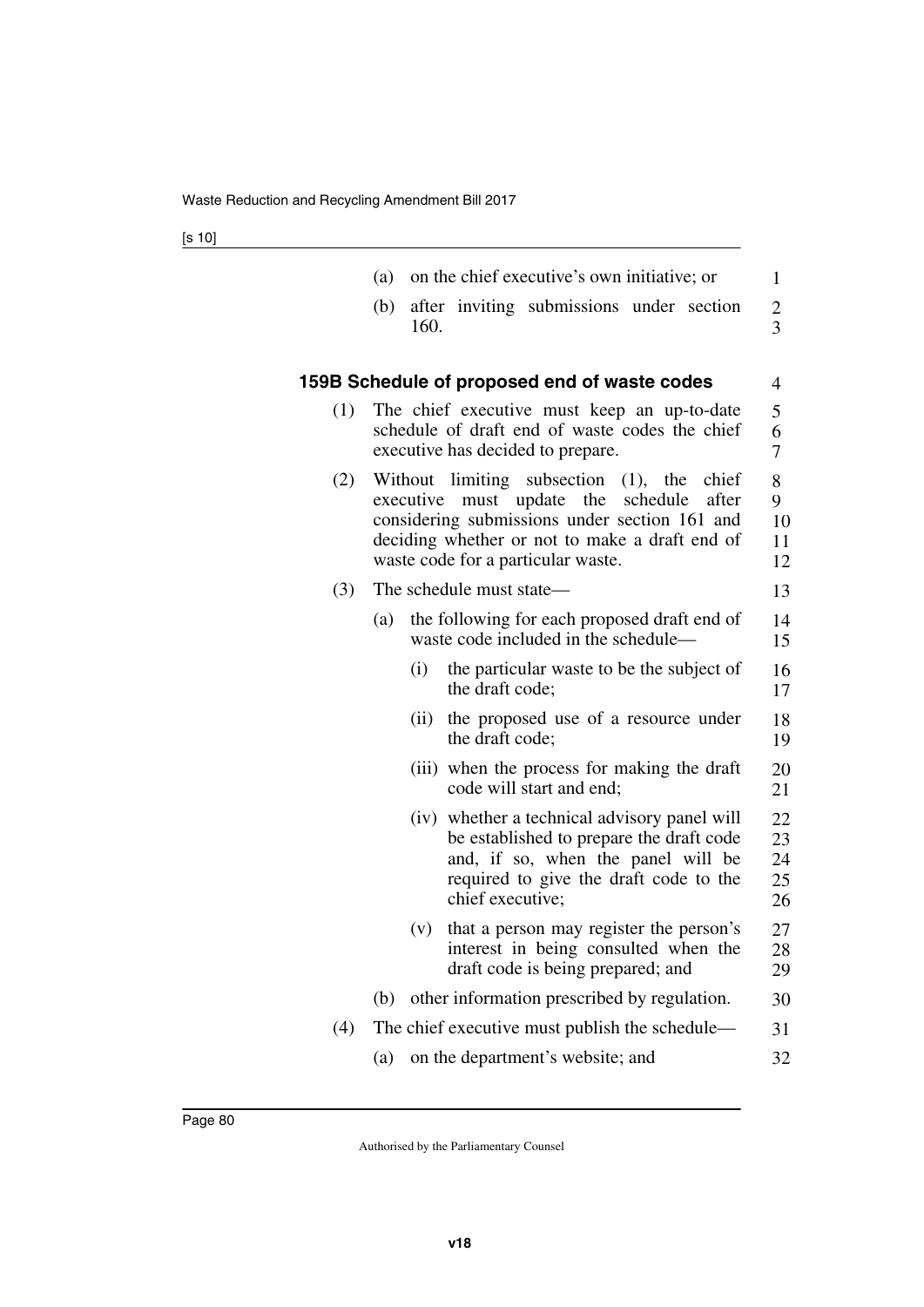(a) on the chief executive's own initiative; or

(b) after inviting submissions under section 160.

### 159B Schedule of proposed end of waste codes

(1) The chief executive must keep an up-to-date schedule of draft end of waste codes the chief executive has decided to prepare.

(2) Without limiting subsection (1), the chief executive must update the schedule after considering submissions under section 161 and deciding whether or not to make a draft end of waste code for a particular waste.

(3) The schedule must state—

(a) the following for each proposed draft end of waste code included in the schedule—

(i) the particular waste to be the subject of the draft code;

(ii) the proposed use of a resource under the draft code;

(iii) when the process for making the draft code will start and end;

(iv) whether a technical advisory panel will be established to prepare the draft code and, if so, when the panel will be required to give the draft code to the chief executive;

(v) that a person may register the person's interest in being consulted when the draft code is being prepared; and

(b) other information prescribed by regulation.

(4) The chief executive must publish the schedule—

(a) on the department's website; and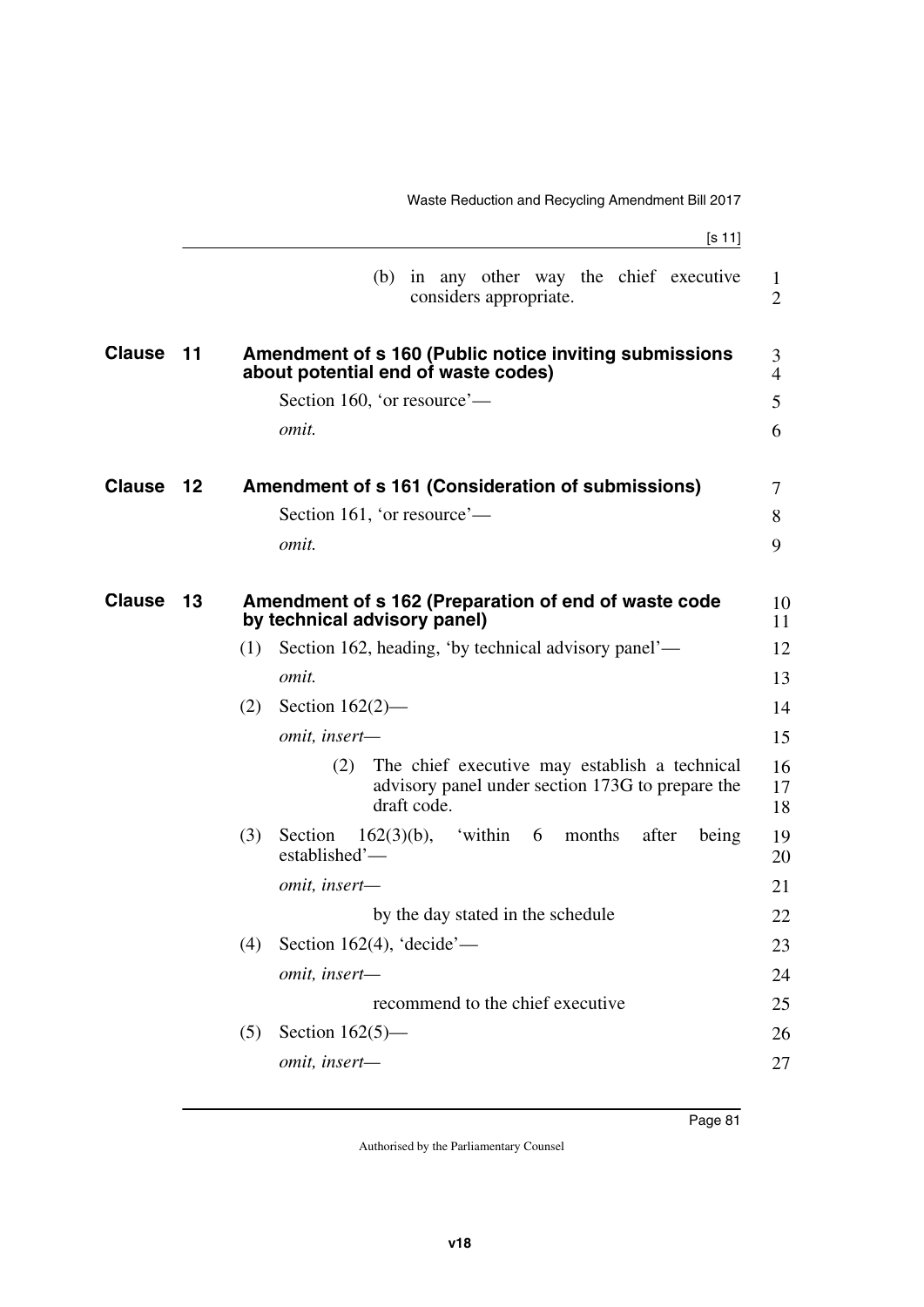(b) in any other way the chief executive considers appropriate.

## Clause 11 Amendment of s 160 (Public notice inviting submissions about potential end of waste codes)

Section 160, 'or resource'—

*omit.*

## Clause 12 Amendment of s 161 (Consideration of submissions)

Section 161, 'or resource'—

*omit.*

## Clause 13 Amendment of s 162 (Preparation of end of waste code by technical advisory panel)

(1) Section 162, heading, 'by technical advisory panel'—

*omit.*

(2) Section 162(2)—

*omit, insert—*

(2) The chief executive may establish a technical advisory panel under section 173G to prepare the draft code.

(3) Section 162(3)(b), 'within 6 months after being established'—

*omit, insert—*

by the day stated in the schedule

(4) Section 162(4), 'decide'—

*omit, insert—*

recommend to the chief executive

(5) Section 162(5)—

*omit, insert—*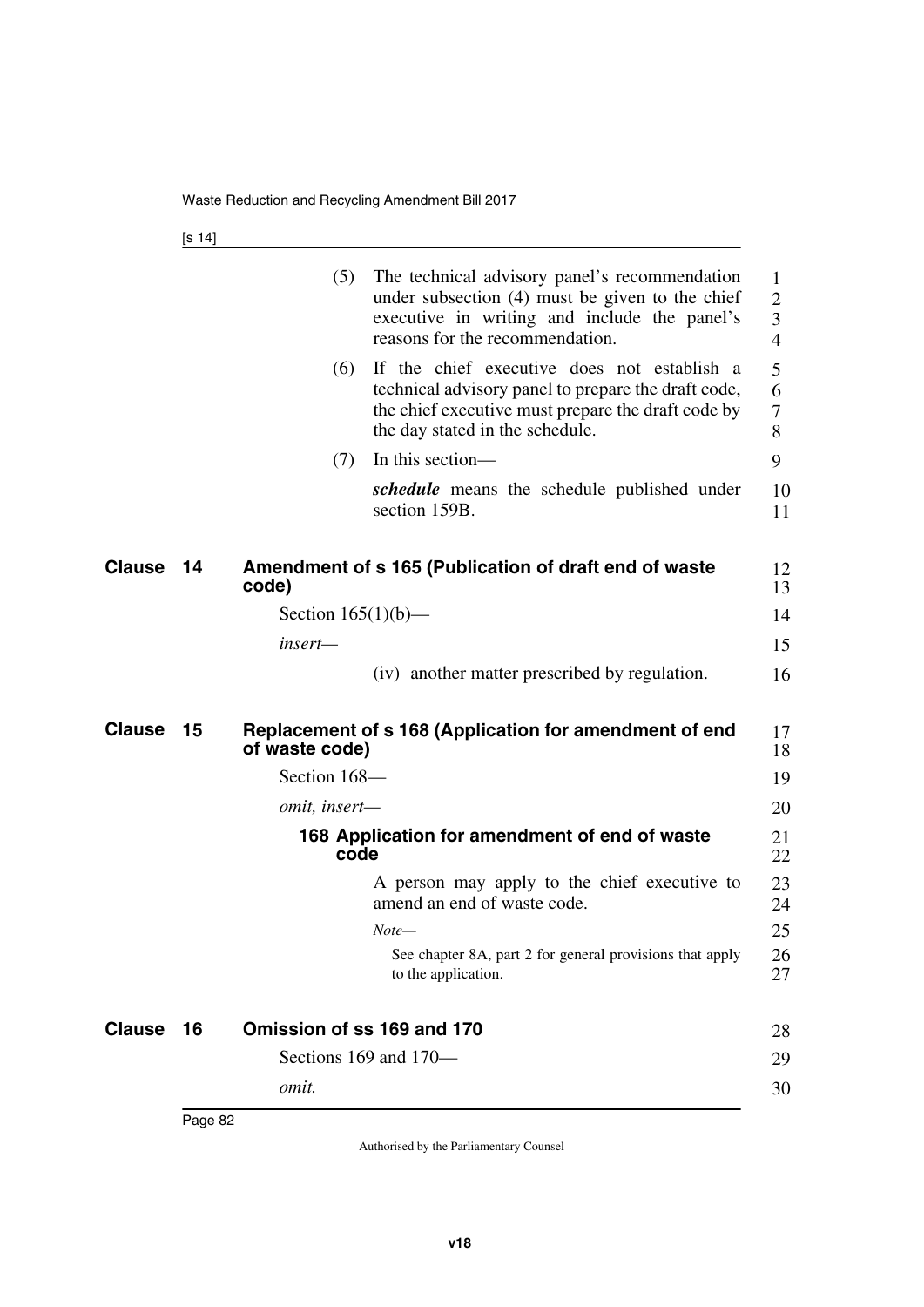(5) The technical advisory panel's recommendation under subsection (4) must be given to the chief executive in writing and include the panel's reasons for the recommendation.

(6) If the chief executive does not establish a technical advisory panel to prepare the draft code, the chief executive must prepare the draft code by the day stated in the schedule.

(7) In this section—

***schedule*** means the schedule published under section 159B.

## Clause 14 Amendment of s 165 (Publication of draft end of waste code)

Section 165(1)(b)—

*insert*—

(iv) another matter prescribed by regulation.

## Clause 15 Replacement of s 168 (Application for amendment of end of waste code)

Section 168—

*omit, insert*—

### 168 Application for amendment of end of waste code

A person may apply to the chief executive to amend an end of waste code.

*Note*—

See chapter 8A, part 2 for general provisions that apply to the application.

## Clause 16 Omission of ss 169 and 170

Sections 169 and 170—

*omit.*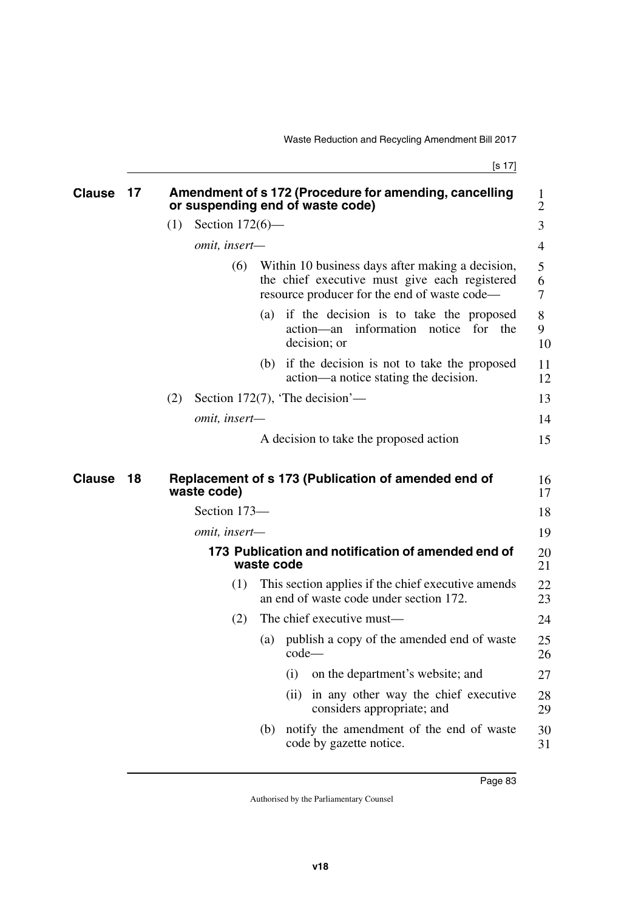## Clause 17 Amendment of s 172 (Procedure for amending, cancelling or suspending end of waste code)

(1) Section 172(6)—

*omit, insert—*

(6) Within 10 business days after making a decision, the chief executive must give each registered resource producer for the end of waste code—

(a) if the decision is to take the proposed action—an information notice for the decision; or

(b) if the decision is not to take the proposed action—a notice stating the decision.

(2) Section 172(7), 'The decision'—

*omit, insert—*

A decision to take the proposed action

## Clause 18 Replacement of s 173 (Publication of amended end of waste code)

Section 173—

*omit, insert—*

### 173 Publication and notification of amended end of waste code

(1) This section applies if the chief executive amends an end of waste code under section 172.

(2) The chief executive must—

(a) publish a copy of the amended end of waste code—

(i) on the department's website; and

(ii) in any other way the chief executive considers appropriate; and

(b) notify the amendment of the end of waste code by gazette notice.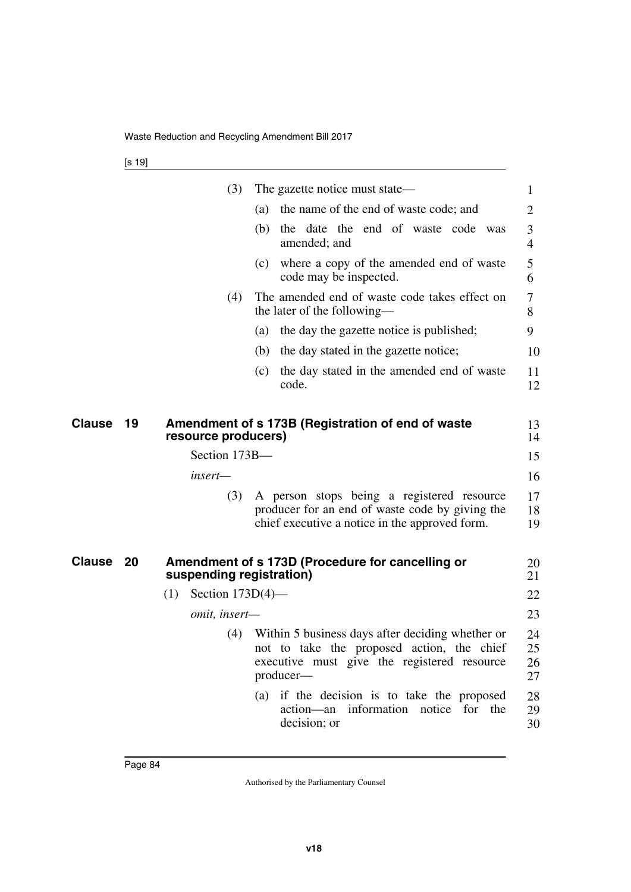(3) The gazette notice must state—

(a) the name of the end of waste code; and

(b) the date the end of waste code was amended; and

(c) where a copy of the amended end of waste code may be inspected.

(4) The amended end of waste code takes effect on the later of the following—

(a) the day the gazette notice is published;

(b) the day stated in the gazette notice;

(c) the day stated in the amended end of waste code.

## Clause 19 Amendment of s 173B (Registration of end of waste resource producers)

Section 173B—

*insert*—

(3) A person stops being a registered resource producer for an end of waste code by giving the chief executive a notice in the approved form.

## Clause 20 Amendment of s 173D (Procedure for cancelling or suspending registration)

(1) Section 173D(4)—

*omit, insert*—

(4) Within 5 business days after deciding whether or not to take the proposed action, the chief executive must give the registered resource producer—

(a) if the decision is to take the proposed action—an information notice for the decision; or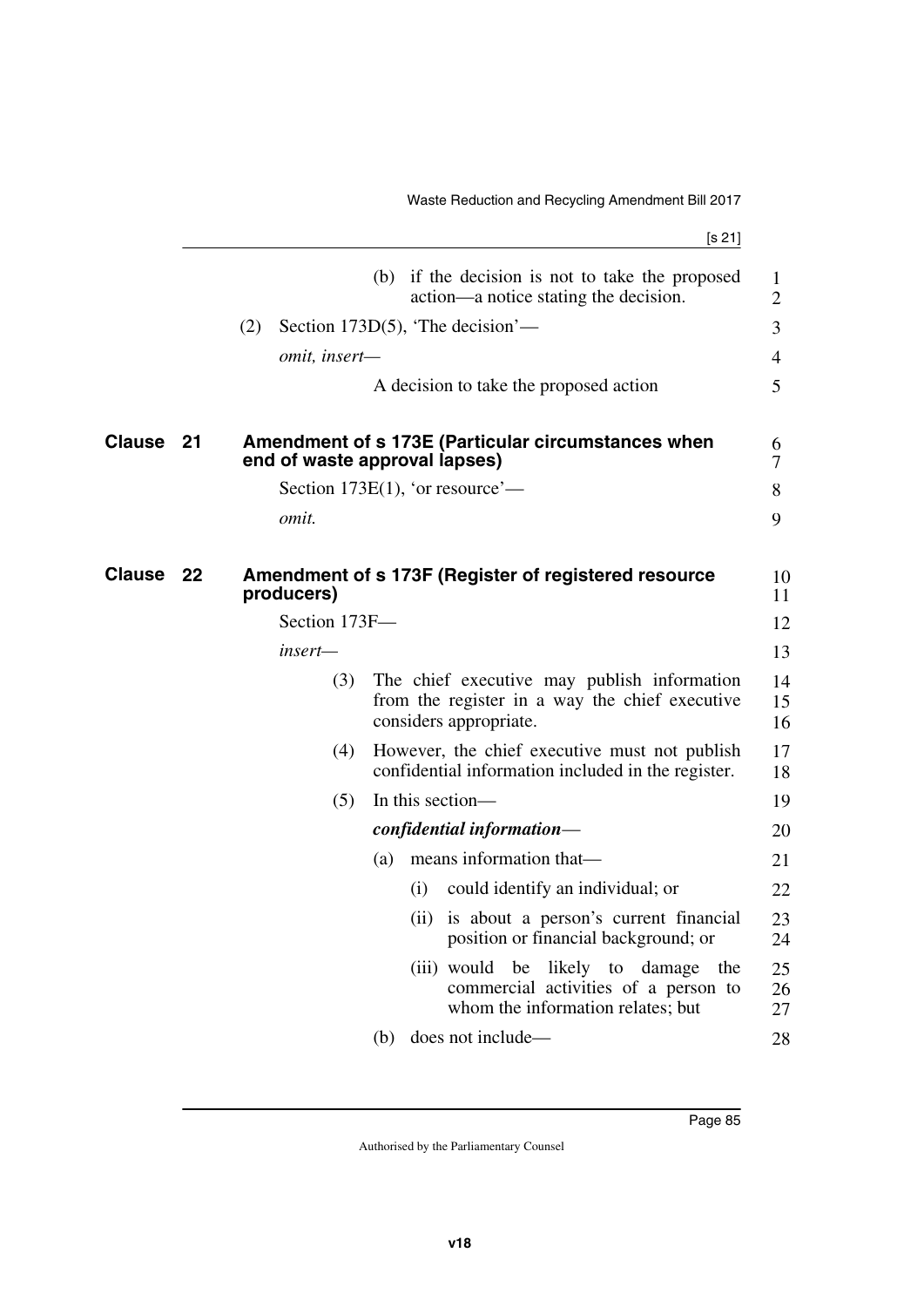(b) if the decision is not to take the proposed action—a notice stating the decision.

(2) Section 173D(5), 'The decision'—

*omit, insert—*

A decision to take the proposed action

## Clause 21 Amendment of s 173E (Particular circumstances when end of waste approval lapses)

Section 173E(1), 'or resource'—

*omit.*

## Clause 22 Amendment of s 173F (Register of registered resource producers)

Section 173F—

*insert—*

(3) The chief executive may publish information from the register in a way the chief executive considers appropriate.

(4) However, the chief executive must not publish confidential information included in the register.

(5) In this section—

***confidential information***—

(a) means information that—

(i) could identify an individual; or

(ii) is about a person's current financial position or financial background; or

(iii) would be likely to damage the commercial activities of a person to whom the information relates; but

(b) does not include—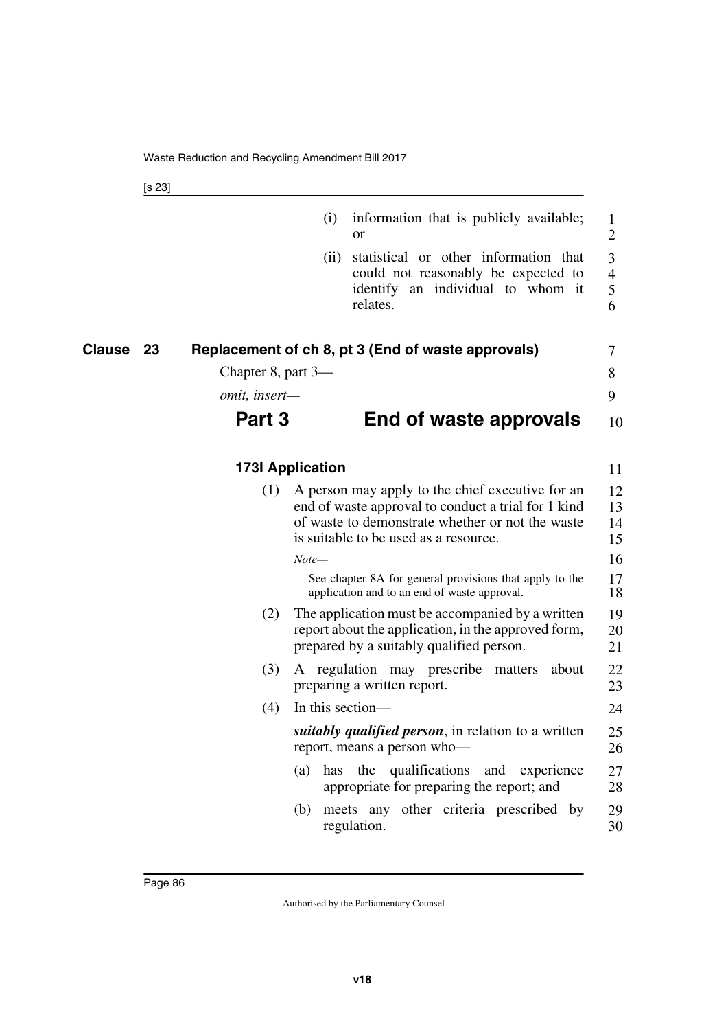(i) information that is publicly available; or

(ii) statistical or other information that could not reasonably be expected to identify an individual to whom it relates.

**Clause 23 Replacement of ch 8, pt 3 (End of waste approvals)**

Chapter 8, part 3—

*omit, insert—*

# Part 3 End of waste approvals

### 173I Application

(1) A person may apply to the chief executive for an end of waste approval to conduct a trial for 1 kind of waste to demonstrate whether or not the waste is suitable to be used as a resource.

*Note—*

See chapter 8A for general provisions that apply to the application and to an end of waste approval.

(2) The application must be accompanied by a written report about the application, in the approved form, prepared by a suitably qualified person.

(3) A regulation may prescribe matters about preparing a written report.

(4) In this section—

***suitably qualified person***, in relation to a written report, means a person who—

(a) has the qualifications and experience appropriate for preparing the report; and

(b) meets any other criteria prescribed by regulation.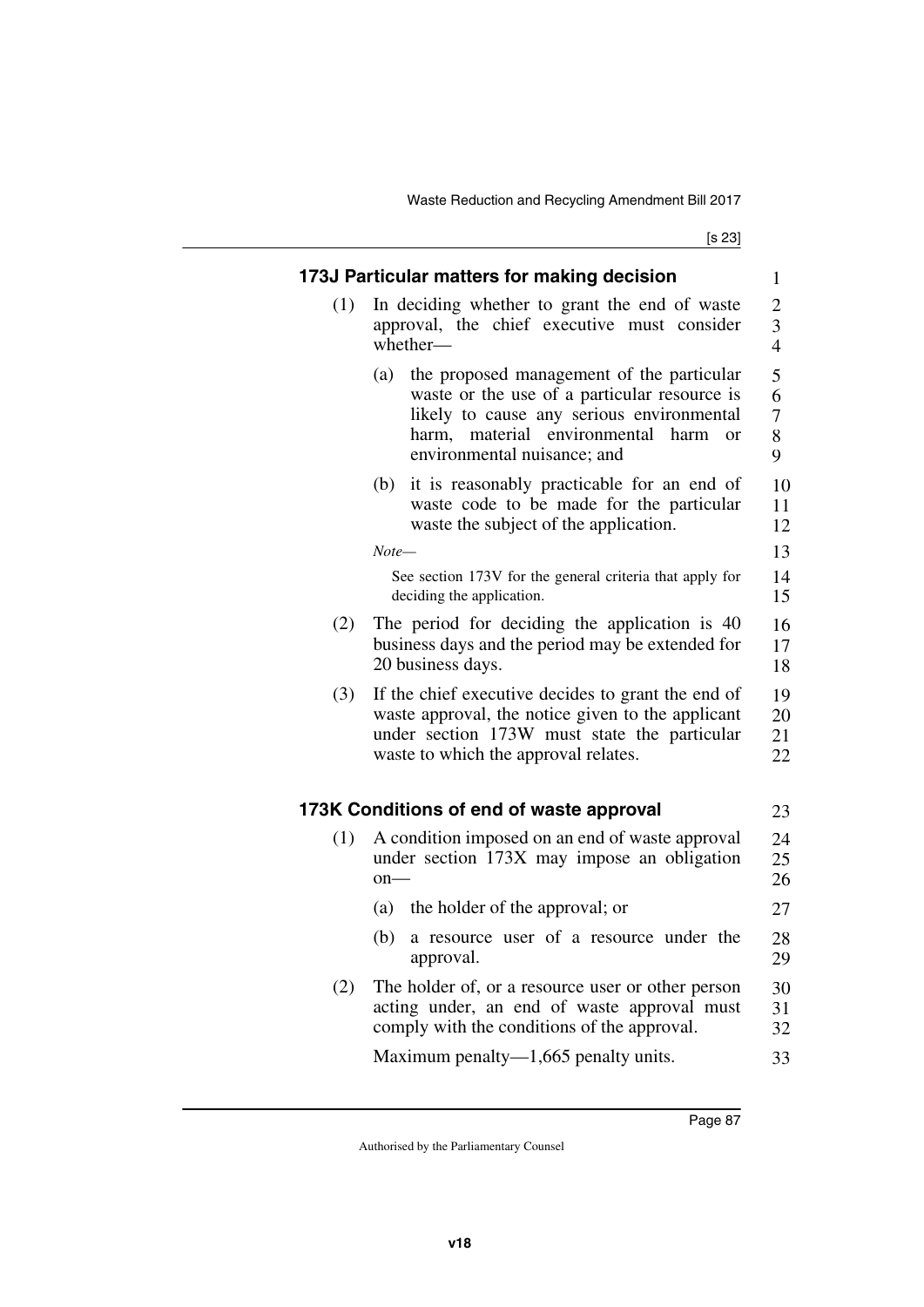### 173J Particular matters for making decision

(1) In deciding whether to grant the end of waste approval, the chief executive must consider whether—

(a) the proposed management of the particular waste or the use of a particular resource is likely to cause any serious environmental harm, material environmental harm or environmental nuisance; and

(b) it is reasonably practicable for an end of waste code to be made for the particular waste the subject of the application.

*Note—*

See section 173V for the general criteria that apply for deciding the application.

(2) The period for deciding the application is 40 business days and the period may be extended for 20 business days.

(3) If the chief executive decides to grant the end of waste approval, the notice given to the applicant under section 173W must state the particular waste to which the approval relates.

### 173K Conditions of end of waste approval

(1) A condition imposed on an end of waste approval under section 173X may impose an obligation on—

(a) the holder of the approval; or

(b) a resource user of a resource under the approval.

(2) The holder of, or a resource user or other person acting under, an end of waste approval must comply with the conditions of the approval.

Maximum penalty—1,665 penalty units.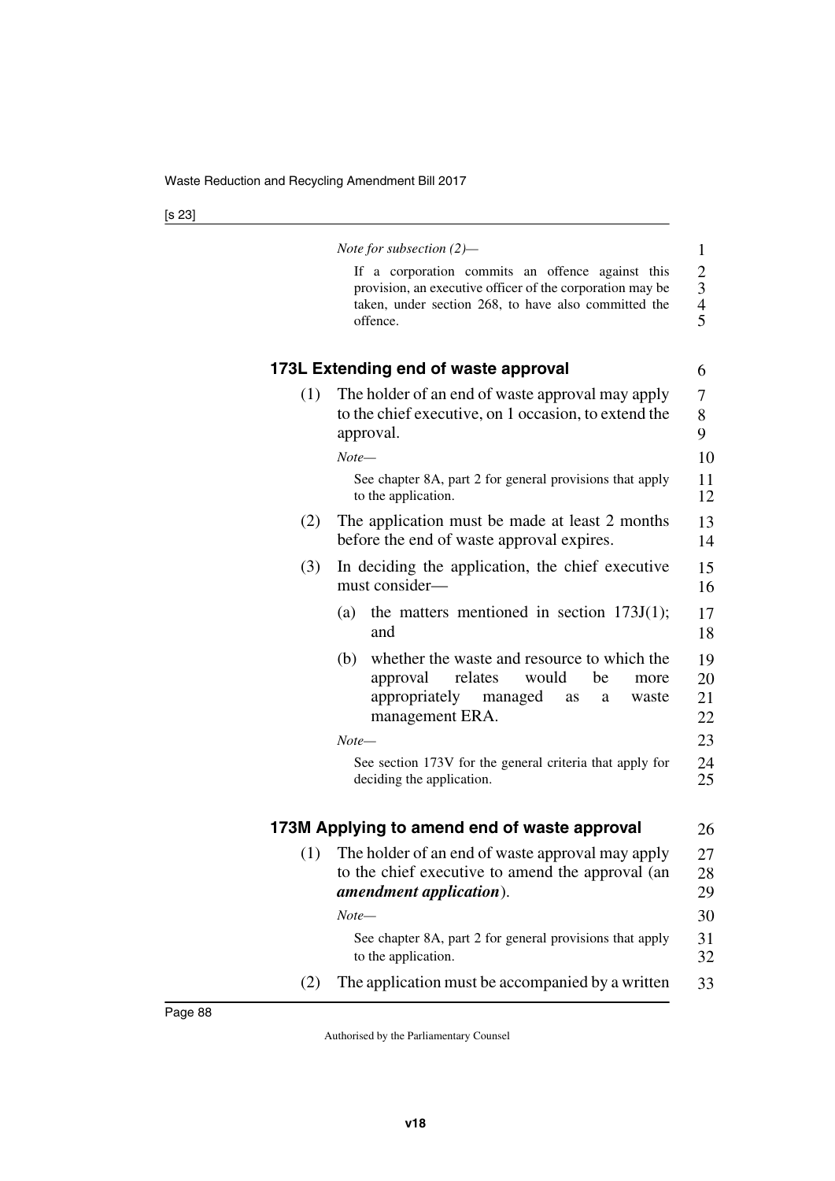*Note for subsection (2)—*

If a corporation commits an offence against this provision, an executive officer of the corporation may be taken, under section 268, to have also committed the offence.

### 173L Extending end of waste approval

(1) The holder of an end of waste approval may apply to the chief executive, on 1 occasion, to extend the approval.

*Note—*

See chapter 8A, part 2 for general provisions that apply to the application.

(2) The application must be made at least 2 months before the end of waste approval expires.

(3) In deciding the application, the chief executive must consider—

(a) the matters mentioned in section 173J(1); and

(b) whether the waste and resource to which the approval relates would be more appropriately managed as a waste management ERA.

*Note—*

See section 173V for the general criteria that apply for deciding the application.

### 173M Applying to amend end of waste approval

(1) The holder of an end of waste approval may apply to the chief executive to amend the approval (an ***amendment application***).

*Note—*

See chapter 8A, part 2 for general provisions that apply to the application.

(2) The application must be accompanied by a written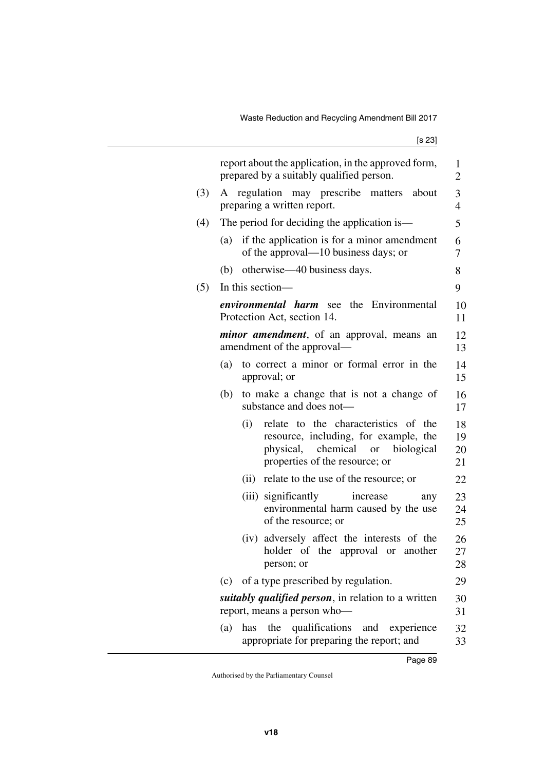report about the application, in the approved form, prepared by a suitably qualified person.

(3) A regulation may prescribe matters about preparing a written report.

(4) The period for deciding the application is—

(a) if the application is for a minor amendment of the approval—10 business days; or

(b) otherwise—40 business days.

(5) In this section—

***environmental harm*** see the Environmental Protection Act, section 14.

***minor amendment***, of an approval, means an amendment of the approval—

(a) to correct a minor or formal error in the approval; or

(b) to make a change that is not a change of substance and does not—

(i) relate to the characteristics of the resource, including, for example, the physical, chemical or biological properties of the resource; or

(ii) relate to the use of the resource; or

(iii) significantly increase any environmental harm caused by the use of the resource; or

(iv) adversely affect the interests of the holder of the approval or another person; or

(c) of a type prescribed by regulation.

***suitably qualified person***, in relation to a written report, means a person who—

(a) has the qualifications and experience appropriate for preparing the report; and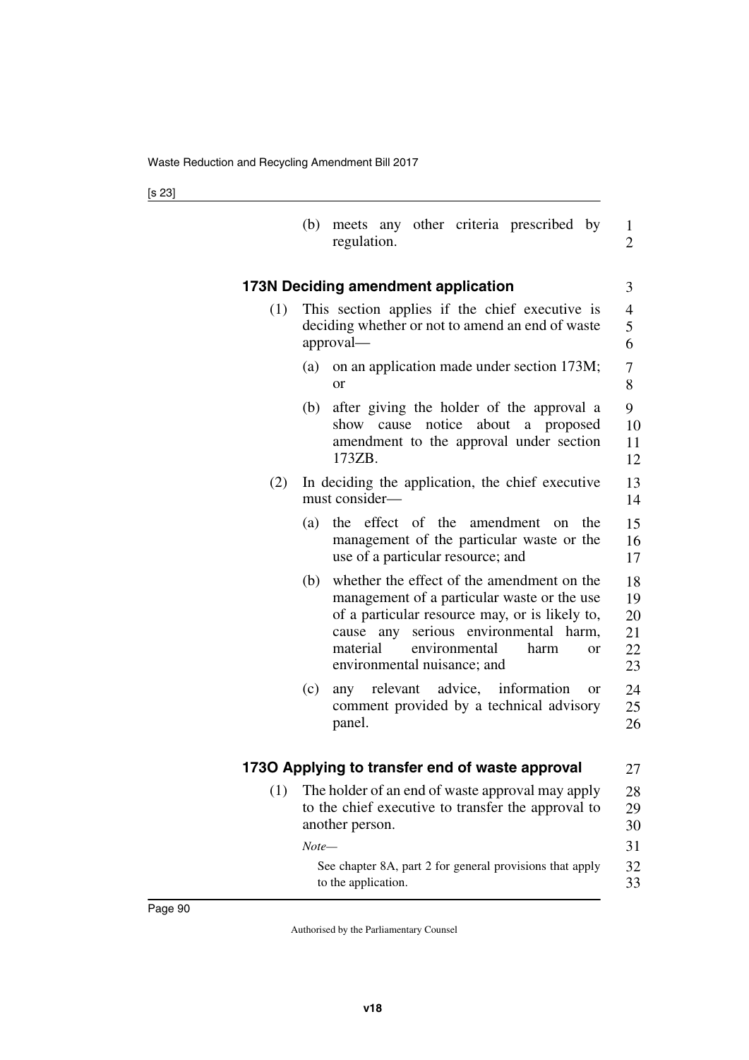(b) meets any other criteria prescribed by regulation.

### 173N Deciding amendment application

(1) This section applies if the chief executive is deciding whether or not to amend an end of waste approval—

(a) on an application made under section 173M; or

(b) after giving the holder of the approval a show cause notice about a proposed amendment to the approval under section 173ZB.

(2) In deciding the application, the chief executive must consider—

(a) the effect of the amendment on the management of the particular waste or the use of a particular resource; and

(b) whether the effect of the amendment on the management of a particular waste or the use of a particular resource may, or is likely to, cause any serious environmental harm, material environmental harm or environmental nuisance; and

(c) any relevant advice, information or comment provided by a technical advisory panel.

### 173O Applying to transfer end of waste approval

(1) The holder of an end of waste approval may apply to the chief executive to transfer the approval to another person.

*Note—*

See chapter 8A, part 2 for general provisions that apply to the application.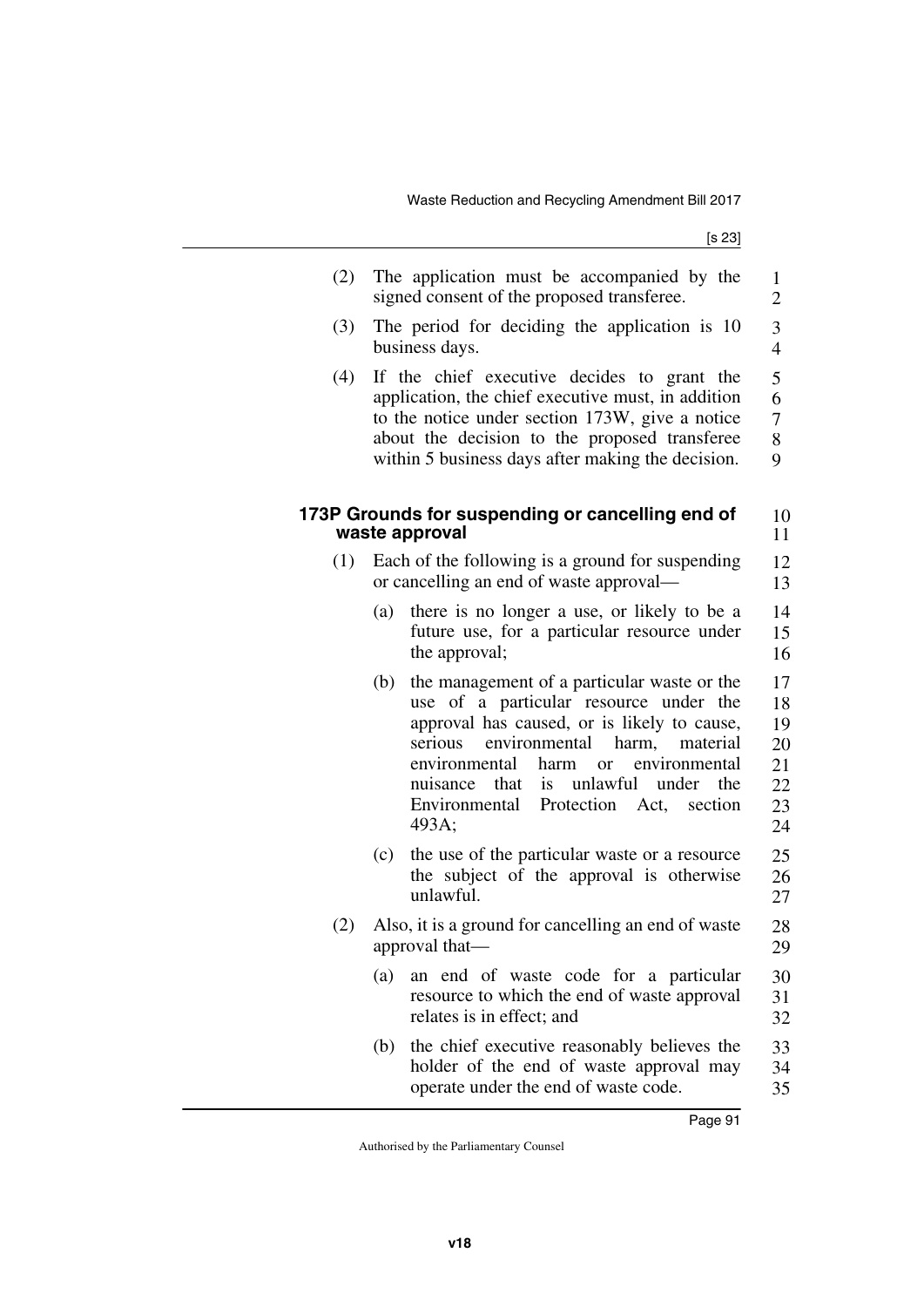(2) The application must be accompanied by the signed consent of the proposed transferee.

(3) The period for deciding the application is 10 business days.

(4) If the chief executive decides to grant the application, the chief executive must, in addition to the notice under section 173W, give a notice about the decision to the proposed transferee within 5 business days after making the decision.

### 173P Grounds for suspending or cancelling end of waste approval

(1) Each of the following is a ground for suspending or cancelling an end of waste approval—

(a) there is no longer a use, or likely to be a future use, for a particular resource under the approval;

(b) the management of a particular waste or the use of a particular resource under the approval has caused, or is likely to cause, serious environmental harm, material environmental harm or environmental nuisance that is unlawful under the Environmental Protection Act, section 493A;

(c) the use of the particular waste or a resource the subject of the approval is otherwise unlawful.

(2) Also, it is a ground for cancelling an end of waste approval that—

(a) an end of waste code for a particular resource to which the end of waste approval relates is in effect; and

(b) the chief executive reasonably believes the holder of the end of waste approval may operate under the end of waste code.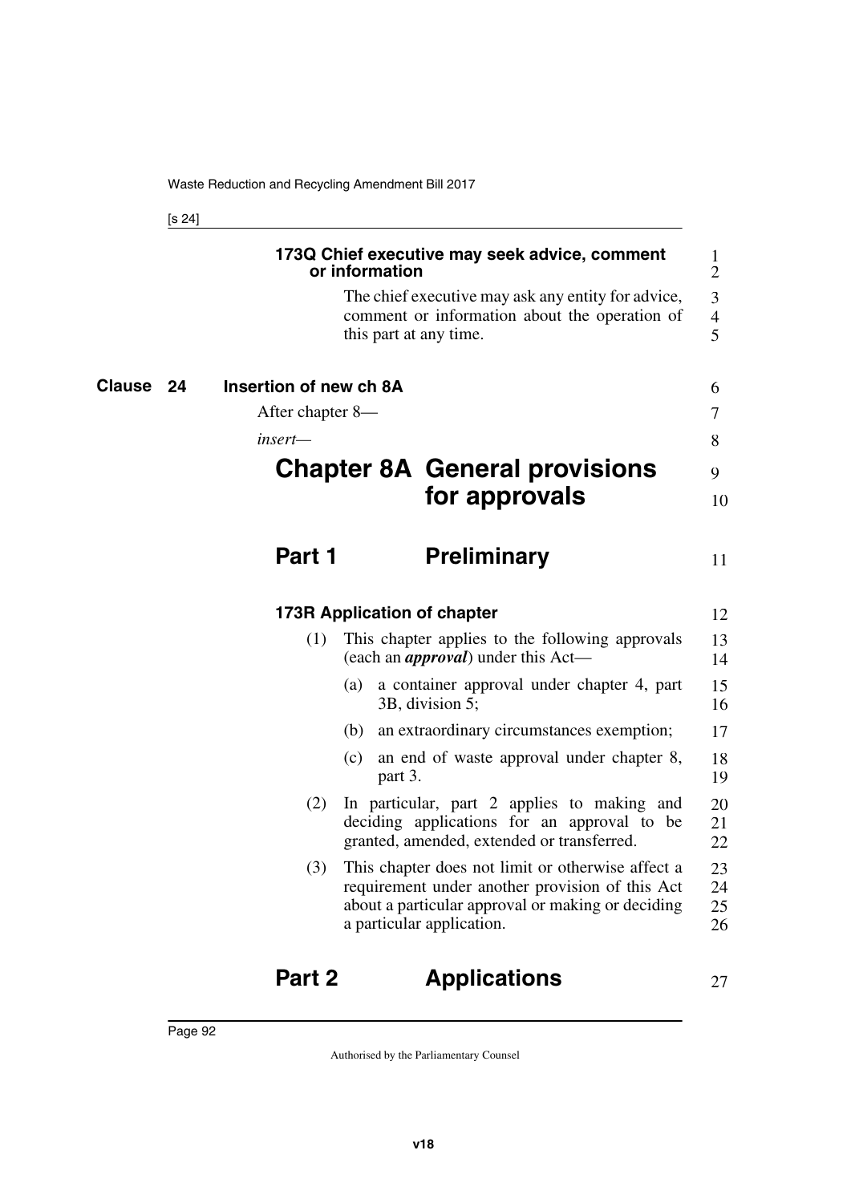#### 173Q Chief executive may seek advice, comment or information

The chief executive may ask any entity for advice, comment or information about the operation of this part at any time.

### Clause 24 Insertion of new ch 8A

After chapter 8—

*insert—*

# Chapter 8A General provisions for approvals

## Part 1 Preliminary

#### 173R Application of chapter

(1) This chapter applies to the following approvals (each an ***approval***) under this Act—

(a) a container approval under chapter 4, part 3B, division 5;

(b) an extraordinary circumstances exemption;

(c) an end of waste approval under chapter 8, part 3.

(2) In particular, part 2 applies to making and deciding applications for an approval to be granted, amended, extended or transferred.

(3) This chapter does not limit or otherwise affect a requirement under another provision of this Act about a particular approval or making or deciding a particular application.

## Part 2 Applications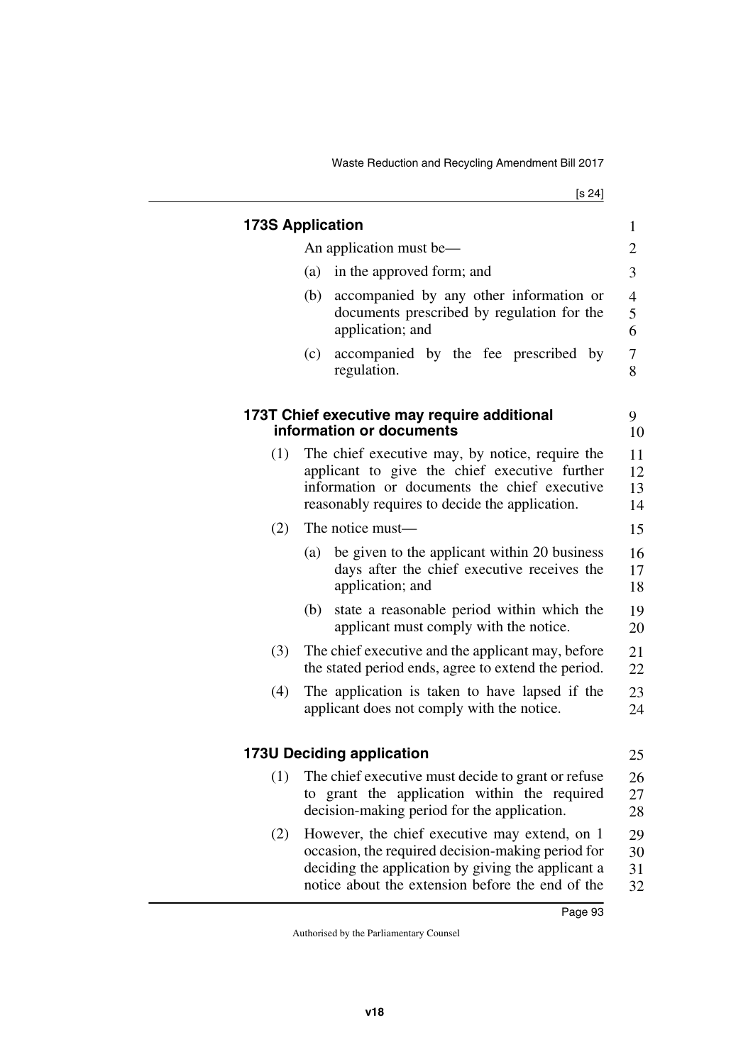### 173S Application

An application must be—

(a) in the approved form; and

(b) accompanied by any other information or documents prescribed by regulation for the application; and

(c) accompanied by the fee prescribed by regulation.

### 173T Chief executive may require additional information or documents

(1) The chief executive may, by notice, require the applicant to give the chief executive further information or documents the chief executive reasonably requires to decide the application.

(2) The notice must—

(a) be given to the applicant within 20 business days after the chief executive receives the application; and

(b) state a reasonable period within which the applicant must comply with the notice.

(3) The chief executive and the applicant may, before the stated period ends, agree to extend the period.

(4) The application is taken to have lapsed if the applicant does not comply with the notice.

### 173U Deciding application

(1) The chief executive must decide to grant or refuse to grant the application within the required decision-making period for the application.

(2) However, the chief executive may extend, on 1 occasion, the required decision-making period for deciding the application by giving the applicant a notice about the extension before the end of the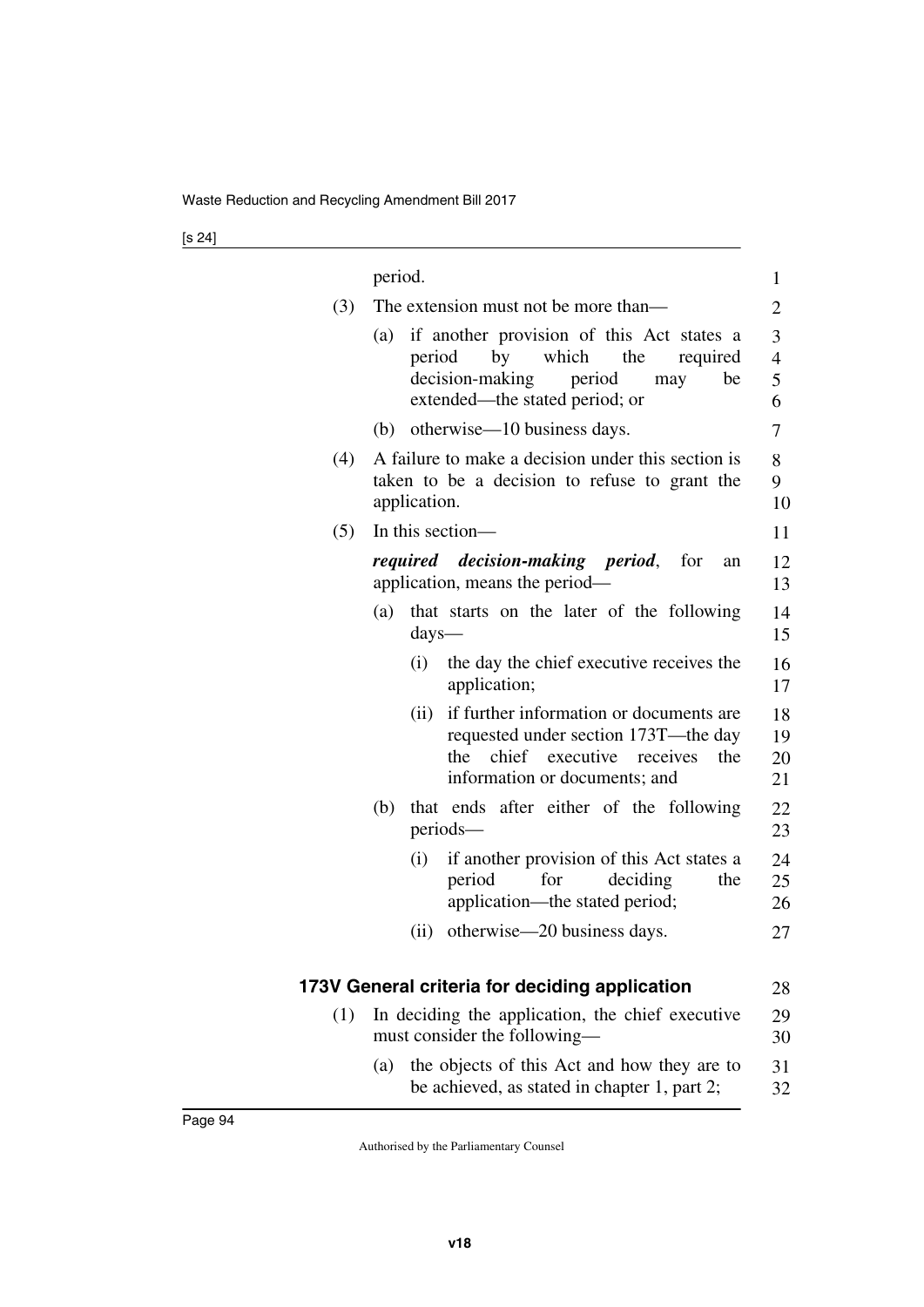period.

(3) The extension must not be more than—

(a) if another provision of this Act states a period by which the required decision-making period may be extended—the stated period; or

(b) otherwise—10 business days.

(4) A failure to make a decision under this section is taken to be a decision to refuse to grant the application.

(5) In this section—

***required decision-making period***, for an application, means the period—

(a) that starts on the later of the following days—

(i) the day the chief executive receives the application;

(ii) if further information or documents are requested under section 173T—the day the chief executive receives the information or documents; and

(b) that ends after either of the following periods—

(i) if another provision of this Act states a period for deciding the application—the stated period;

(ii) otherwise—20 business days.

## 173V General criteria for deciding application

(1) In deciding the application, the chief executive must consider the following—

(a) the objects of this Act and how they are to be achieved, as stated in chapter 1, part 2;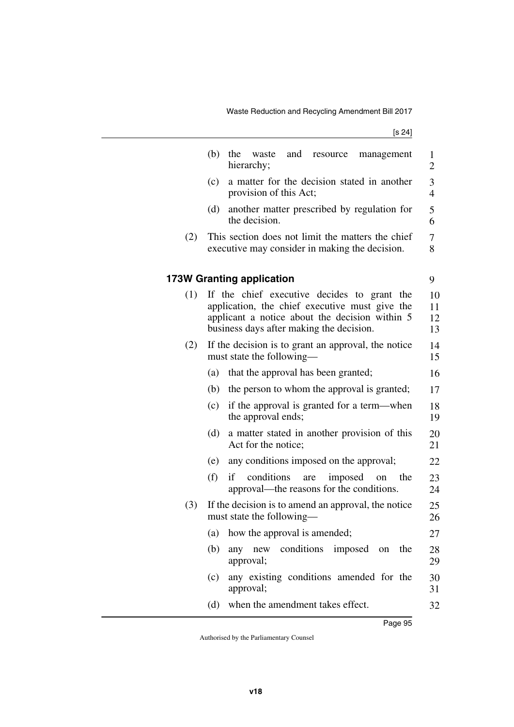(b) the waste and resource management hierarchy;

(c) a matter for the decision stated in another provision of this Act;

(d) another matter prescribed by regulation for the decision.

(2) This section does not limit the matters the chief executive may consider in making the decision.

### 173W Granting application

(1) If the chief executive decides to grant the application, the chief executive must give the applicant a notice about the decision within 5 business days after making the decision.

(2) If the decision is to grant an approval, the notice must state the following—

(a) that the approval has been granted;

(b) the person to whom the approval is granted;

(c) if the approval is granted for a term—when the approval ends;

(d) a matter stated in another provision of this Act for the notice;

(e) any conditions imposed on the approval;

(f) if conditions are imposed on the approval—the reasons for the conditions.

(3) If the decision is to amend an approval, the notice must state the following—

(a) how the approval is amended;

(b) any new conditions imposed on the approval;

(c) any existing conditions amended for the approval;

(d) when the amendment takes effect.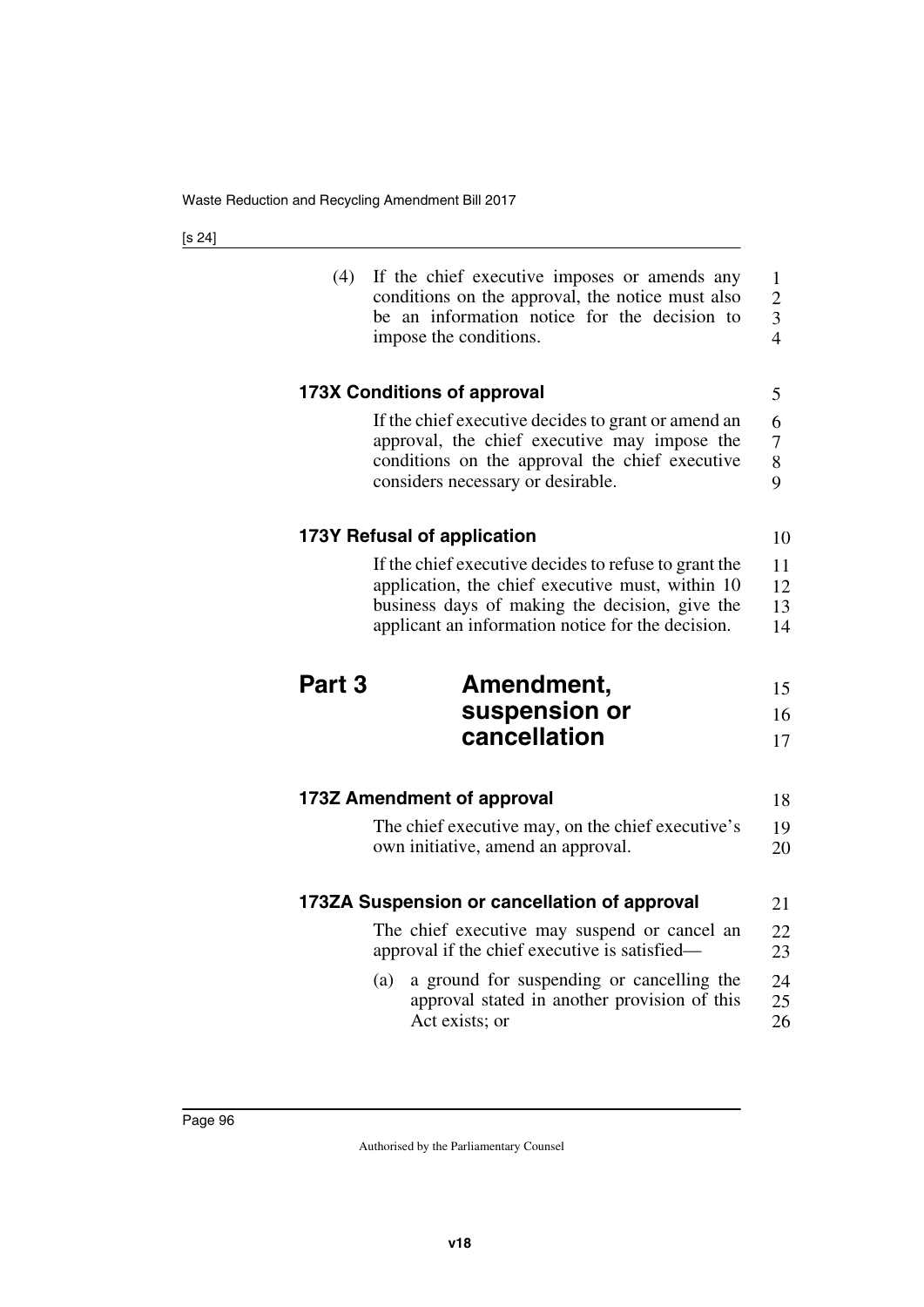(4) If the chief executive imposes or amends any conditions on the approval, the notice must also be an information notice for the decision to impose the conditions.

### 173X Conditions of approval

If the chief executive decides to grant or amend an approval, the chief executive may impose the conditions on the approval the chief executive considers necessary or desirable.

### 173Y Refusal of application

If the chief executive decides to refuse to grant the application, the chief executive must, within 10 business days of making the decision, give the applicant an information notice for the decision.

## Part 3 Amendment, suspension or cancellation

### 173Z Amendment of approval

The chief executive may, on the chief executive's own initiative, amend an approval.

### 173ZA Suspension or cancellation of approval

The chief executive may suspend or cancel an approval if the chief executive is satisfied—

(a) a ground for suspending or cancelling the approval stated in another provision of this Act exists; or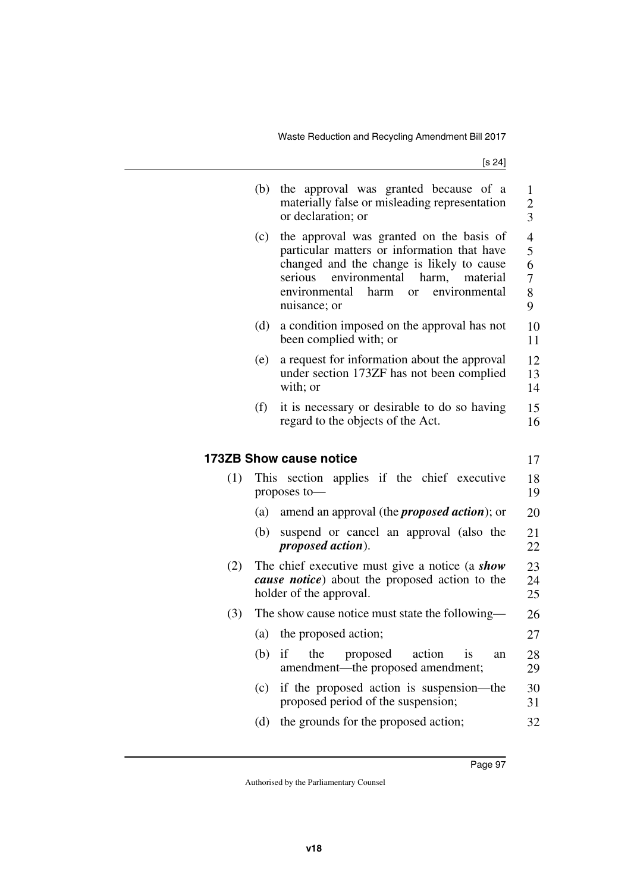(b) the approval was granted because of a materially false or misleading representation or declaration; or

(c) the approval was granted on the basis of particular matters or information that have changed and the change is likely to cause serious environmental harm, material environmental harm or environmental nuisance; or

(d) a condition imposed on the approval has not been complied with; or

(e) a request for information about the approval under section 173ZF has not been complied with; or

(f) it is necessary or desirable to do so having regard to the objects of the Act.

### 173ZB Show cause notice

(1) This section applies if the chief executive proposes to—

(a) amend an approval (the ***proposed action***); or

(b) suspend or cancel an approval (also the ***proposed action***).

(2) The chief executive must give a notice (a ***show cause notice***) about the proposed action to the holder of the approval.

(3) The show cause notice must state the following—

(a) the proposed action;

(b) if the proposed action is an amendment—the proposed amendment;

(c) if the proposed action is suspension—the proposed period of the suspension;

(d) the grounds for the proposed action;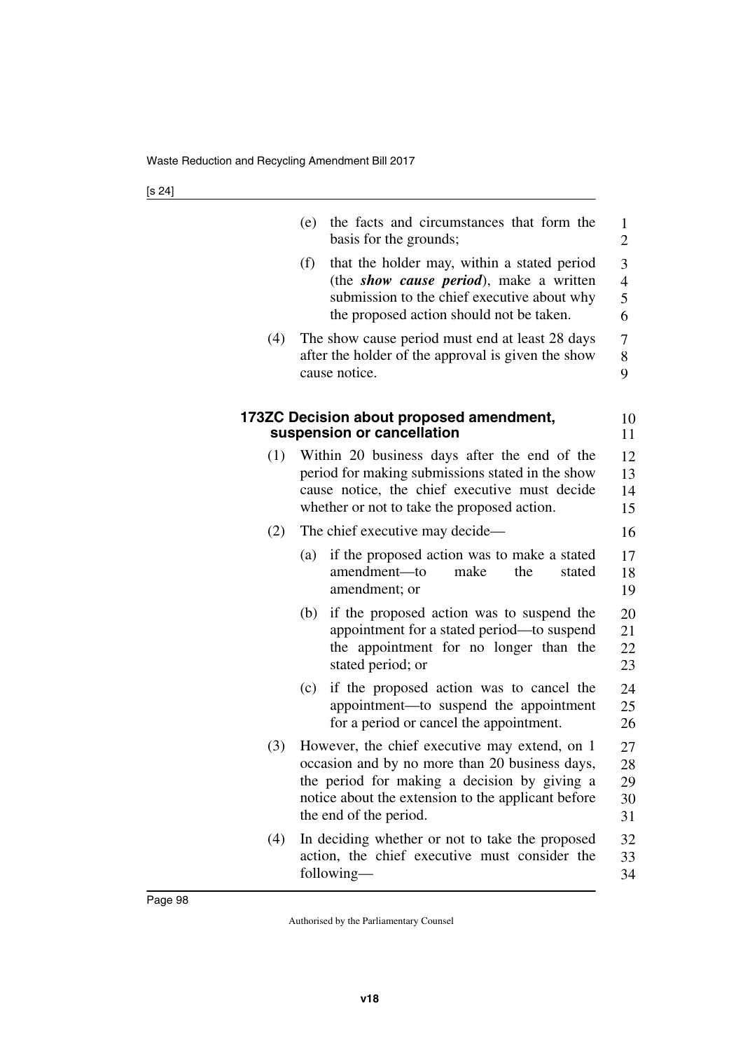(e) the facts and circumstances that form the basis for the grounds;

(f) that the holder may, within a stated period (the ***show cause period***), make a written submission to the chief executive about why the proposed action should not be taken.

(4) The show cause period must end at least 28 days after the holder of the approval is given the show cause notice.

### 173ZC Decision about proposed amendment, suspension or cancellation

(1) Within 20 business days after the end of the period for making submissions stated in the show cause notice, the chief executive must decide whether or not to take the proposed action.

(2) The chief executive may decide—

(a) if the proposed action was to make a stated amendment—to make the stated amendment; or

(b) if the proposed action was to suspend the appointment for a stated period—to suspend the appointment for no longer than the stated period; or

(c) if the proposed action was to cancel the appointment—to suspend the appointment for a period or cancel the appointment.

(3) However, the chief executive may extend, on 1 occasion and by no more than 20 business days, the period for making a decision by giving a notice about the extension to the applicant before the end of the period.

(4) In deciding whether or not to take the proposed action, the chief executive must consider the following—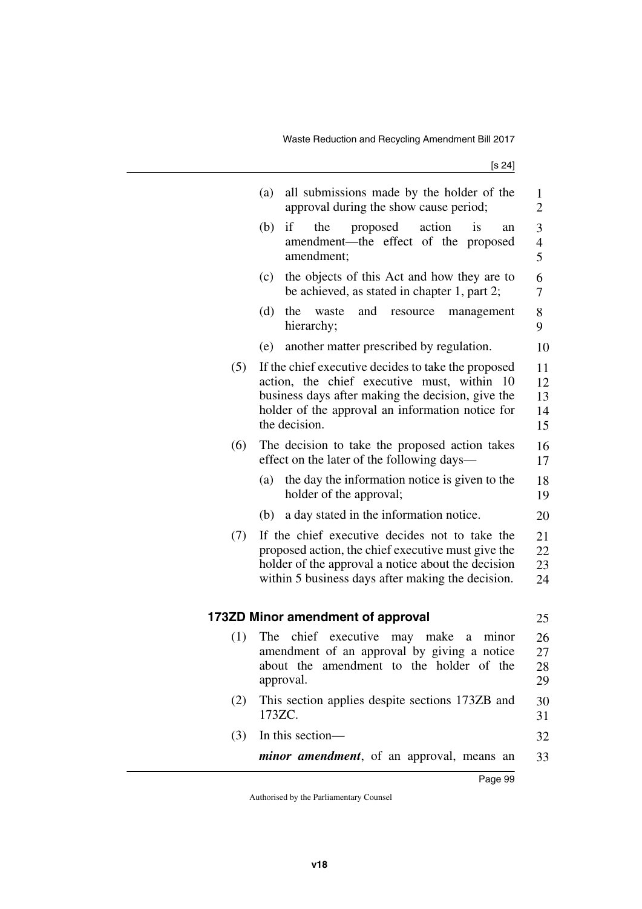(a) all submissions made by the holder of the approval during the show cause period;

(b) if the proposed action is an amendment—the effect of the proposed amendment;

(c) the objects of this Act and how they are to be achieved, as stated in chapter 1, part 2;

(d) the waste and resource management hierarchy;

(e) another matter prescribed by regulation.

(5) If the chief executive decides to take the proposed action, the chief executive must, within 10 business days after making the decision, give the holder of the approval an information notice for the decision.

(6) The decision to take the proposed action takes effect on the later of the following days—

(a) the day the information notice is given to the holder of the approval;

(b) a day stated in the information notice.

(7) If the chief executive decides not to take the proposed action, the chief executive must give the holder of the approval a notice about the decision within 5 business days after making the decision.

### 173ZD Minor amendment of approval

(1) The chief executive may make a minor amendment of an approval by giving a notice about the amendment to the holder of the approval.

(2) This section applies despite sections 173ZB and 173ZC.

(3) In this section—

***minor amendment***, of an approval, means an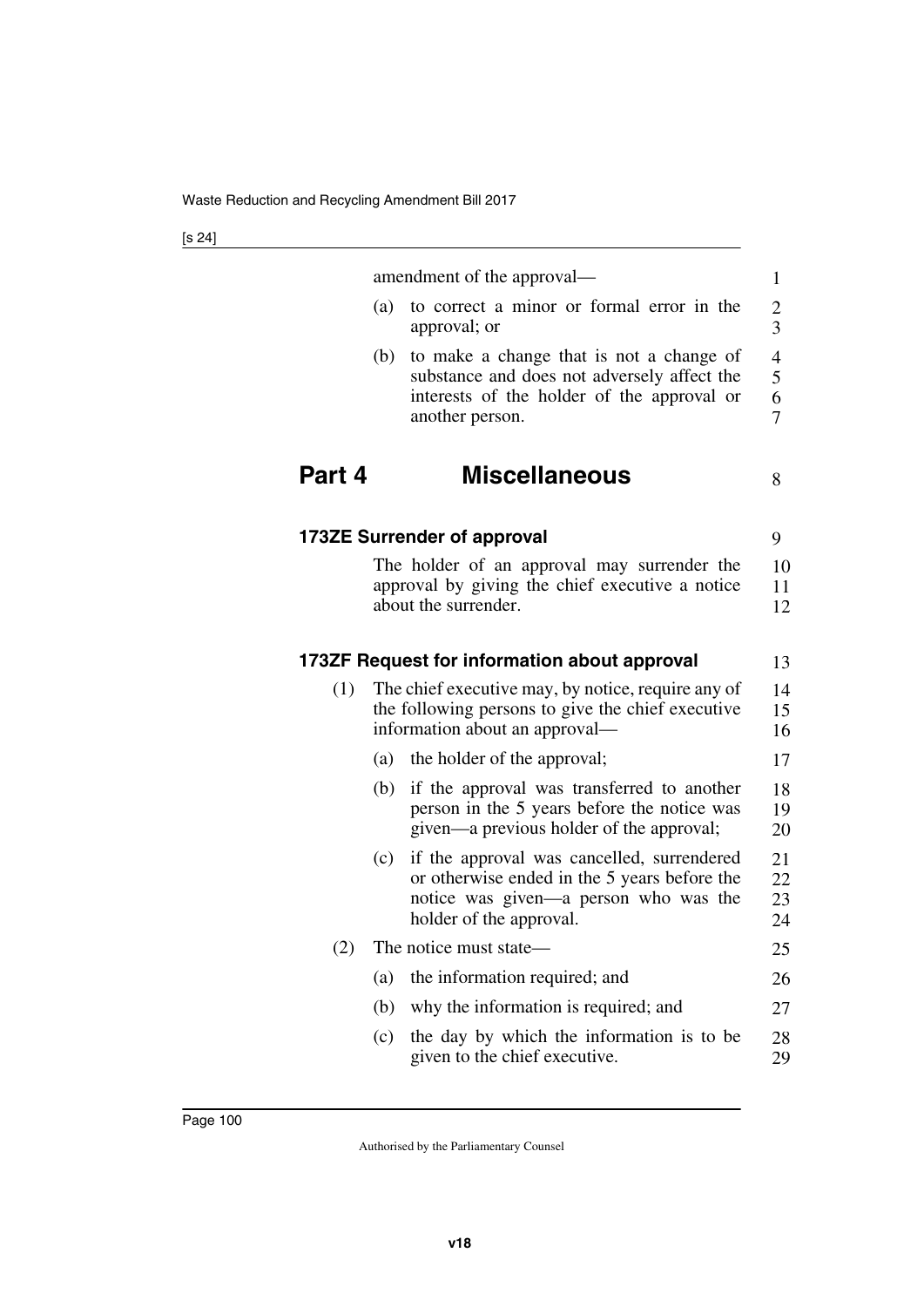amendment of the approval—

(a) to correct a minor or formal error in the approval; or

(b) to make a change that is not a change of substance and does not adversely affect the interests of the holder of the approval or another person.

# Part 4 Miscellaneous

### 173ZE Surrender of approval

The holder of an approval may surrender the approval by giving the chief executive a notice about the surrender.

### 173ZF Request for information about approval

(1) The chief executive may, by notice, require any of the following persons to give the chief executive information about an approval—

(a) the holder of the approval;

(b) if the approval was transferred to another person in the 5 years before the notice was given—a previous holder of the approval;

(c) if the approval was cancelled, surrendered or otherwise ended in the 5 years before the notice was given—a person who was the holder of the approval.

(2) The notice must state—

(a) the information required; and

(b) why the information is required; and

(c) the day by which the information is to be given to the chief executive.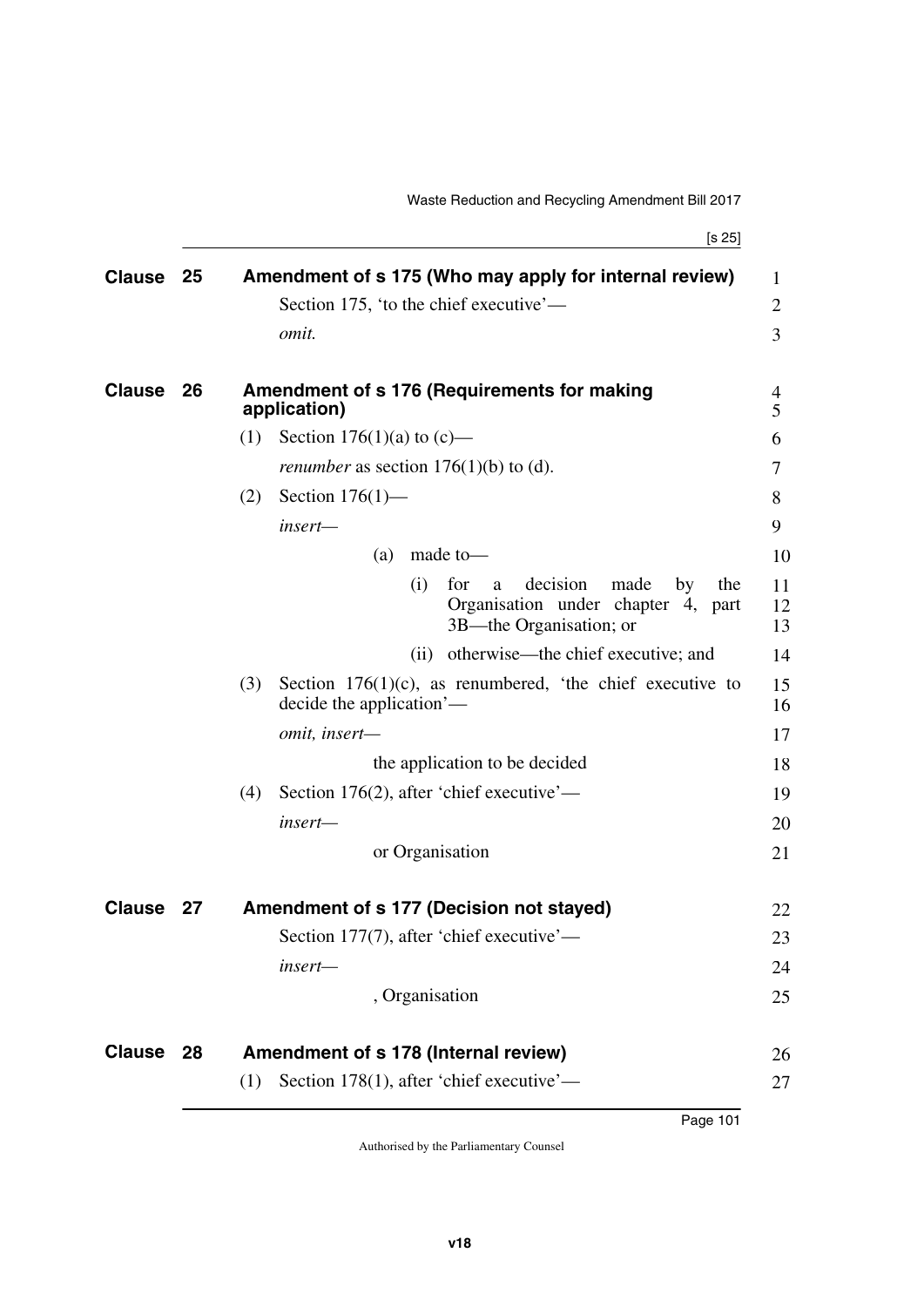## Clause 25 Amendment of s 175 (Who may apply for internal review)

Section 175, 'to the chief executive'—

*omit.*

## Clause 26 Amendment of s 176 (Requirements for making application)

(1) Section 176(1)(a) to (c)—

*renumber* as section 176(1)(b) to (d).

(2) Section 176(1)—

*insert—*

(a) made to—

(i) for a decision made by the Organisation under chapter 4, part 3B—the Organisation; or

(ii) otherwise—the chief executive; and

(3) Section 176(1)(c), as renumbered, 'the chief executive to decide the application'—

*omit, insert—*

the application to be decided

(4) Section 176(2), after 'chief executive'—

*insert—*

or Organisation

## Clause 27 Amendment of s 177 (Decision not stayed)

Section 177(7), after 'chief executive'—

*insert—*

, Organisation

## Clause 28 Amendment of s 178 (Internal review)

(1) Section 178(1), after 'chief executive'—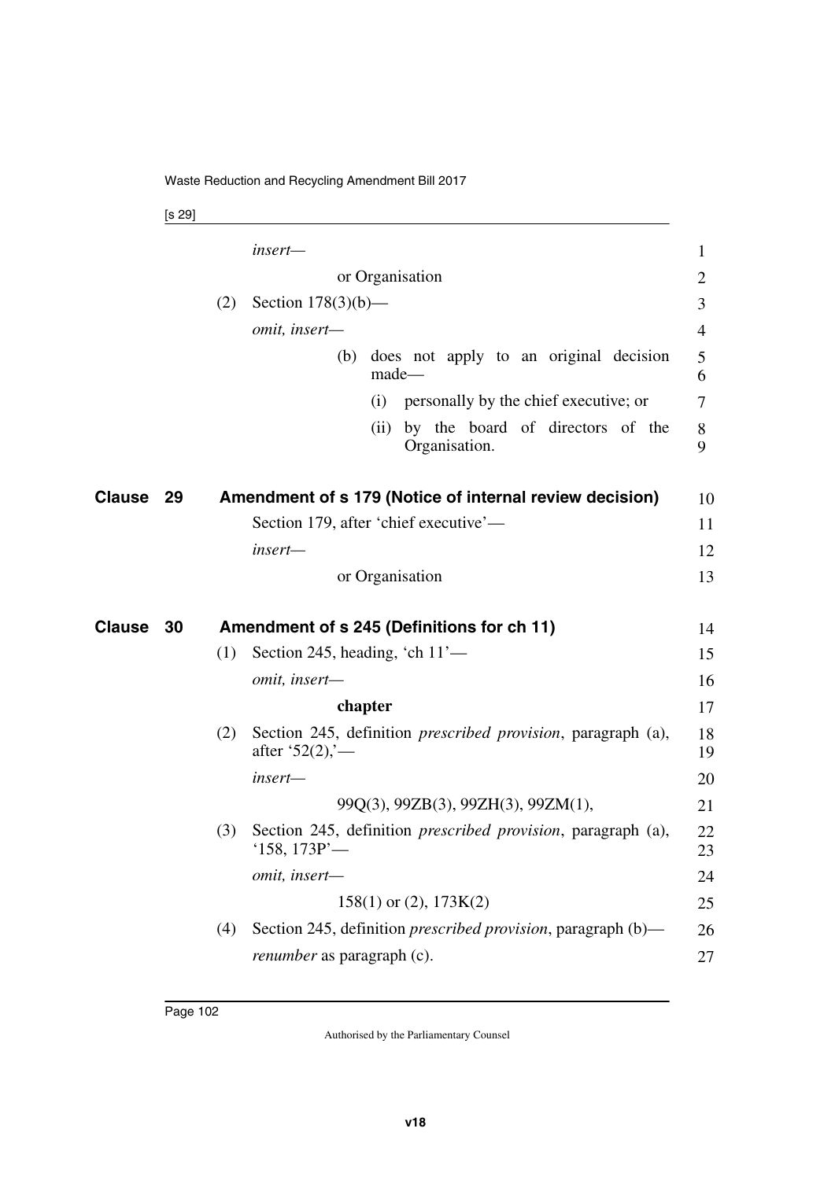*insert—*

or Organisation

(2) Section 178(3)(b)—

*omit, insert—*

(b) does not apply to an original decision made—

(i) personally by the chief executive; or

(ii) by the board of directors of the Organisation.

## Clause 29 Amendment of s 179 (Notice of internal review decision)

Section 179, after 'chief executive'—

*insert—*

or Organisation

## Clause 30 Amendment of s 245 (Definitions for ch 11)

(1) Section 245, heading, 'ch 11'—

*omit, insert—*

**chapter**

(2) Section 245, definition *prescribed provision*, paragraph (a), after '52(2),'—

*insert—*

99Q(3), 99ZB(3), 99ZH(3), 99ZM(1),

(3) Section 245, definition *prescribed provision*, paragraph (a), '158, 173P'—

*omit, insert—*

158(1) or (2), 173K(2)

(4) Section 245, definition *prescribed provision*, paragraph (b)—

*renumber* as paragraph (c).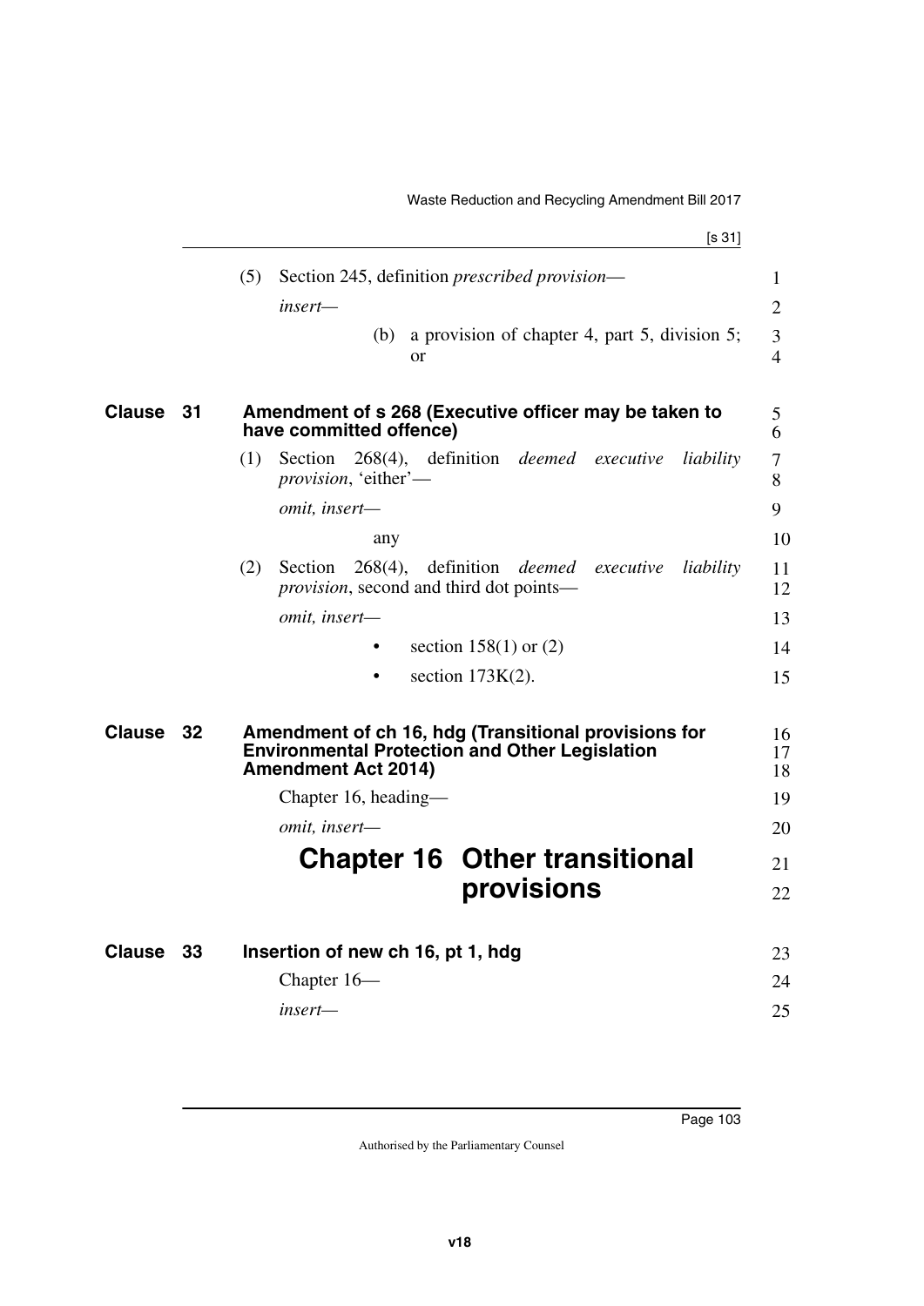(5) Section 245, definition *prescribed provision*—

*insert*—

(b) a provision of chapter 4, part 5, division 5; or

## Clause 31 Amendment of s 268 (Executive officer may be taken to have committed offence)

(1) Section 268(4), definition *deemed executive liability provision*, 'either'—

*omit, insert*—

any

(2) Section 268(4), definition *deemed executive liability provision*, second and third dot points—

*omit, insert*—

- section 158(1) or (2)
- section 173K(2).

## Clause 32 Amendment of ch 16, hdg (Transitional provisions for Environmental Protection and Other Legislation Amendment Act 2014)

Chapter 16, heading—

*omit, insert*—

# Chapter 16 Other transitional provisions

## Clause 33 Insertion of new ch 16, pt 1, hdg

Chapter 16—

*insert*—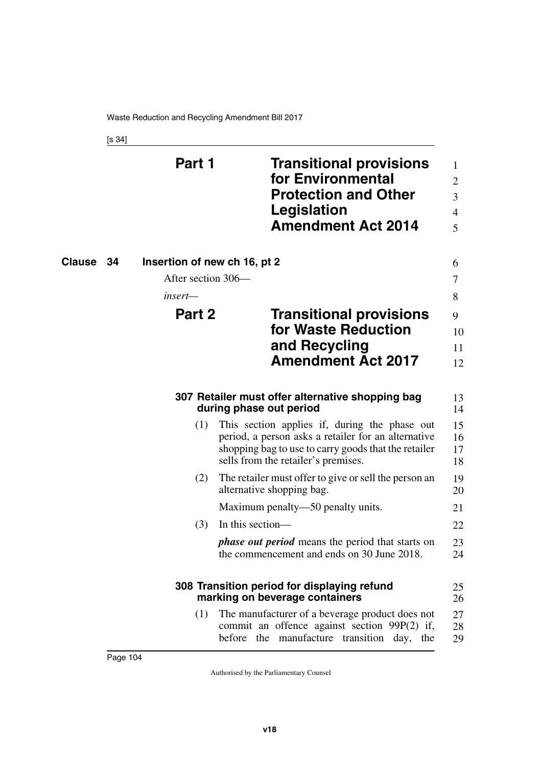# Part 1 Transitional provisions for Environmental Protection and Other Legislation Amendment Act 2014

**Clause 34 Insertion of new ch 16, pt 2**

After section 306—

*insert—*

## Part 2 Transitional provisions for Waste Reduction and Recycling Amendment Act 2017

### 307 Retailer must offer alternative shopping bag during phase out period

(1) This section applies if, during the phase out period, a person asks a retailer for an alternative shopping bag to use to carry goods that the retailer sells from the retailer's premises.

(2) The retailer must offer to give or sell the person an alternative shopping bag.

Maximum penalty—50 penalty units.

(3) In this section—

***phase out period*** means the period that starts on the commencement and ends on 30 June 2018.

### 308 Transition period for displaying refund marking on beverage containers

(1) The manufacturer of a beverage product does not commit an offence against section 99P(2) if, before the manufacture transition day, the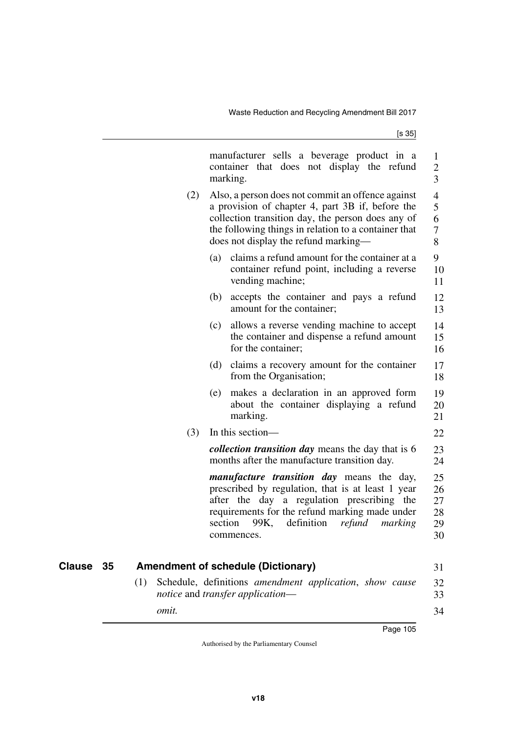manufacturer sells a beverage product in a container that does not display the refund marking.

(2) Also, a person does not commit an offence against a provision of chapter 4, part 3B if, before the collection transition day, the person does any of the following things in relation to a container that does not display the refund marking—

(a) claims a refund amount for the container at a container refund point, including a reverse vending machine;

(b) accepts the container and pays a refund amount for the container;

(c) allows a reverse vending machine to accept the container and dispense a refund amount for the container;

(d) claims a recovery amount for the container from the Organisation;

(e) makes a declaration in an approved form about the container displaying a refund marking.

(3) In this section—

***collection transition day*** means the day that is 6 months after the manufacture transition day.

***manufacture transition day*** means the day, prescribed by regulation, that is at least 1 year after the day a regulation prescribing the requirements for the refund marking made under section 99K, definition *refund marking* commences.

## Clause 35 Amendment of schedule (Dictionary)

(1) Schedule, definitions *amendment application*, *show cause notice* and *transfer application*—

*omit.*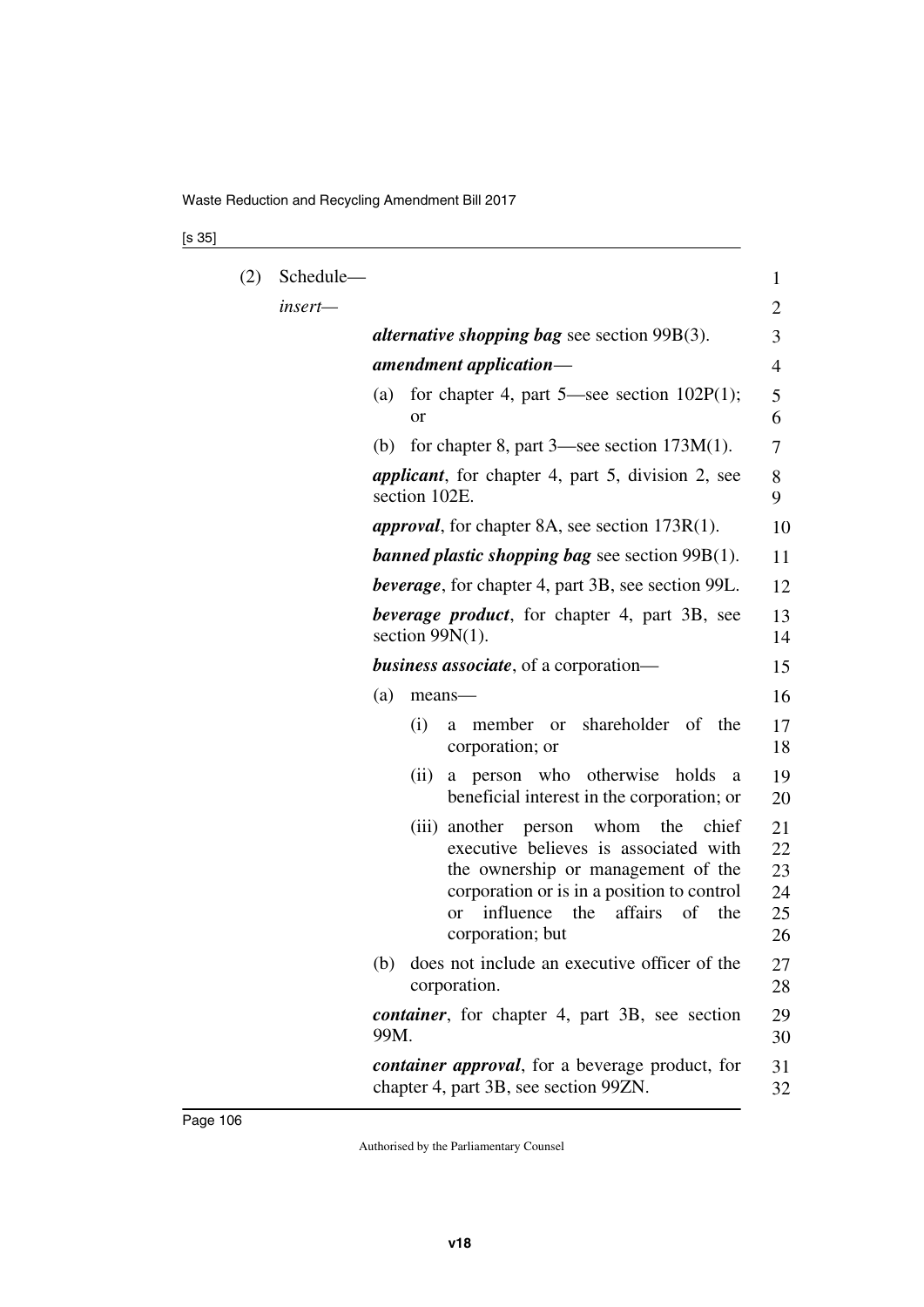(2) Schedule—

*insert*—

***alternative shopping bag*** see section 99B(3).

***amendment application***—

(a) for chapter 4, part 5—see section 102P(1); or

(b) for chapter 8, part 3—see section 173M(1).

***applicant***, for chapter 4, part 5, division 2, see section 102E.

***approval***, for chapter 8A, see section 173R(1).

***banned plastic shopping bag*** see section 99B(1).

***beverage***, for chapter 4, part 3B, see section 99L.

***beverage product***, for chapter 4, part 3B, see section 99N(1).

***business associate***, of a corporation—

(a) means—

 (i) a member or shareholder of the corporation; or

 (ii) a person who otherwise holds a beneficial interest in the corporation; or

 (iii) another person whom the chief executive believes is associated with the ownership or management of the corporation or is in a position to control or influence the affairs of the corporation; but

(b) does not include an executive officer of the corporation.

***container***, for chapter 4, part 3B, see section 99M.

***container approval***, for a beverage product, for chapter 4, part 3B, see section 99ZN.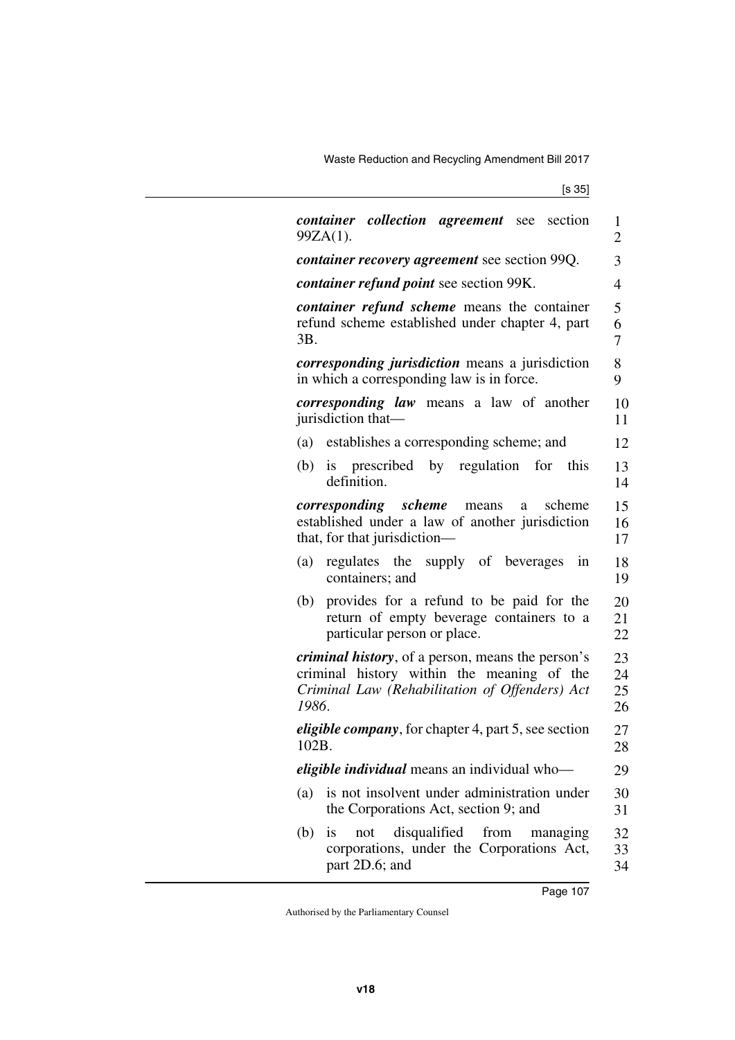***container collection agreement*** see section 99ZA(1).

***container recovery agreement*** see section 99Q.

***container refund point*** see section 99K.

***container refund scheme*** means the container refund scheme established under chapter 4, part 3B.

***corresponding jurisdiction*** means a jurisdiction in which a corresponding law is in force.

***corresponding law*** means a law of another jurisdiction that—

(a) establishes a corresponding scheme; and

(b) is prescribed by regulation for this definition.

***corresponding scheme*** means a scheme established under a law of another jurisdiction that, for that jurisdiction—

(a) regulates the supply of beverages in containers; and

(b) provides for a refund to be paid for the return of empty beverage containers to a particular person or place.

***criminal history***, of a person, means the person's criminal history within the meaning of the *Criminal Law (Rehabilitation of Offenders) Act 1986*.

***eligible company***, for chapter 4, part 5, see section 102B.

***eligible individual*** means an individual who—

(a) is not insolvent under administration under the Corporations Act, section 9; and

(b) is not disqualified from managing corporations, under the Corporations Act, part 2D.6; and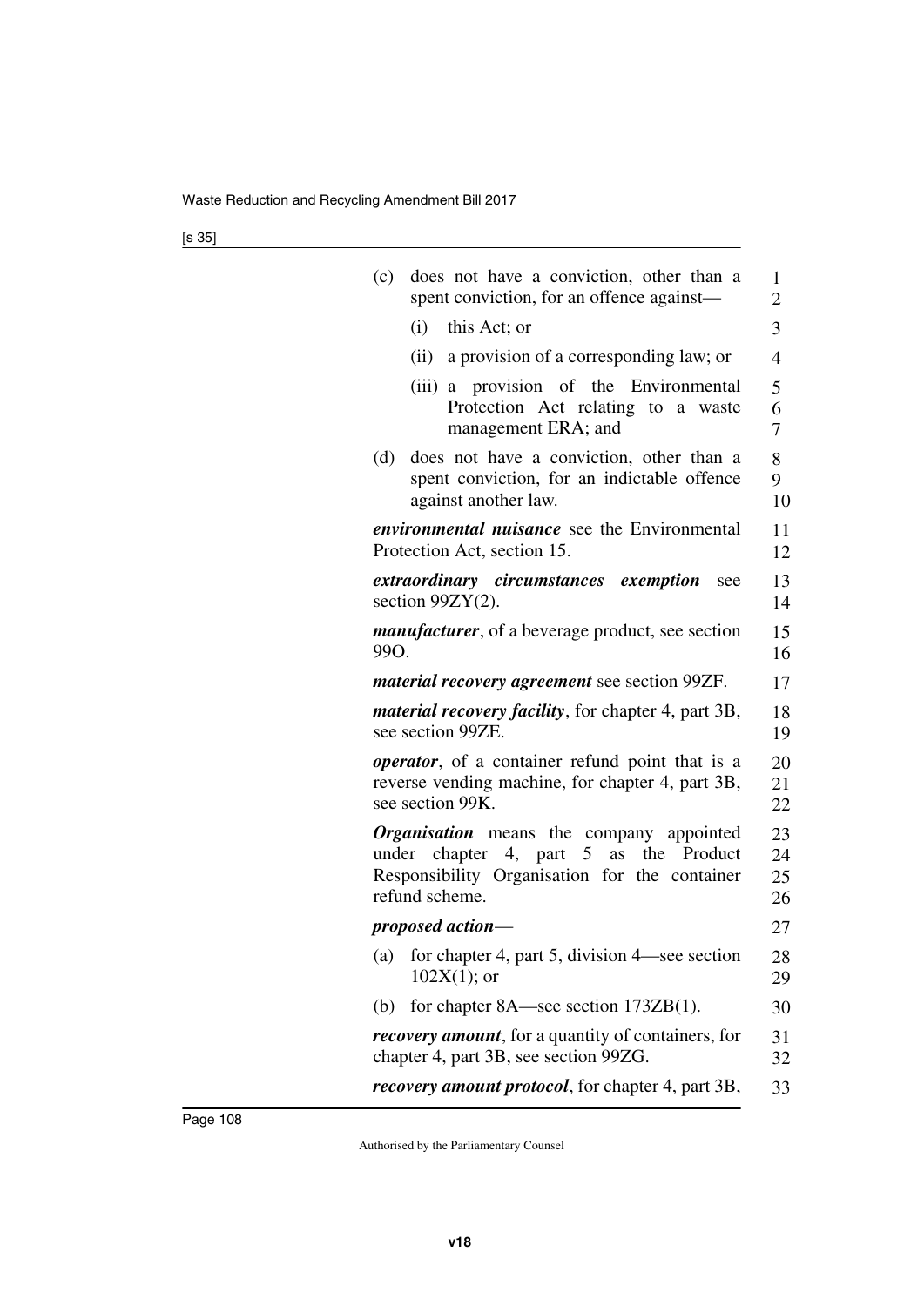(c) does not have a conviction, other than a spent conviction, for an offence against—

   (i) this Act; or

   (ii) a provision of a corresponding law; or

   (iii) a provision of the Environmental Protection Act relating to a waste management ERA; and

(d) does not have a conviction, other than a spent conviction, for an indictable offence against another law.

***environmental nuisance*** see the Environmental Protection Act, section 15.

***extraordinary circumstances exemption*** see section 99ZY(2).

***manufacturer***, of a beverage product, see section 99O.

***material recovery agreement*** see section 99ZF.

***material recovery facility***, for chapter 4, part 3B, see section 99ZE.

***operator***, of a container refund point that is a reverse vending machine, for chapter 4, part 3B, see section 99K.

***Organisation*** means the company appointed under chapter 4, part 5 as the Product Responsibility Organisation for the container refund scheme.

***proposed action***—

(a) for chapter 4, part 5, division 4—see section 102X(1); or

(b) for chapter 8A—see section 173ZB(1).

***recovery amount***, for a quantity of containers, for chapter 4, part 3B, see section 99ZG.

***recovery amount protocol***, for chapter 4, part 3B,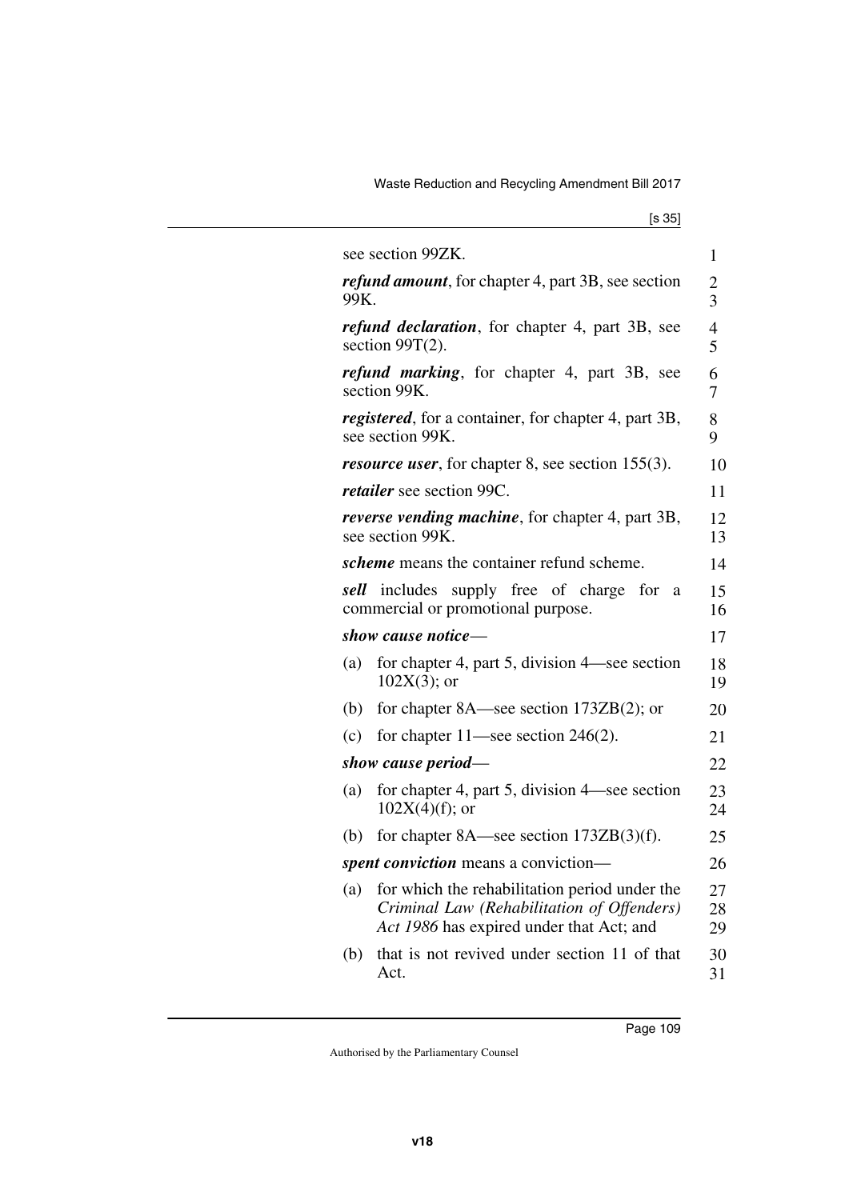see section 99ZK.

***refund amount***, for chapter 4, part 3B, see section 99K.

***refund declaration***, for chapter 4, part 3B, see section 99T(2).

***refund marking***, for chapter 4, part 3B, see section 99K.

***registered***, for a container, for chapter 4, part 3B, see section 99K.

***resource user***, for chapter 8, see section 155(3).

***retailer*** see section 99C.

***reverse vending machine***, for chapter 4, part 3B, see section 99K.

***scheme*** means the container refund scheme.

***sell*** includes supply free of charge for a commercial or promotional purpose.

***show cause notice***—

(a) for chapter 4, part 5, division 4—see section 102X(3); or

(b) for chapter 8A—see section 173ZB(2); or

(c) for chapter 11—see section 246(2).

***show cause period***—

(a) for chapter 4, part 5, division 4—see section 102X(4)(f); or

(b) for chapter 8A—see section 173ZB(3)(f).

***spent conviction*** means a conviction—

(a) for which the rehabilitation period under the *Criminal Law (Rehabilitation of Offenders) Act 1986* has expired under that Act; and

(b) that is not revived under section 11 of that Act.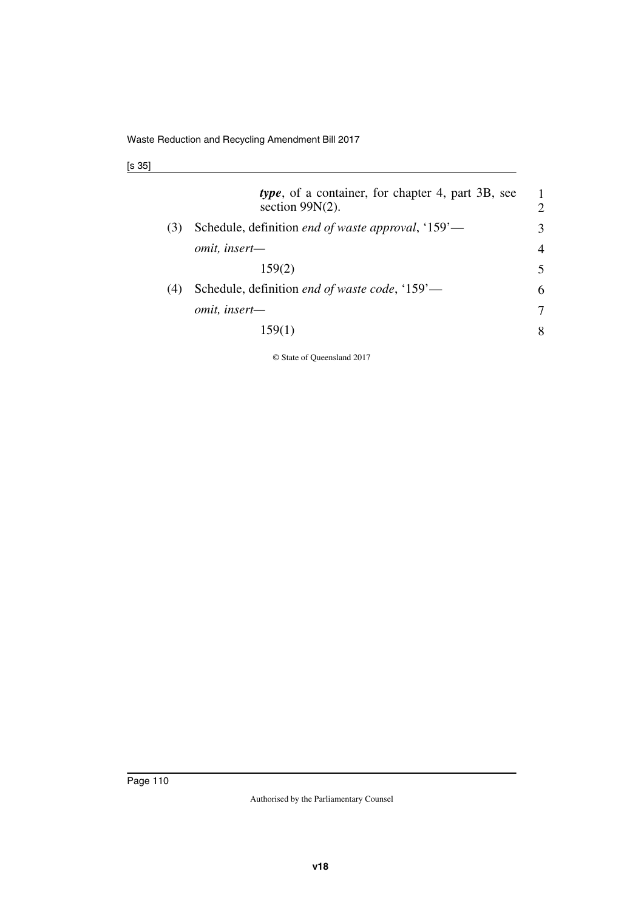***type***, of a container, for chapter 4, part 3B, see section 99N(2).

(3) Schedule, definition *end of waste approval*, '159'—

*omit, insert—*

159(2)

(4) Schedule, definition *end of waste code*, '159'—

*omit, insert—*

159(1)

© State of Queensland 2017